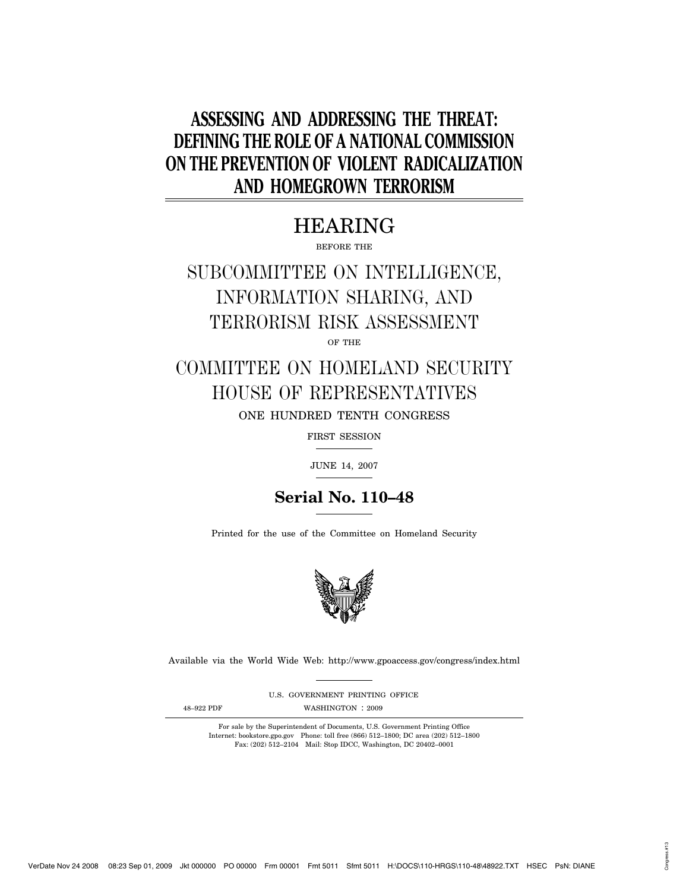# ASSESSING AND ADDRESSING THE THREAT: DEFINING THE ROLE OF A NATIONAL COMMISSION ON THE PREVENTION OF VIOLENT RADICALIZATION AND HOMEGROWN TERRORISM

## HEARING

BEFORE THE

## SUBCOMMITTEE ON INTELLIGENCE, INFORMATION SHARING, AND TERRORISM RISK ASSESSMENT

OF THE

## COMMITTEE ON HOMELAND SECURITY HOUSE OF REPRESENTATIVES

ONE HUNDRED TENTH CONGRESS

FIRST SESSION

JUNE 14, 2007

**Serial No. 110–48**

Printed for the use of the Committee on Homeland Security

Available via the World Wide Web: http://www.gpoaccess.gov/congress/index.html

U.S. GOVERNMENT PRINTING OFFICE

48–922 PDF WASHINGTON : 2009

For sale by the Superintendent of Documents, U.S. Government Printing Office
Internet: bookstore.gpo.gov Phone: toll free (866) 512–1800; DC area (202) 512–1800
Fax: (202) 512–2104 Mail: Stop IDCC, Washington, DC 20402–0001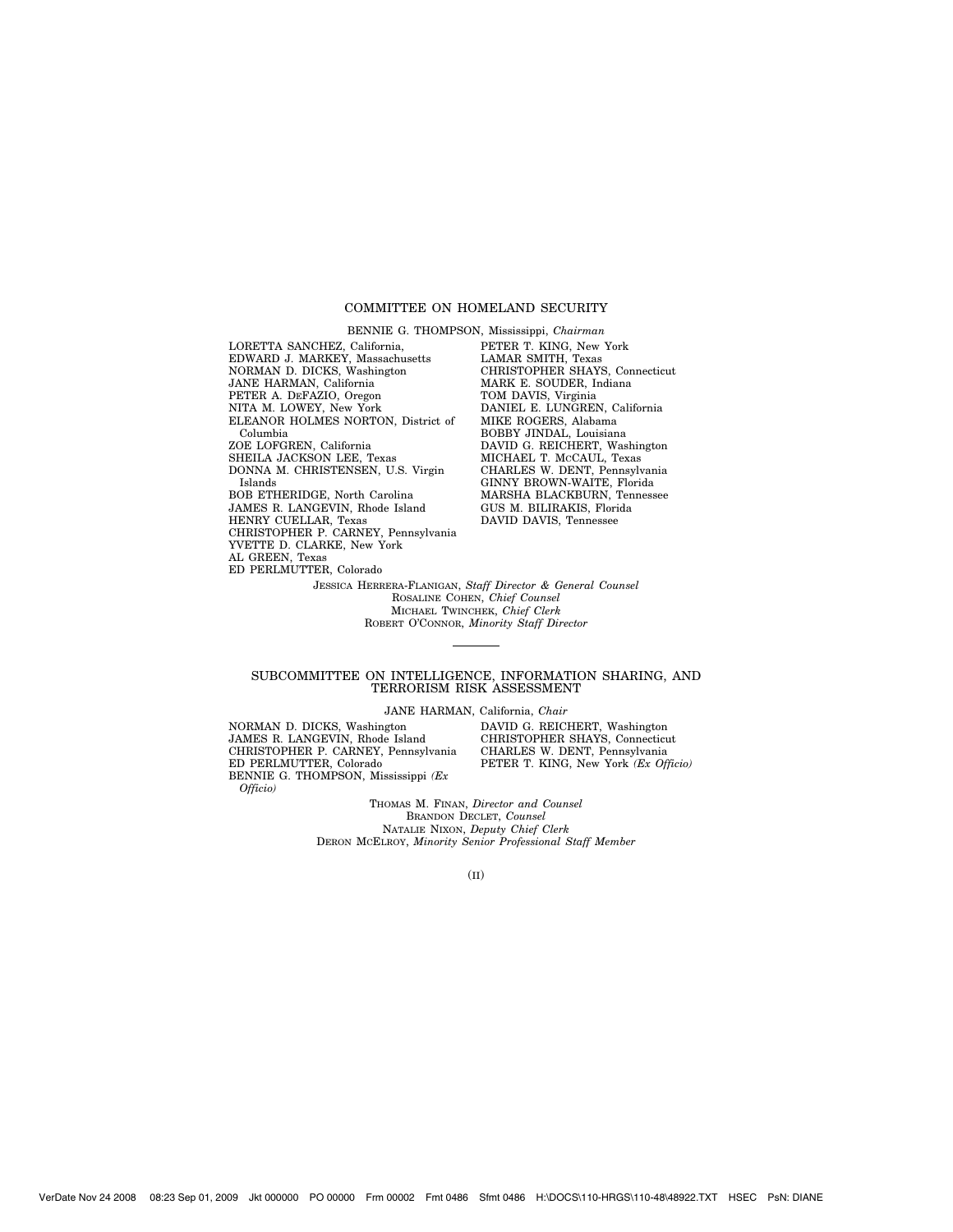## COMMITTEE ON HOMELAND SECURITY

BENNIE G. THOMPSON, Mississippi, *Chairman*

LORETTA SANCHEZ, California,
EDWARD J. MARKEY, Massachusetts
NORMAN D. DICKS, Washington
JANE HARMAN, California
PETER A. DEFAZIO, Oregon
NITA M. LOWEY, New York
ELEANOR HOLMES NORTON, District of Columbia
ZOE LOFGREN, California
SHEILA JACKSON LEE, Texas
DONNA M. CHRISTENSEN, U.S. Virgin Islands
BOB ETHERIDGE, North Carolina
JAMES R. LANGEVIN, Rhode Island
HENRY CUELLAR, Texas
CHRISTOPHER P. CARNEY, Pennsylvania
YVETTE D. CLARKE, New York
AL GREEN, Texas
ED PERLMUTTER, Colorado

PETER T. KING, New York
LAMAR SMITH, Texas
CHRISTOPHER SHAYS, Connecticut
MARK E. SOUDER, Indiana
TOM DAVIS, Virginia
DANIEL E. LUNGREN, California
MIKE ROGERS, Alabama
BOBBY JINDAL, Louisiana
DAVID G. REICHERT, Washington
MICHAEL T. MCCAUL, Texas
CHARLES W. DENT, Pennsylvania
GINNY BROWN-WAITE, Florida
MARSHA BLACKBURN, Tennessee
GUS M. BILIRAKIS, Florida
DAVID DAVIS, Tennessee

JESSICA HERRERA-FLANIGAN, *Staff Director & General Counsel*
ROSALINE COHEN, *Chief Counsel*
MICHAEL TWINCHEK, *Chief Clerk*
ROBERT O'CONNOR, *Minority Staff Director*

---

## SUBCOMMITTEE ON INTELLIGENCE, INFORMATION SHARING, AND TERRORISM RISK ASSESSMENT

JANE HARMAN, California, *Chair*

NORMAN D. DICKS, Washington
JAMES R. LANGEVIN, Rhode Island
CHRISTOPHER P. CARNEY, Pennsylvania
ED PERLMUTTER, Colorado
BENNIE G. THOMPSON, Mississippi *(Ex Officio)*

DAVID G. REICHERT, Washington
CHRISTOPHER SHAYS, Connecticut
CHARLES W. DENT, Pennsylvania
PETER T. KING, New York *(Ex Officio)*

THOMAS M. FINAN, *Director and Counsel*
BRANDON DECLET, *Counsel*
NATALIE NIXON, *Deputy Chief Clerk*
DERON MCELROY, *Minority Senior Professional Staff Member*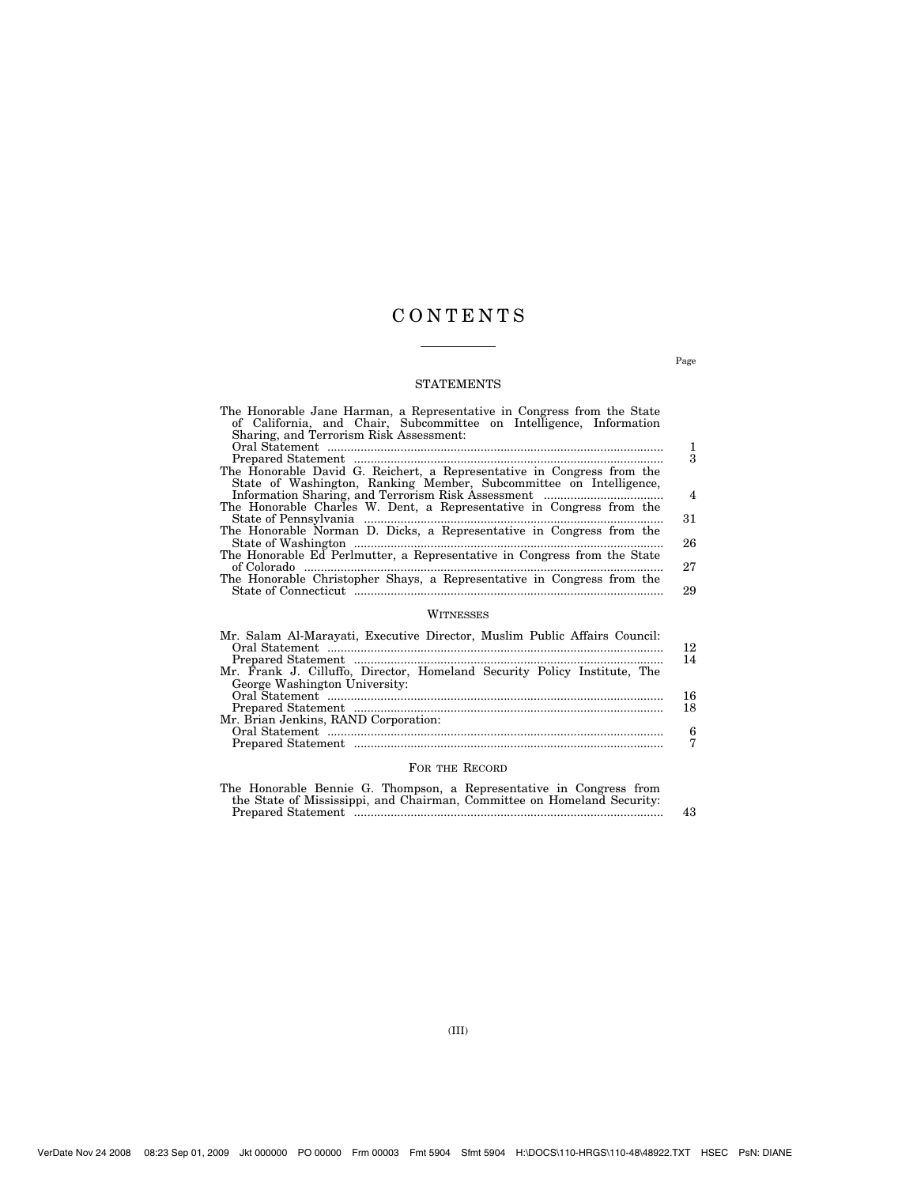# CONTENTS

Page

## STATEMENTS

| | Page |
|---|---|
| The Honorable Jane Harman, a Representative in Congress from the State of California, and Chair, Subcommittee on Intelligence, Information Sharing, and Terrorism Risk Assessment: | |
| Oral Statement | 1 |
| Prepared Statement | 3 |
| The Honorable David G. Reichert, a Representative in Congress from the State of Washington, Ranking Member, Subcommittee on Intelligence, Information Sharing, and Terrorism Risk Assessment | 4 |
| The Honorable Charles W. Dent, a Representative in Congress from the State of Pennsylvania | 31 |
| The Honorable Norman D. Dicks, a Representative in Congress from the State of Washington | 26 |
| The Honorable Ed Perlmutter, a Representative in Congress from the State of Colorado | 27 |
| The Honorable Christopher Shays, a Representative in Congress from the State of Connecticut | 29 |

## WITNESSES

| | Page |
|---|---|
| Mr. Salam Al-Marayati, Executive Director, Muslim Public Affairs Council: | |
| Oral Statement | 12 |
| Prepared Statement | 14 |
| Mr. Frank J. Cilluffo, Director, Homeland Security Policy Institute, The George Washington University: | |
| Oral Statement | 16 |
| Prepared Statement | 18 |
| Mr. Brian Jenkins, RAND Corporation: | |
| Oral Statement | 6 |
| Prepared Statement | 7 |

## FOR THE RECORD

| | Page |
|---|---|
| The Honorable Bennie G. Thompson, a Representative in Congress from the State of Mississippi, and Chairman, Committee on Homeland Security: | |
| Prepared Statement | 43 |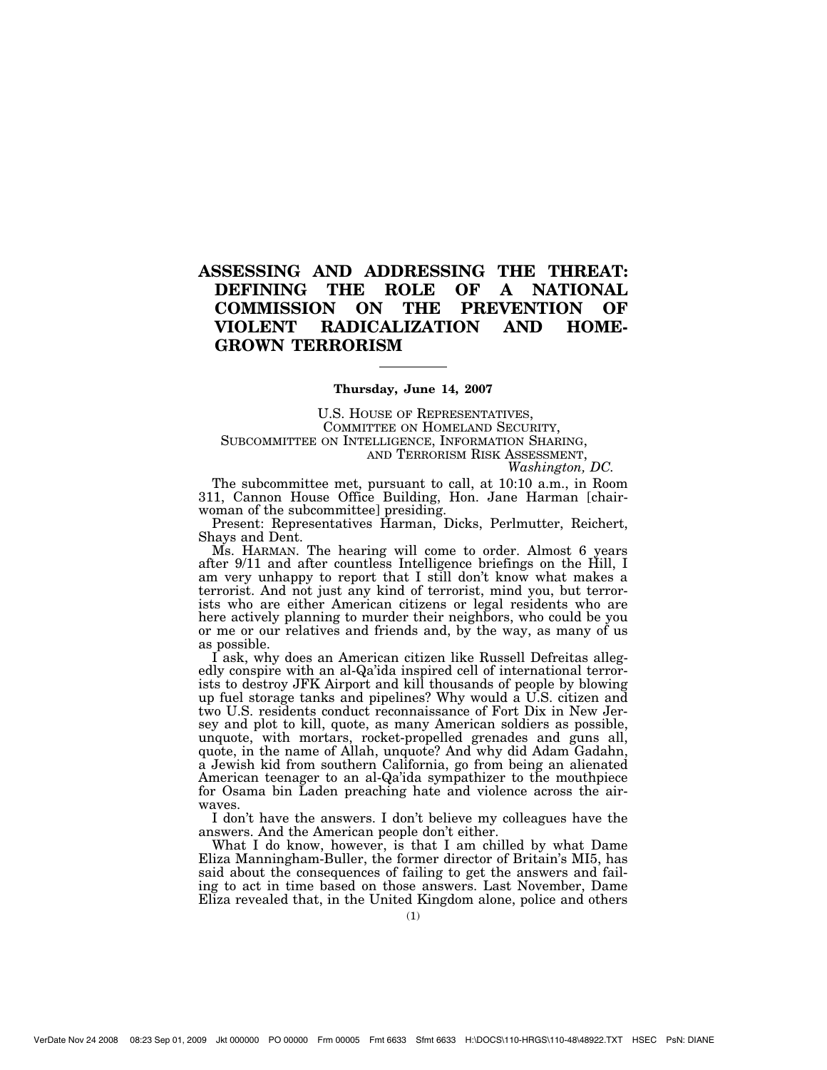# ASSESSING AND ADDRESSING THE THREAT: DEFINING THE ROLE OF A NATIONAL COMMISSION ON THE PREVENTION OF VIOLENT RADICALIZATION AND HOME-GROWN TERRORISM

---

**Thursday, June 14, 2007**

U.S. HOUSE OF REPRESENTATIVES,
COMMITTEE ON HOMELAND SECURITY,
SUBCOMMITTEE ON INTELLIGENCE, INFORMATION SHARING,
AND TERRORISM RISK ASSESSMENT,
*Washington, DC.*

The subcommittee met, pursuant to call, at 10:10 a.m., in Room 311, Cannon House Office Building, Hon. Jane Harman [chairwoman of the subcommittee] presiding.

Present: Representatives Harman, Dicks, Perlmutter, Reichert, Shays and Dent.

Ms. HARMAN. The hearing will come to order. Almost 6 years after 9/11 and after countless Intelligence briefings on the Hill, I am very unhappy to report that I still don't know what makes a terrorist. And not just any kind of terrorist, mind you, but terrorists who are either American citizens or legal residents who are here actively planning to murder their neighbors, who could be you or me or our relatives and friends and, by the way, as many of us as possible.

I ask, why does an American citizen like Russell Defreitas allegedly conspire with an al-Qa'ida inspired cell of international terrorists to destroy JFK Airport and kill thousands of people by blowing up fuel storage tanks and pipelines? Why would a U.S. citizen and two U.S. residents conduct reconnaissance of Fort Dix in New Jersey and plot to kill, quote, as many American soldiers as possible, unquote, with mortars, rocket-propelled grenades and guns all, quote, in the name of Allah, unquote? And why did Adam Gadahn, a Jewish kid from southern California, go from being an alienated American teenager to an al-Qa'ida sympathizer to the mouthpiece for Osama bin Laden preaching hate and violence across the airwaves.

I don't have the answers. I don't believe my colleagues have the answers. And the American people don't either.

What I do know, however, is that I am chilled by what Dame Eliza Manningham-Buller, the former director of Britain's MI5, has said about the consequences of failing to get the answers and failing to act in time based on those answers. Last November, Dame Eliza revealed that, in the United Kingdom alone, police and others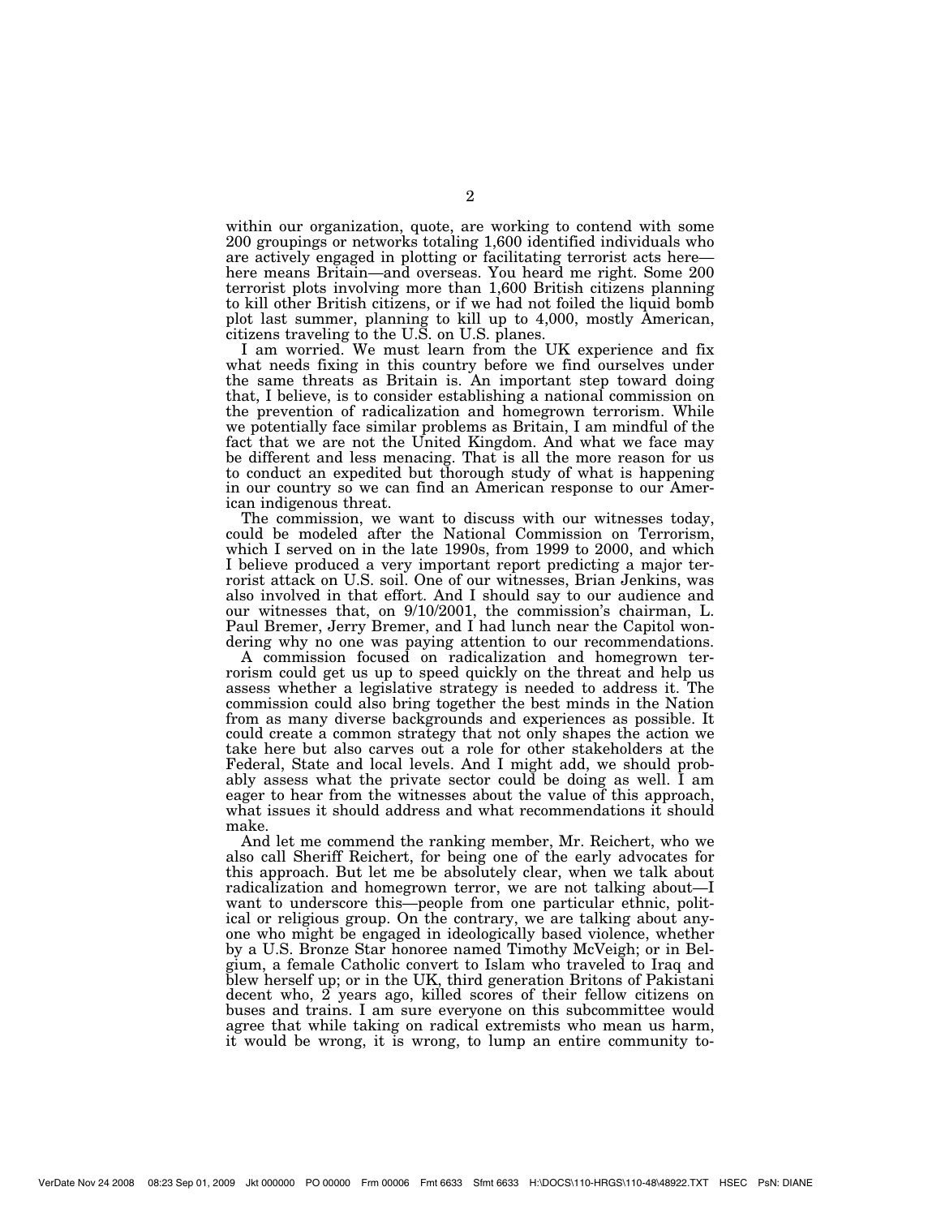within our organization, quote, are working to contend with some 200 groupings or networks totaling 1,600 identified individuals who are actively engaged in plotting or facilitating terrorist acts here—here means Britain—and overseas. You heard me right. Some 200 terrorist plots involving more than 1,600 British citizens planning to kill other British citizens, or if we had not foiled the liquid bomb plot last summer, planning to kill up to 4,000, mostly American, citizens traveling to the U.S. on U.S. planes.

I am worried. We must learn from the UK experience and fix what needs fixing in this country before we find ourselves under the same threats as Britain is. An important step toward doing that, I believe, is to consider establishing a national commission on the prevention of radicalization and homegrown terrorism. While we potentially face similar problems as Britain, I am mindful of the fact that we are not the United Kingdom. And what we face may be different and less menacing. That is all the more reason for us to conduct an expedited but thorough study of what is happening in our country so we can find an American response to our American indigenous threat.

The commission, we want to discuss with our witnesses today, could be modeled after the National Commission on Terrorism, which I served on in the late 1990s, from 1999 to 2000, and which I believe produced a very important report predicting a major terrorist attack on U.S. soil. One of our witnesses, Brian Jenkins, was also involved in that effort. And I should say to our audience and our witnesses that, on 9/10/2001, the commission's chairman, L. Paul Bremer, Jerry Bremer, and I had lunch near the Capitol wondering why no one was paying attention to our recommendations.

A commission focused on radicalization and homegrown terrorism could get us up to speed quickly on the threat and help us assess whether a legislative strategy is needed to address it. The commission could also bring together the best minds in the Nation from as many diverse backgrounds and experiences as possible. It could create a common strategy that not only shapes the action we take here but also carves out a role for other stakeholders at the Federal, State and local levels. And I might add, we should probably assess what the private sector could be doing as well. I am eager to hear from the witnesses about the value of this approach, what issues it should address and what recommendations it should make.

And let me commend the ranking member, Mr. Reichert, who we also call Sheriff Reichert, for being one of the early advocates for this approach. But let me be absolutely clear, when we talk about radicalization and homegrown terror, we are not talking about—I want to underscore this—people from one particular ethnic, political or religious group. On the contrary, we are talking about anyone who might be engaged in ideologically based violence, whether by a U.S. Bronze Star honoree named Timothy McVeigh; or in Belgium, a female Catholic convert to Islam who traveled to Iraq and blew herself up; or in the UK, third generation Britons of Pakistani decent who, 2 years ago, killed scores of their fellow citizens on buses and trains. I am sure everyone on this subcommittee would agree that while taking on radical extremists who mean us harm, it would be wrong, it is wrong, to lump an entire community to-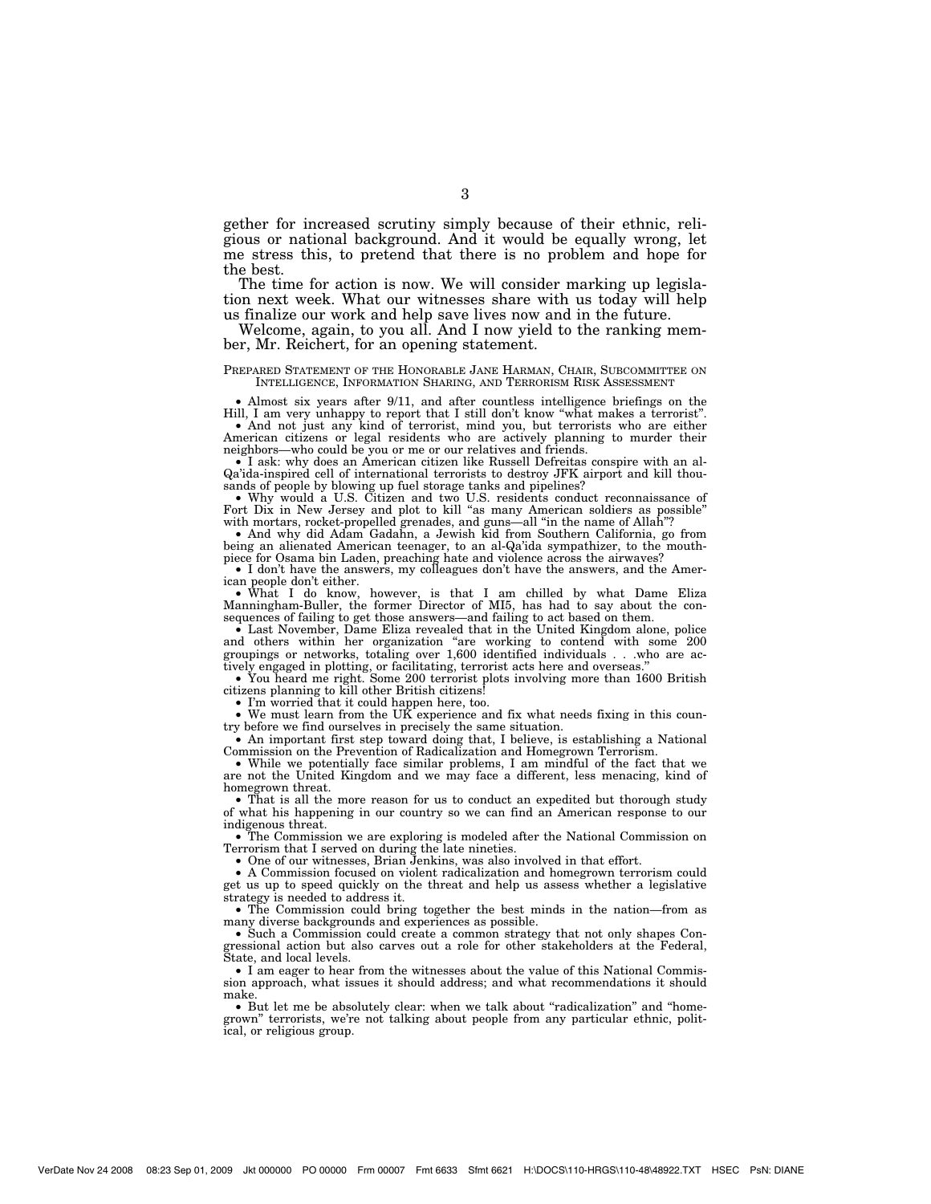gether for increased scrutiny simply because of their ethnic, religious or national background. And it would be equally wrong, let me stress this, to pretend that there is no problem and hope for the best.

The time for action is now. We will consider marking up legislation next week. What our witnesses share with us today will help us finalize our work and help save lives now and in the future.

Welcome, again, to you all. And I now yield to the ranking member, Mr. Reichert, for an opening statement.

PREPARED STATEMENT OF THE HONORABLE JANE HARMAN, CHAIR, SUBCOMMITTEE ON INTELLIGENCE, INFORMATION SHARING, AND TERRORISM RISK ASSESSMENT

- Almost six years after 9/11, and after countless intelligence briefings on the Hill, I am very unhappy to report that I still don't know "what makes a terrorist".
- And not just any kind of terrorist, mind you, but terrorists who are either American citizens or legal residents who are actively planning to murder their neighbors—who could be you or me or our relatives and friends.
- I ask: why does an American citizen like Russell Defreitas conspire with an al-Qa'ida-inspired cell of international terrorists to destroy JFK airport and kill thousands of people by blowing up fuel storage tanks and pipelines?
- Why would a U.S. Citizen and two U.S. residents conduct reconnaissance of Fort Dix in New Jersey and plot to kill "as many American soldiers as possible" with mortars, rocket-propelled grenades, and guns—all "in the name of Allah"?
- And why did Adam Gadahn, a Jewish kid from Southern California, go from being an alienated American teenager, to an al-Qa'ida sympathizer, to the mouthpiece for Osama bin Laden, preaching hate and violence across the airwaves?
- I don't have the answers, my colleagues don't have the answers, and the American people don't either.
- What I do know, however, is that I am chilled by what Dame Eliza Manningham-Buller, the former Director of MI5, has had to say about the consequences of failing to get those answers—and failing to act based on them.
- Last November, Dame Eliza revealed that in the United Kingdom alone, police and others within her organization "are working to contend with some 200 groupings or networks, totaling over 1,600 identified individuals . . .who are actively engaged in plotting, or facilitating, terrorist acts here and overseas."
- You heard me right. Some 200 terrorist plots involving more than 1600 British citizens planning to kill other British citizens!
- I'm worried that it could happen here, too.
- We must learn from the UK experience and fix what needs fixing in this country before we find ourselves in precisely the same situation.
- An important first step toward doing that, I believe, is establishing a National Commission on the Prevention of Radicalization and Homegrown Terrorism.
- While we potentially face similar problems, I am mindful of the fact that we are not the United Kingdom and we may face a different, less menacing, kind of homegrown threat.
- That is all the more reason for us to conduct an expedited but thorough study of what his happening in our country so we can find an American response to our indigenous threat.
- The Commission we are exploring is modeled after the National Commission on Terrorism that I served on during the late nineties.
- One of our witnesses, Brian Jenkins, was also involved in that effort.
- A Commission focused on violent radicalization and homegrown terrorism could get us up to speed quickly on the threat and help us assess whether a legislative strategy is needed to address it.
- The Commission could bring together the best minds in the nation—from as many diverse backgrounds and experiences as possible.
- Such a Commission could create a common strategy that not only shapes Congressional action but also carves out a role for other stakeholders at the Federal, State, and local levels.
- I am eager to hear from the witnesses about the value of this National Commission approach, what issues it should address; and what recommendations it should make.
- But let me be absolutely clear: when we talk about "radicalization" and "homegrown" terrorists, we're not talking about people from any particular ethnic, political, or religious group.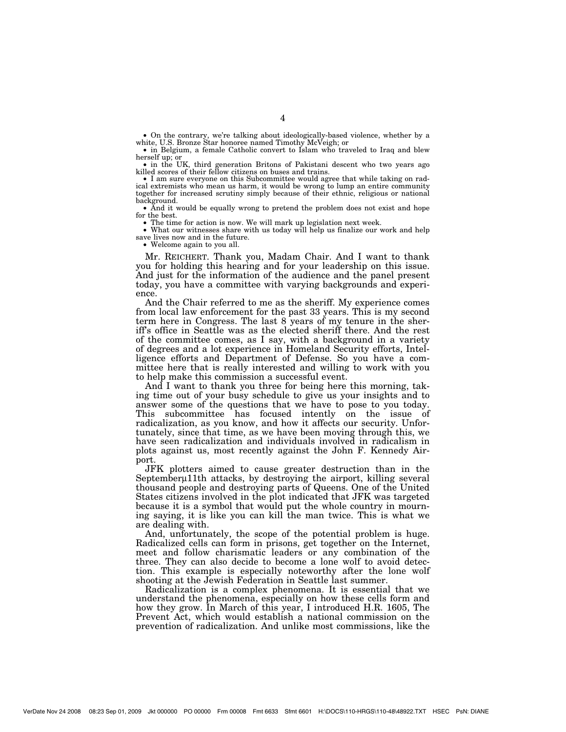- On the contrary, we're talking about ideologically-based violence, whether by a white, U.S. Bronze Star honoree named Timothy McVeigh; or
- in Belgium, a female Catholic convert to Islam who traveled to Iraq and blew herself up; or
- in the UK, third generation Britons of Pakistani descent who two years ago killed scores of their fellow citizens on buses and trains.
- I am sure everyone on this Subcommittee would agree that while taking on radical extremists who mean us harm, it would be wrong to lump an entire community together for increased scrutiny simply because of their ethnic, religious or national background.
- And it would be equally wrong to pretend the problem does not exist and hope for the best.
- The time for action is now. We will mark up legislation next week.
- What our witnesses share with us today will help us finalize our work and help save lives now and in the future.
- Welcome again to you all.

Mr. REICHERT. Thank you, Madam Chair. And I want to thank you for holding this hearing and for your leadership on this issue. And just for the information of the audience and the panel present today, you have a committee with varying backgrounds and experience.

And the Chair referred to me as the sheriff. My experience comes from local law enforcement for the past 33 years. This is my second term here in Congress. The last 8 years of my tenure in the sheriff's office in Seattle was as the elected sheriff there. And the rest of the committee comes, as I say, with a background in a variety of degrees and a lot experience in Homeland Security efforts, Intelligence efforts and Department of Defense. So you have a committee here that is really interested and willing to work with you to help make this commission a successful event.

And I want to thank you three for being here this morning, taking time out of your busy schedule to give us your insights and to answer some of the questions that we have to pose to you today. This subcommittee has focused intently on the issue of radicalization, as you know, and how it affects our security. Unfortunately, since that time, as we have been moving through this, we have seen radicalization and individuals involved in radicalism in plots against us, most recently against the John F. Kennedy Airport.

JFK plotters aimed to cause greater destruction than in the Septemberμ11th attacks, by destroying the airport, killing several thousand people and destroying parts of Queens. One of the United States citizens involved in the plot indicated that JFK was targeted because it is a symbol that would put the whole country in mourning saying, it is like you can kill the man twice. This is what we are dealing with.

And, unfortunately, the scope of the potential problem is huge. Radicalized cells can form in prisons, get together on the Internet, meet and follow charismatic leaders or any combination of the three. They can also decide to become a lone wolf to avoid detection. This example is especially noteworthy after the lone wolf shooting at the Jewish Federation in Seattle last summer.

Radicalization is a complex phenomena. It is essential that we understand the phenomena, especially on how these cells form and how they grow. In March of this year, I introduced H.R. 1605, The Prevent Act, which would establish a national commission on the prevention of radicalization. And unlike most commissions, like the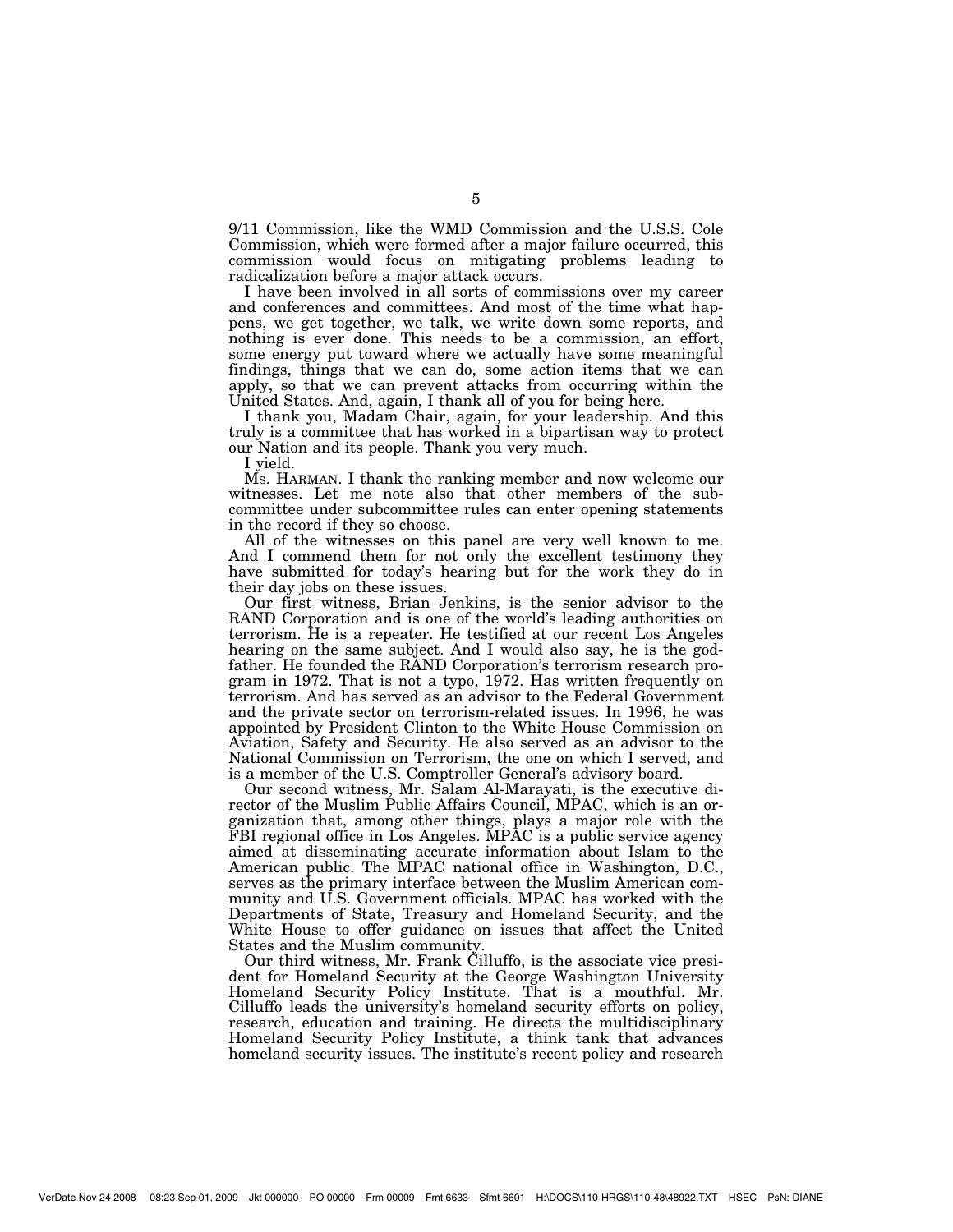9/11 Commission, like the WMD Commission and the U.S.S. Cole Commission, which were formed after a major failure occurred, this commission would focus on mitigating problems leading to radicalization before a major attack occurs.

I have been involved in all sorts of commissions over my career and conferences and committees. And most of the time what happens, we get together, we talk, we write down some reports, and nothing is ever done. This needs to be a commission, an effort, some energy put toward where we actually have some meaningful findings, things that we can do, some action items that we can apply, so that we can prevent attacks from occurring within the United States. And, again, I thank all of you for being here.

I thank you, Madam Chair, again, for your leadership. And this truly is a committee that has worked in a bipartisan way to protect our Nation and its people. Thank you very much.

I yield.

Ms. HARMAN. I thank the ranking member and now welcome our witnesses. Let me note also that other members of the subcommittee under subcommittee rules can enter opening statements in the record if they so choose.

All of the witnesses on this panel are very well known to me. And I commend them for not only the excellent testimony they have submitted for today's hearing but for the work they do in their day jobs on these issues.

Our first witness, Brian Jenkins, is the senior advisor to the RAND Corporation and is one of the world's leading authorities on terrorism. He is a repeater. He testified at our recent Los Angeles hearing on the same subject. And I would also say, he is the godfather. He founded the RAND Corporation's terrorism research program in 1972. That is not a typo, 1972. Has written frequently on terrorism. And has served as an advisor to the Federal Government and the private sector on terrorism-related issues. In 1996, he was appointed by President Clinton to the White House Commission on Aviation, Safety and Security. He also served as an advisor to the National Commission on Terrorism, the one on which I served, and is a member of the U.S. Comptroller General's advisory board.

Our second witness, Mr. Salam Al-Marayati, is the executive director of the Muslim Public Affairs Council, MPAC, which is an organization that, among other things, plays a major role with the FBI regional office in Los Angeles. MPAC is a public service agency aimed at disseminating accurate information about Islam to the American public. The MPAC national office in Washington, D.C., serves as the primary interface between the Muslim American community and U.S. Government officials. MPAC has worked with the Departments of State, Treasury and Homeland Security, and the White House to offer guidance on issues that affect the United States and the Muslim community.

Our third witness, Mr. Frank Cilluffo, is the associate vice president for Homeland Security at the George Washington University Homeland Security Policy Institute. That is a mouthful. Mr. Cilluffo leads the university's homeland security efforts on policy, research, education and training. He directs the multidisciplinary Homeland Security Policy Institute, a think tank that advances homeland security issues. The institute's recent policy and research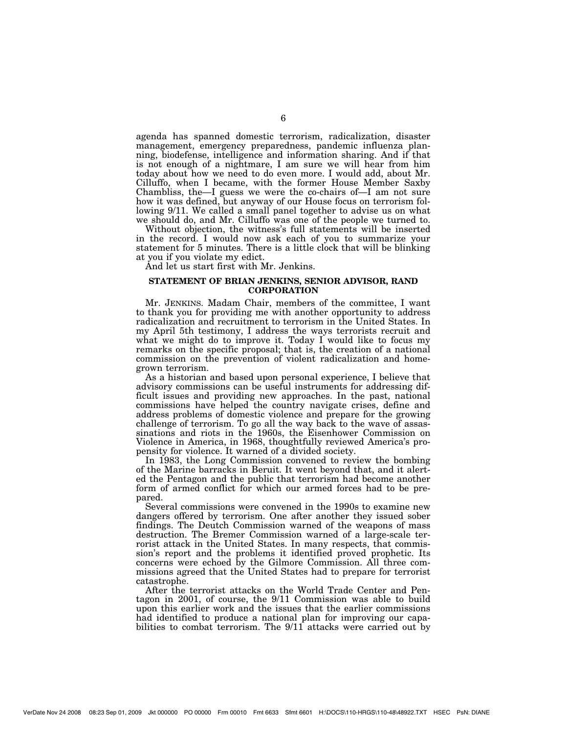agenda has spanned domestic terrorism, radicalization, disaster management, emergency preparedness, pandemic influenza planning, biodefense, intelligence and information sharing. And if that is not enough of a nightmare, I am sure we will hear from him today about how we need to do even more. I would add, about Mr. Cilluffo, when I became, with the former House Member Saxby Chambliss, the—I guess we were the co-chairs of—I am not sure how it was defined, but anyway of our House focus on terrorism following 9/11. We called a small panel together to advise us on what we should do, and Mr. Cilluffo was one of the people we turned to.

Without objection, the witness's full statements will be inserted in the record. I would now ask each of you to summarize your statement for 5 minutes. There is a little clock that will be blinking at you if you violate my edict.

And let us start first with Mr. Jenkins.

### STATEMENT OF BRIAN JENKINS, SENIOR ADVISOR, RAND CORPORATION

Mr. JENKINS. Madam Chair, members of the committee, I want to thank you for providing me with another opportunity to address radicalization and recruitment to terrorism in the United States. In my April 5th testimony, I address the ways terrorists recruit and what we might do to improve it. Today I would like to focus my remarks on the specific proposal; that is, the creation of a national commission on the prevention of violent radicalization and homegrown terrorism.

As a historian and based upon personal experience, I believe that advisory commissions can be useful instruments for addressing difficult issues and providing new approaches. In the past, national commissions have helped the country navigate crises, define and address problems of domestic violence and prepare for the growing challenge of terrorism. To go all the way back to the wave of assassinations and riots in the 1960s, the Eisenhower Commission on Violence in America, in 1968, thoughtfully reviewed America's propensity for violence. It warned of a divided society.

In 1983, the Long Commission convened to review the bombing of the Marine barracks in Beruit. It went beyond that, and it alerted the Pentagon and the public that terrorism had become another form of armed conflict for which our armed forces had to be prepared.

Several commissions were convened in the 1990s to examine new dangers offered by terrorism. One after another they issued sober findings. The Deutch Commission warned of the weapons of mass destruction. The Bremer Commission warned of a large-scale terrorist attack in the United States. In many respects, that commission's report and the problems it identified proved prophetic. Its concerns were echoed by the Gilmore Commission. All three commissions agreed that the United States had to prepare for terrorist catastrophe.

After the terrorist attacks on the World Trade Center and Pentagon in 2001, of course, the 9/11 Commission was able to build upon this earlier work and the issues that the earlier commissions had identified to produce a national plan for improving our capabilities to combat terrorism. The 9/11 attacks were carried out by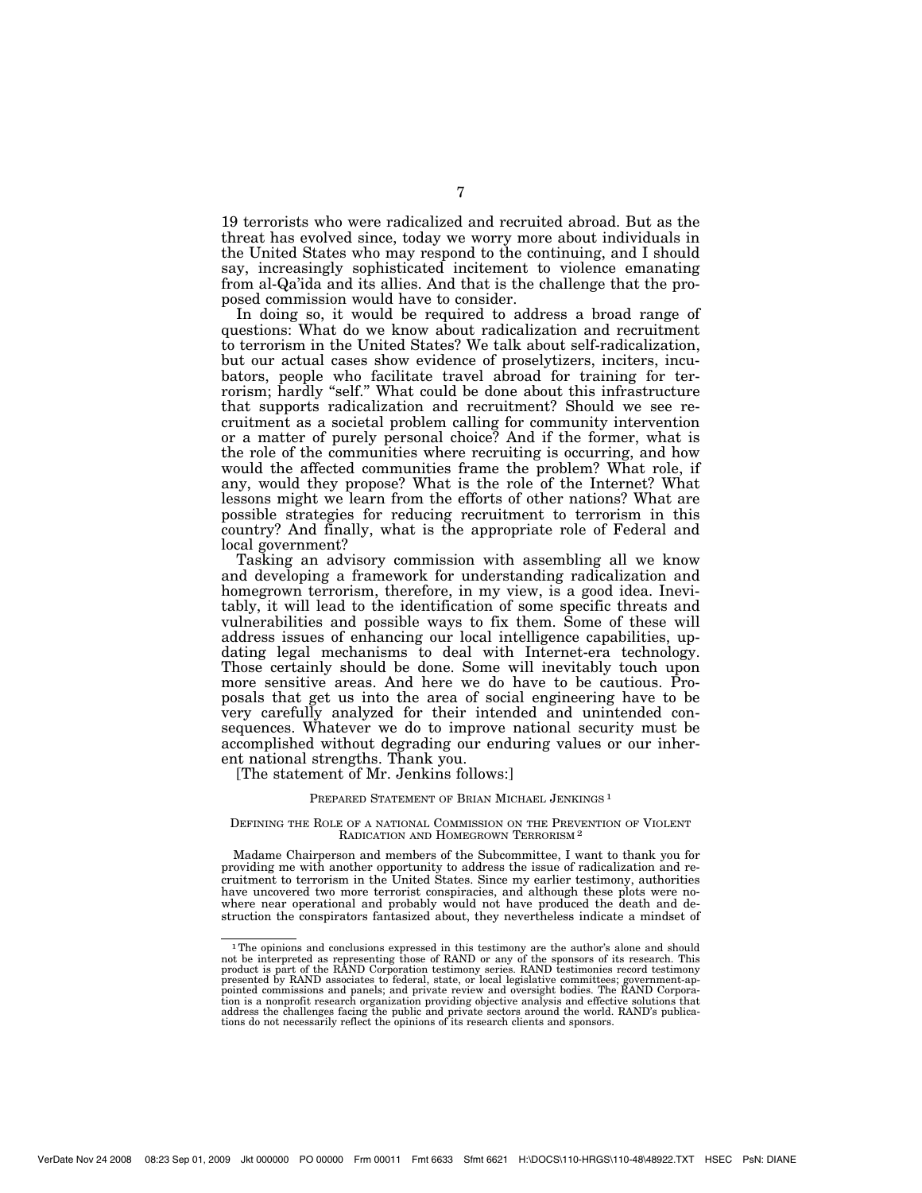19 terrorists who were radicalized and recruited abroad. But as the threat has evolved since, today we worry more about individuals in the United States who may respond to the continuing, and I should say, increasingly sophisticated incitement to violence emanating from al-Qa'ida and its allies. And that is the challenge that the proposed commission would have to consider.

In doing so, it would be required to address a broad range of questions: What do we know about radicalization and recruitment to terrorism in the United States? We talk about self-radicalization, but our actual cases show evidence of proselytizers, inciters, incubators, people who facilitate travel abroad for training for terrorism; hardly "self." What could be done about this infrastructure that supports radicalization and recruitment? Should we see recruitment as a societal problem calling for community intervention or a matter of purely personal choice? And if the former, what is the role of the communities where recruiting is occurring, and how would the affected communities frame the problem? What role, if any, would they propose? What is the role of the Internet? What lessons might we learn from the efforts of other nations? What are possible strategies for reducing recruitment to terrorism in this country? And finally, what is the appropriate role of Federal and local government?

Tasking an advisory commission with assembling all we know and developing a framework for understanding radicalization and homegrown terrorism, therefore, in my view, is a good idea. Inevitably, it will lead to the identification of some specific threats and vulnerabilities and possible ways to fix them. Some of these will address issues of enhancing our local intelligence capabilities, updating legal mechanisms to deal with Internet-era technology. Those certainly should be done. Some will inevitably touch upon more sensitive areas. And here we do have to be cautious. Proposals that get us into the area of social engineering have to be very carefully analyzed for their intended and unintended consequences. Whatever we do to improve national security must be accomplished without degrading our enduring values or our inherent national strengths. Thank you.

[The statement of Mr. Jenkins follows:]

PREPARED STATEMENT OF BRIAN MICHAEL JENKINGS [1]

DEFINING THE ROLE OF A NATIONAL COMMISSION ON THE PREVENTION OF VIOLENT RADICATION AND HOMEGROWN TERRORISM [2]

Madame Chairperson and members of the Subcommittee, I want to thank you for providing me with another opportunity to address the issue of radicalization and recruitment to terrorism in the United States. Since my earlier testimony, authorities have uncovered two more terrorist conspiracies, and although these plots were nowhere near operational and probably would not have produced the death and destruction the conspirators fantasized about, they nevertheless indicate a mindset of

---

[1] The opinions and conclusions expressed in this testimony are the author's alone and should not be interpreted as representing those of RAND or any of the sponsors of its research. This product is part of the RAND Corporation testimony series. RAND testimonies record testimony presented by RAND associates to federal, state, or local legislative committees; government-appointed commissions and panels; and private review and oversight bodies. The RAND Corporation is a nonprofit research organization providing objective analysis and effective solutions that address the challenges facing the public and private sectors around the world. RAND's publications do not necessarily reflect the opinions of its research clients and sponsors.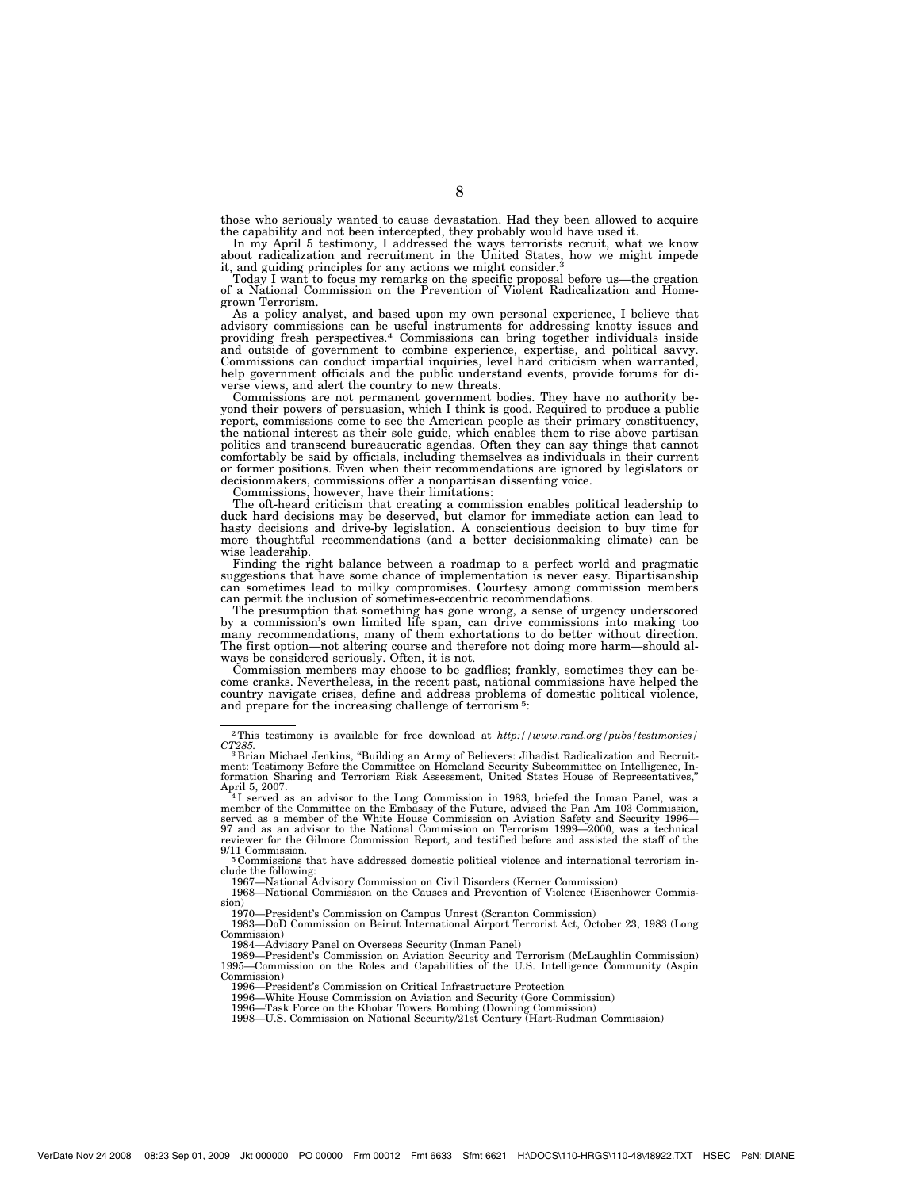those who seriously wanted to cause devastation. Had they been allowed to acquire the capability and not been intercepted, they probably would have used it.

In my April 5 testimony, I addressed the ways terrorists recruit, what we know about radicalization and recruitment in the United States, how we might impede it, and guiding principles for any actions we might consider.[3]

Today I want to focus my remarks on the specific proposal before us—the creation of a National Commission on the Prevention of Violent Radicalization and Homegrown Terrorism.

As a policy analyst, and based upon my own personal experience, I believe that advisory commissions can be useful instruments for addressing knotty issues and providing fresh perspectives.[4] Commissions can bring together individuals inside and outside of government to combine experience, expertise, and political savvy. Commissions can conduct impartial inquiries, level hard criticism when warranted, help government officials and the public understand events, provide forums for diverse views, and alert the country to new threats.

Commissions are not permanent government bodies. They have no authority beyond their powers of persuasion, which I think is good. Required to produce a public report, commissions come to see the American people as their primary constituency, the national interest as their sole guide, which enables them to rise above partisan politics and transcend bureaucratic agendas. Often they can say things that cannot comfortably be said by officials, including themselves as individuals in their current or former positions. Even when their recommendations are ignored by legislators or decisionmakers, commissions offer a nonpartisan dissenting voice.

Commissions, however, have their limitations:

The oft-heard criticism that creating a commission enables political leadership to duck hard decisions may be deserved, but clamor for immediate action can lead to hasty decisions and drive-by legislation. A conscientious decision to buy time for more thoughtful recommendations (and a better decisionmaking climate) can be wise leadership.

Finding the right balance between a roadmap to a perfect world and pragmatic suggestions that have some chance of implementation is never easy. Bipartisanship can sometimes lead to milky compromises. Courtesy among commission members can permit the inclusion of sometimes-eccentric recommendations.

The presumption that something has gone wrong, a sense of urgency underscored by a commission's own limited life span, can drive commissions into making too many recommendations, many of them exhortations to do better without direction. The first option—not altering course and therefore not doing more harm—should always be considered seriously. Often, it is not.

Commission members may choose to be gadflies; frankly, sometimes they can become cranks. Nevertheless, in the recent past, national commissions have helped the country navigate crises, define and address problems of domestic political violence, and prepare for the increasing challenge of terrorism[5]:

---

[2] This testimony is available for free download at *http://www.rand.org/pubs/testimonies/CT285.*

[3] Brian Michael Jenkins, "Building an Army of Believers: Jihadist Radicalization and Recruitment: Testimony Before the Committee on Homeland Security Subcommittee on Intelligence, Information Sharing and Terrorism Risk Assessment, United States House of Representatives," April 5, 2007.

[4] I served as an advisor to the Long Commission in 1983, briefed the Inman Panel, was a member of the Committee on the Embassy of the Future, advised the Pan Am 103 Commission, served as a member of the White House Commission on Aviation Safety and Security 1996—97 and as an advisor to the National Commission on Terrorism 1999—2000, was a technical reviewer for the Gilmore Commission Report, and testified before and assisted the staff of the 9/11 Commission.

[5] Commissions that have addressed domestic political violence and international terrorism include the following:

1967—National Advisory Commission on Civil Disorders (Kerner Commission)

1968—National Commission on the Causes and Prevention of Violence (Eisenhower Commission)

1970—President's Commission on Campus Unrest (Scranton Commission)

1983—DoD Commission on Beirut International Airport Terrorist Act, October 23, 1983 (Long Commission)

1984—Advisory Panel on Overseas Security (Inman Panel)

1989—President's Commission on Aviation Security and Terrorism (McLaughlin Commission)

1995—Commission on the Roles and Capabilities of the U.S. Intelligence Community (Aspin Commission)

1996—President's Commission on Critical Infrastructure Protection

1996—White House Commission on Aviation and Security (Gore Commission)

1996—Task Force on the Khobar Towers Bombing (Downing Commission)

1998—U.S. Commission on National Security/21st Century (Hart-Rudman Commission)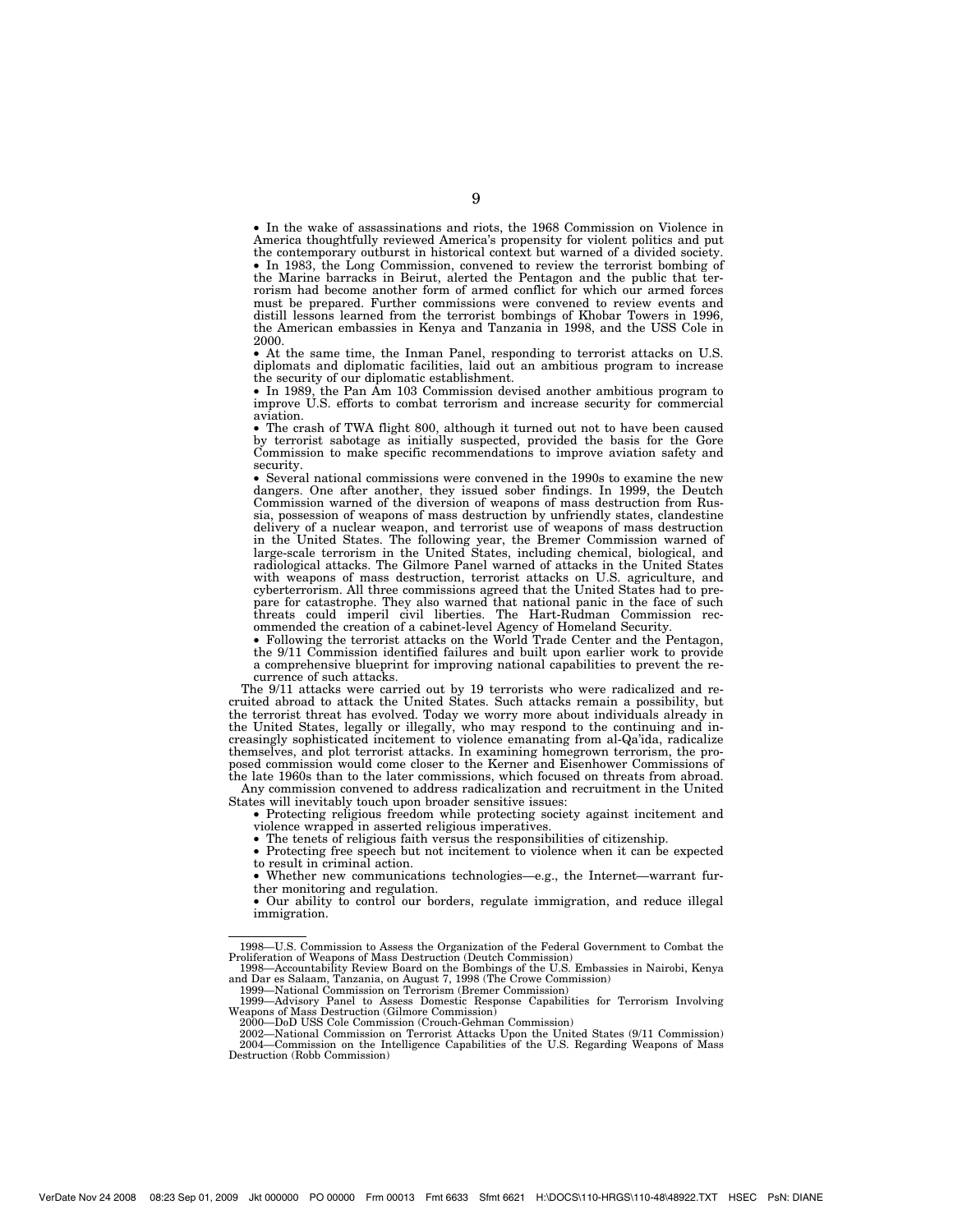- In the wake of assassinations and riots, the 1968 Commission on Violence in America thoughtfully reviewed America's propensity for violent politics and put the contemporary outburst in historical context but warned of a divided society.
- In 1983, the Long Commission, convened to review the terrorist bombing of the Marine barracks in Beirut, alerted the Pentagon and the public that terrorism had become another form of armed conflict for which our armed forces must be prepared. Further commissions were convened to review events and distill lessons learned from the terrorist bombings of Khobar Towers in 1996, the American embassies in Kenya and Tanzania in 1998, and the USS Cole in 2000.
- At the same time, the Inman Panel, responding to terrorist attacks on U.S. diplomats and diplomatic facilities, laid out an ambitious program to increase the security of our diplomatic establishment.
- In 1989, the Pan Am 103 Commission devised another ambitious program to improve U.S. efforts to combat terrorism and increase security for commercial aviation.
- The crash of TWA flight 800, although it turned out not to have been caused by terrorist sabotage as initially suspected, provided the basis for the Gore Commission to make specific recommendations to improve aviation safety and security.
- Several national commissions were convened in the 1990s to examine the new dangers. One after another, they issued sober findings. In 1999, the Deutch Commission warned of the diversion of weapons of mass destruction from Russia, possession of weapons of mass destruction by unfriendly states, clandestine delivery of a nuclear weapon, and terrorist use of weapons of mass destruction in the United States. The following year, the Bremer Commission warned of large-scale terrorism in the United States, including chemical, biological, and radiological attacks. The Gilmore Panel warned of attacks in the United States with weapons of mass destruction, terrorist attacks on U.S. agriculture, and cyberterrorism. All three commissions agreed that the United States had to prepare for catastrophe. They also warned that national panic in the face of such threats could imperil civil liberties. The Hart-Rudman Commission recommended the creation of a cabinet-level Agency of Homeland Security.
- Following the terrorist attacks on the World Trade Center and the Pentagon, the 9/11 Commission identified failures and built upon earlier work to provide a comprehensive blueprint for improving national capabilities to prevent the recurrence of such attacks.

The 9/11 attacks were carried out by 19 terrorists who were radicalized and recruited abroad to attack the United States. Such attacks remain a possibility, but the terrorist threat has evolved. Today we worry more about individuals already in the United States, legally or illegally, who may respond to the continuing and increasingly sophisticated incitement to violence emanating from al-Qa'ida, radicalize themselves, and plot terrorist attacks. In examining homegrown terrorism, the proposed commission would come closer to the Kerner and Eisenhower Commissions of the late 1960s than to the later commissions, which focused on threats from abroad.

Any commission convened to address radicalization and recruitment in the United States will inevitably touch upon broader sensitive issues:

- Protecting religious freedom while protecting society against incitement and violence wrapped in asserted religious imperatives.
- The tenets of religious faith versus the responsibilities of citizenship.
- Protecting free speech but not incitement to violence when it can be expected to result in criminal action.
- Whether new communications technologies—e.g., the Internet—warrant further monitoring and regulation.
- Our ability to control our borders, regulate immigration, and reduce illegal immigration.

---

1998—U.S. Commission to Assess the Organization of the Federal Government to Combat the Proliferation of Weapons of Mass Destruction (Deutch Commission)

1998—Accountability Review Board on the Bombings of the U.S. Embassies in Nairobi, Kenya and Dar es Salaam, Tanzania, on August 7, 1998 (The Crowe Commission)

1999—National Commission on Terrorism (Bremer Commission)

1999—Advisory Panel to Assess Domestic Response Capabilities for Terrorism Involving Weapons of Mass Destruction (Gilmore Commission)

2000—DoD USS Cole Commission (Crouch-Gehman Commission)

2002—National Commission on Terrorist Attacks Upon the United States (9/11 Commission)

2004—Commission on the Intelligence Capabilities of the U.S. Regarding Weapons of Mass Destruction (Robb Commission)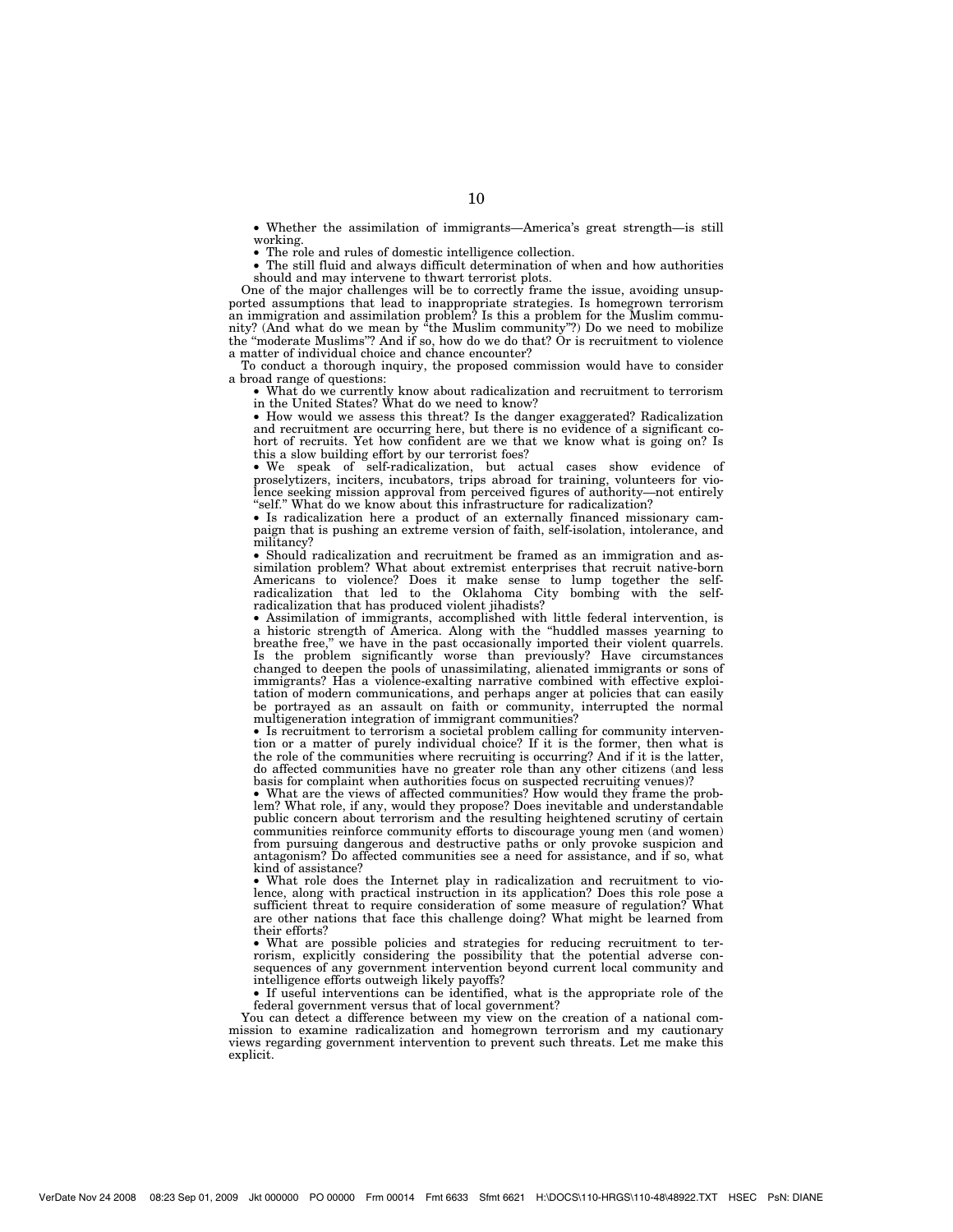- Whether the assimilation of immigrants—America's great strength—is still working.
- The role and rules of domestic intelligence collection.
- The still fluid and always difficult determination of when and how authorities should and may intervene to thwart terrorist plots.

One of the major challenges will be to correctly frame the issue, avoiding unsupported assumptions that lead to inappropriate strategies. Is homegrown terrorism an immigration and assimilation problem? Is this a problem for the Muslim community? (And what do we mean by "the Muslim community"?) Do we need to mobilize the "moderate Muslims"? And if so, how do we do that? Or is recruitment to violence a matter of individual choice and chance encounter?

To conduct a thorough inquiry, the proposed commission would have to consider a broad range of questions:

- What do we currently know about radicalization and recruitment to terrorism in the United States? What do we need to know?
- How would we assess this threat? Is the danger exaggerated? Radicalization and recruitment are occurring here, but there is no evidence of a significant cohort of recruits. Yet how confident are we that we know what is going on? Is this a slow building effort by our terrorist foes?
- We speak of self-radicalization, but actual cases show evidence of proselytizers, inciters, incubators, trips abroad for training, volunteers for violence seeking mission approval from perceived figures of authority—not entirely "self." What do we know about this infrastructure for radicalization?
- Is radicalization here a product of an externally financed missionary campaign that is pushing an extreme version of faith, self-isolation, intolerance, and militancy?
- Should radicalization and recruitment be framed as an immigration and assimilation problem? What about extremist enterprises that recruit native-born Americans to violence? Does it make sense to lump together the self-radicalization that led to the Oklahoma City bombing with the self-radicalization that has produced violent jihadists?
- Assimilation of immigrants, accomplished with little federal intervention, is a historic strength of America. Along with the "huddled masses yearning to breathe free," we have in the past occasionally imported their violent quarrels. Is the problem significantly worse than previously? Have circumstances changed to deepen the pools of unassimilating, alienated immigrants or sons of immigrants? Has a violence-exalting narrative combined with effective exploitation of modern communications, and perhaps anger at policies that can easily be portrayed as an assault on faith or community, interrupted the normal multigeneration integration of immigrant communities?
- Is recruitment to terrorism a societal problem calling for community intervention or a matter of purely individual choice? If it is the former, then what is the role of the communities where recruiting is occurring? And if it is the latter, do affected communities have no greater role than any other citizens (and less basis for complaint when authorities focus on suspected recruiting venues)?
- What are the views of affected communities? How would they frame the problem? What role, if any, would they propose? Does inevitable and understandable public concern about terrorism and the resulting heightened scrutiny of certain communities reinforce community efforts to discourage young men (and women) from pursuing dangerous and destructive paths or only provoke suspicion and antagonism? Do affected communities see a need for assistance, and if so, what kind of assistance?
- What role does the Internet play in radicalization and recruitment to violence, along with practical instruction in its application? Does this role pose a sufficient threat to require consideration of some measure of regulation? What are other nations that face this challenge doing? What might be learned from their efforts?
- What are possible policies and strategies for reducing recruitment to terrorism, explicitly considering the possibility that the potential adverse consequences of any government intervention beyond current local community and intelligence efforts outweigh likely payoffs?
- If useful interventions can be identified, what is the appropriate role of the federal government versus that of local government?

You can detect a difference between my view on the creation of a national commission to examine radicalization and homegrown terrorism and my cautionary views regarding government intervention to prevent such threats. Let me make this explicit.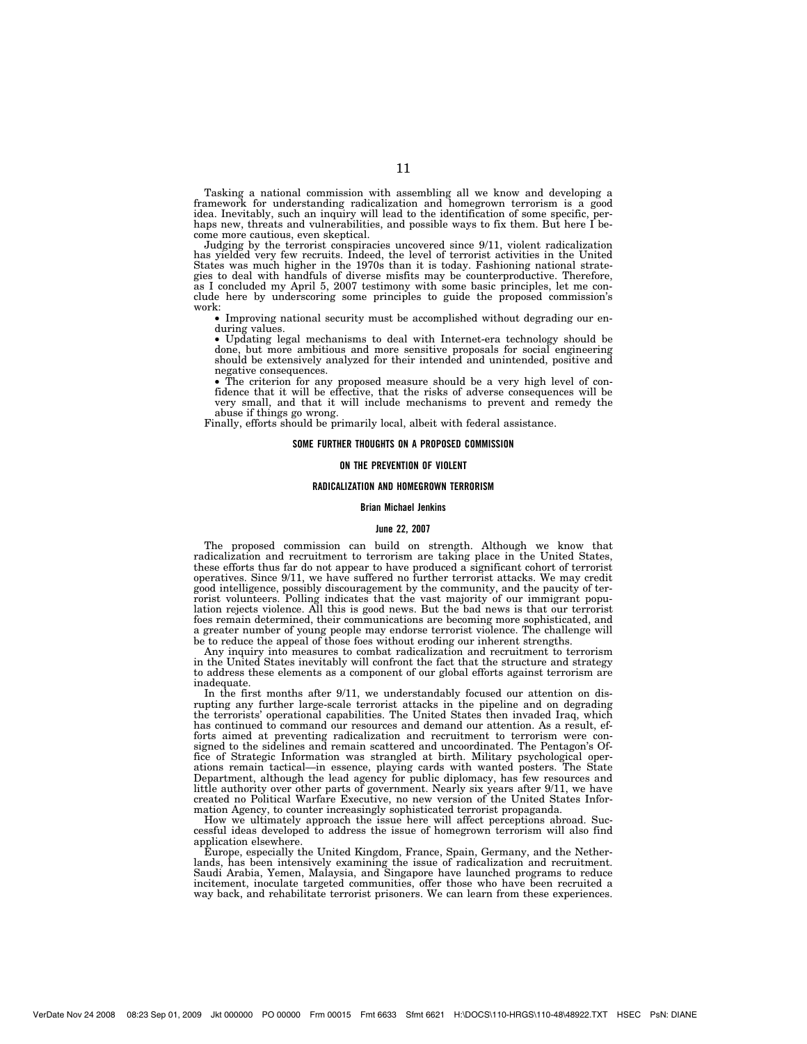Tasking a national commission with assembling all we know and developing a framework for understanding radicalization and homegrown terrorism is a good idea. Inevitably, such an inquiry will lead to the identification of some specific, perhaps new, threats and vulnerabilities, and possible ways to fix them. But here I become more cautious, even skeptical.

Judging by the terrorist conspiracies uncovered since 9/11, violent radicalization has yielded very few recruits. Indeed, the level of terrorist activities in the United States was much higher in the 1970s than it is today. Fashioning national strategies to deal with handfuls of diverse misfits may be counterproductive. Therefore, as I concluded my April 5, 2007 testimony with some basic principles, let me conclude here by underscoring some principles to guide the proposed commission's work:

- Improving national security must be accomplished without degrading our enduring values.
- Updating legal mechanisms to deal with Internet-era technology should be done, but more ambitious and more sensitive proposals for social engineering should be extensively analyzed for their intended and unintended, positive and negative consequences.
- The criterion for any proposed measure should be a very high level of confidence that it will be effective, that the risks of adverse consequences will be very small, and that it will include mechanisms to prevent and remedy the abuse if things go wrong.

Finally, efforts should be primarily local, albeit with federal assistance.

## SOME FURTHER THOUGHTS ON A PROPOSED COMMISSION ON THE PREVENTION OF VIOLENT RADICALIZATION AND HOMEGROWN TERRORISM

**Brian Michael Jenkins**

**June 22, 2007**

The proposed commission can build on strength. Although we know that radicalization and recruitment to terrorism are taking place in the United States, these efforts thus far do not appear to have produced a significant cohort of terrorist operatives. Since 9/11, we have suffered no further terrorist attacks. We may credit good intelligence, possibly discouragement by the community, and the paucity of terrorist volunteers. Polling indicates that the vast majority of our immigrant population rejects violence. All this is good news. But the bad news is that our terrorist foes remain determined, their communications are becoming more sophisticated, and a greater number of young people may endorse terrorist violence. The challenge will be to reduce the appeal of those foes without eroding our inherent strengths.

Any inquiry into measures to combat radicalization and recruitment to terrorism in the United States inevitably will confront the fact that the structure and strategy to address these elements as a component of our global efforts against terrorism are inadequate.

In the first months after 9/11, we understandably focused our attention on disrupting any further large-scale terrorist attacks in the pipeline and on degrading the terrorists' operational capabilities. The United States then invaded Iraq, which has continued to command our resources and demand our attention. As a result, efforts aimed at preventing radicalization and recruitment to terrorism were consigned to the sidelines and remain scattered and uncoordinated. The Pentagon's Office of Strategic Information was strangled at birth. Military psychological operations remain tactical—in essence, playing cards with wanted posters. The State Department, although the lead agency for public diplomacy, has few resources and little authority over other parts of government. Nearly six years after 9/11, we have created no Political Warfare Executive, no new version of the United States Information Agency, to counter increasingly sophisticated terrorist propaganda.

How we ultimately approach the issue here will affect perceptions abroad. Successful ideas developed to address the issue of homegrown terrorism will also find application elsewhere.

Europe, especially the United Kingdom, France, Spain, Germany, and the Netherlands, has been intensively examining the issue of radicalization and recruitment. Saudi Arabia, Yemen, Malaysia, and Singapore have launched programs to reduce incitement, inoculate targeted communities, offer those who have been recruited a way back, and rehabilitate terrorist prisoners. We can learn from these experiences.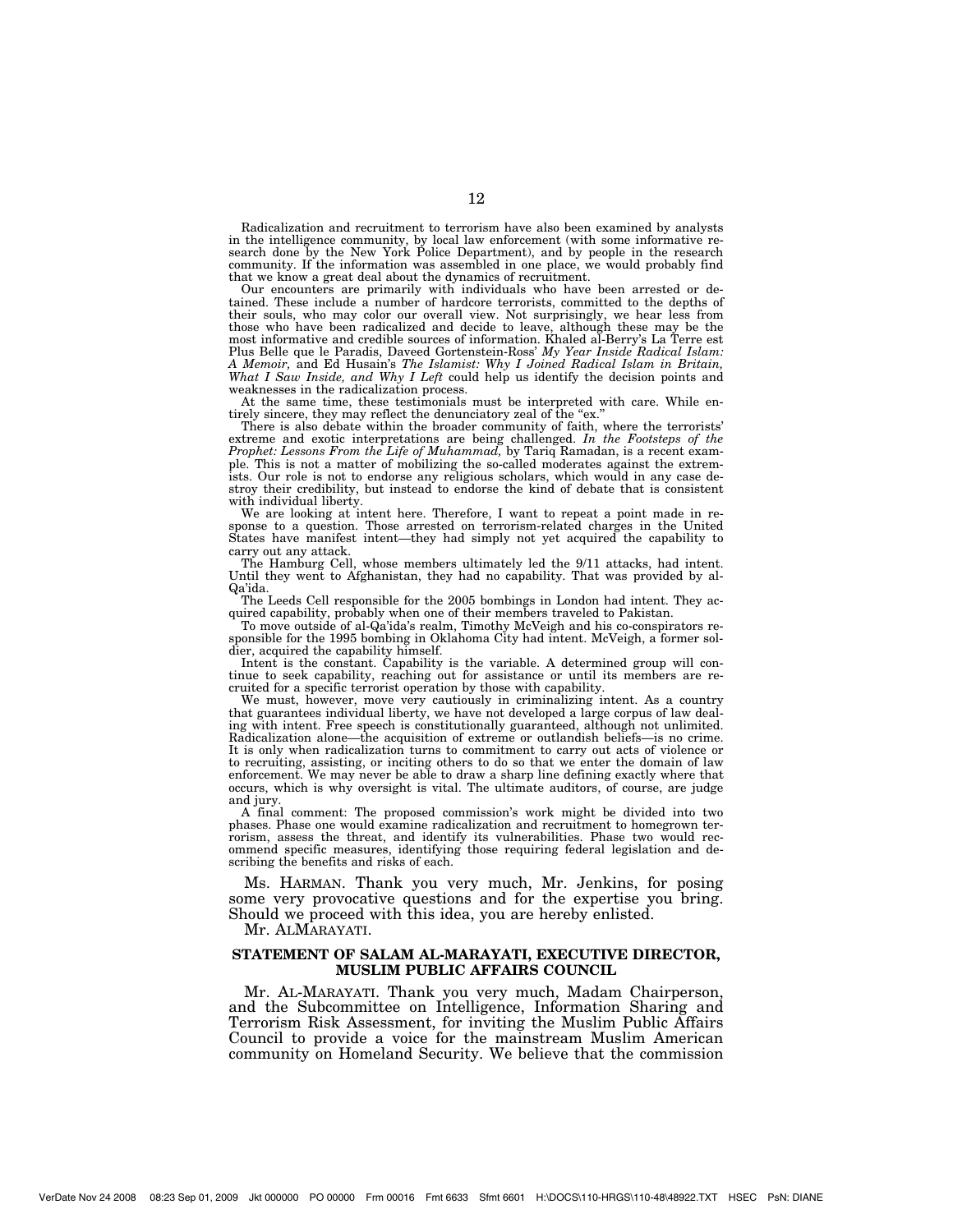Radicalization and recruitment to terrorism have also been examined by analysts in the intelligence community, by local law enforcement (with some informative research done by the New York Police Department), and by people in the research community. If the information was assembled in one place, we would probably find that we know a great deal about the dynamics of recruitment.

Our encounters are primarily with individuals who have been arrested or detained. These include a number of hardcore terrorists, committed to the depths of their souls, who may color our overall view. Not surprisingly, we hear less from those who have been radicalized and decide to leave, although these may be the most informative and credible sources of information. Khaled al-Berry's La Terre est Plus Belle que le Paradis, Daveed Gortenstein-Ross' *My Year Inside Radical Islam: A Memoir,* and Ed Husain's *The Islamist: Why I Joined Radical Islam in Britain, What I Saw Inside, and Why I Left* could help us identify the decision points and weaknesses in the radicalization process.

At the same time, these testimonials must be interpreted with care. While entirely sincere, they may reflect the denunciatory zeal of the "ex."

There is also debate within the broader community of faith, where the terrorists' extreme and exotic interpretations are being challenged. *In the Footsteps of the Prophet: Lessons From the Life of Muhammad,* by Tariq Ramadan, is a recent example. This is not a matter of mobilizing the so-called moderates against the extremists. Our role is not to endorse any religious scholars, which would in any case destroy their credibility, but instead to endorse the kind of debate that is consistent with individual liberty.

We are looking at intent here. Therefore, I want to repeat a point made in response to a question. Those arrested on terrorism-related charges in the United States have manifest intent—they had simply not yet acquired the capability to carry out any attack.

The Hamburg Cell, whose members ultimately led the 9/11 attacks, had intent. Until they went to Afghanistan, they had no capability. That was provided by al-Qa'ida.

The Leeds Cell responsible for the 2005 bombings in London had intent. They acquired capability, probably when one of their members traveled to Pakistan.

To move outside of al-Qa'ida's realm, Timothy McVeigh and his co-conspirators responsible for the 1995 bombing in Oklahoma City had intent. McVeigh, a former soldier, acquired the capability himself.

Intent is the constant. Capability is the variable. A determined group will continue to seek capability, reaching out for assistance or until its members are recruited for a specific terrorist operation by those with capability.

We must, however, move very cautiously in criminalizing intent. As a country that guarantees individual liberty, we have not developed a large corpus of law dealing with intent. Free speech is constitutionally guaranteed, although not unlimited. Radicalization alone—the acquisition of extreme or outlandish beliefs—is no crime. It is only when radicalization turns to commitment to carry out acts of violence or to recruiting, assisting, or inciting others to do so that we enter the domain of law enforcement. We may never be able to draw a sharp line defining exactly where that occurs, which is why oversight is vital. The ultimate auditors, of course, are judge and jury.

A final comment: The proposed commission's work might be divided into two phases. Phase one would examine radicalization and recruitment to homegrown terrorism, assess the threat, and identify its vulnerabilities. Phase two would recommend specific measures, identifying those requiring federal legislation and describing the benefits and risks of each.

Ms. HARMAN. Thank you very much, Mr. Jenkins, for posing some very provocative questions and for the expertise you bring. Should we proceed with this idea, you are hereby enlisted.

Mr. ALMARAYATI.

## STATEMENT OF SALAM AL-MARAYATI, EXECUTIVE DIRECTOR, MUSLIM PUBLIC AFFAIRS COUNCIL

Mr. AL-MARAYATI. Thank you very much, Madam Chairperson, and the Subcommittee on Intelligence, Information Sharing and Terrorism Risk Assessment, for inviting the Muslim Public Affairs Council to provide a voice for the mainstream Muslim American community on Homeland Security. We believe that the commission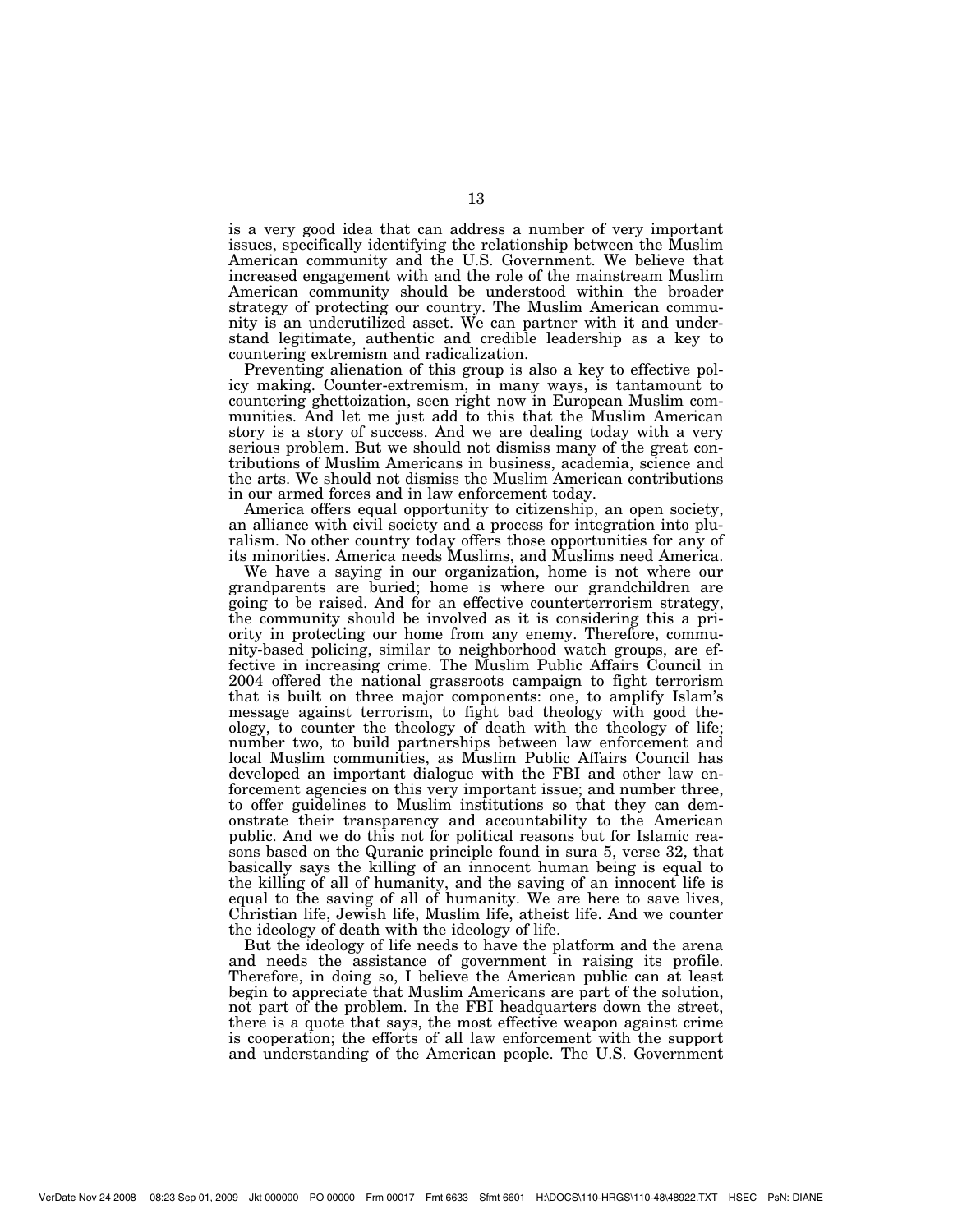is a very good idea that can address a number of very important issues, specifically identifying the relationship between the Muslim American community and the U.S. Government. We believe that increased engagement with and the role of the mainstream Muslim American community should be understood within the broader strategy of protecting our country. The Muslim American community is an underutilized asset. We can partner with it and understand legitimate, authentic and credible leadership as a key to countering extremism and radicalization.

Preventing alienation of this group is also a key to effective policy making. Counter-extremism, in many ways, is tantamount to countering ghettoization, seen right now in European Muslim communities. And let me just add to this that the Muslim American story is a story of success. And we are dealing today with a very serious problem. But we should not dismiss many of the great contributions of Muslim Americans in business, academia, science and the arts. We should not dismiss the Muslim American contributions in our armed forces and in law enforcement today.

America offers equal opportunity to citizenship, an open society, an alliance with civil society and a process for integration into pluralism. No other country today offers those opportunities for any of its minorities. America needs Muslims, and Muslims need America.

We have a saying in our organization, home is not where our grandparents are buried; home is where our grandchildren are going to be raised. And for an effective counterterrorism strategy, the community should be involved as it is considering this a priority in protecting our home from any enemy. Therefore, community-based policing, similar to neighborhood watch groups, are effective in increasing crime. The Muslim Public Affairs Council in 2004 offered the national grassroots campaign to fight terrorism that is built on three major components: one, to amplify Islam's message against terrorism, to fight bad theology with good theology, to counter the theology of death with the theology of life; number two, to build partnerships between law enforcement and local Muslim communities, as Muslim Public Affairs Council has developed an important dialogue with the FBI and other law enforcement agencies on this very important issue; and number three, to offer guidelines to Muslim institutions so that they can demonstrate their transparency and accountability to the American public. And we do this not for political reasons but for Islamic reasons based on the Quranic principle found in sura 5, verse 32, that basically says the killing of an innocent human being is equal to the killing of all of humanity, and the saving of an innocent life is equal to the saving of all of humanity. We are here to save lives, Christian life, Jewish life, Muslim life, atheist life. And we counter the ideology of death with the ideology of life.

But the ideology of life needs to have the platform and the arena and needs the assistance of government in raising its profile. Therefore, in doing so, I believe the American public can at least begin to appreciate that Muslim Americans are part of the solution, not part of the problem. In the FBI headquarters down the street, there is a quote that says, the most effective weapon against crime is cooperation; the efforts of all law enforcement with the support and understanding of the American people. The U.S. Government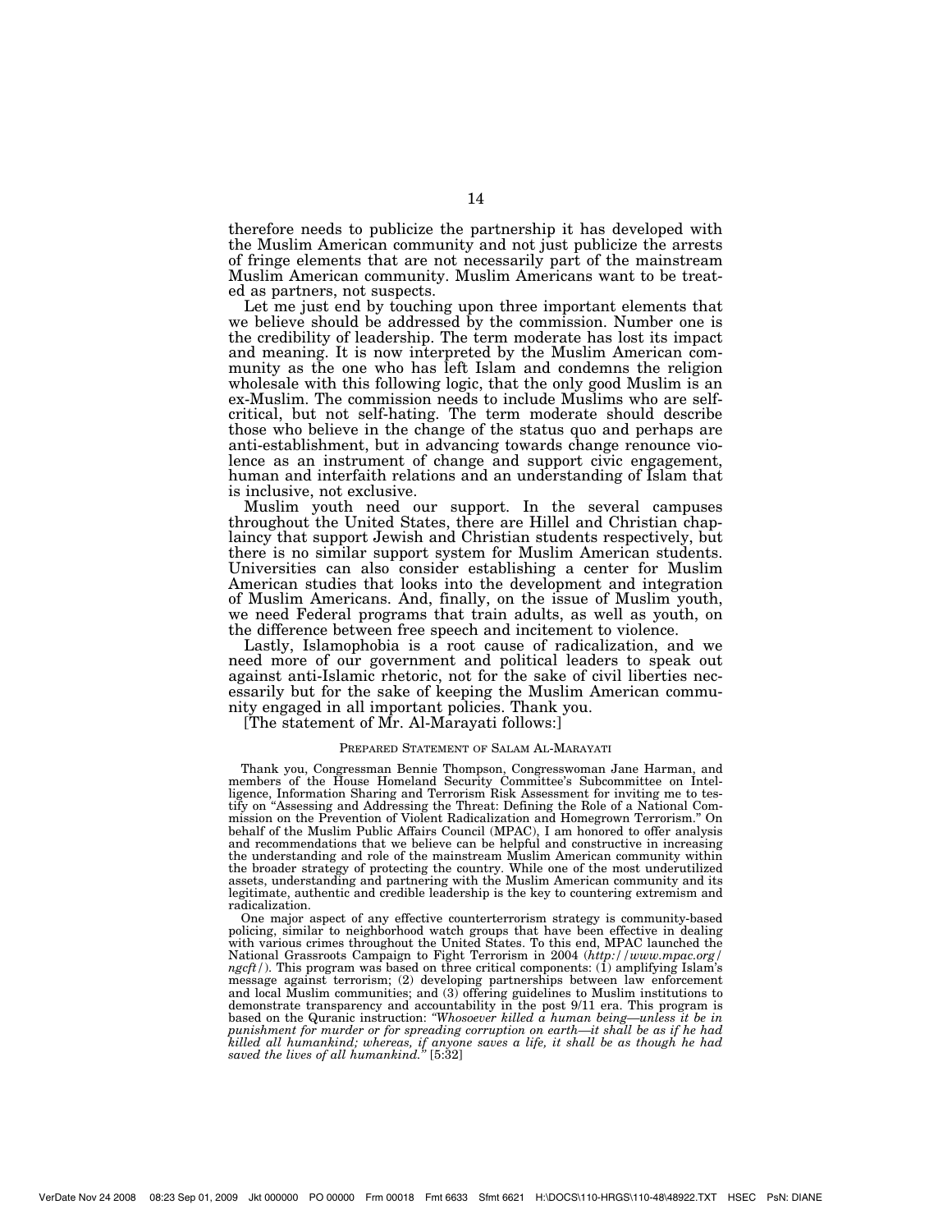therefore needs to publicize the partnership it has developed with the Muslim American community and not just publicize the arrests of fringe elements that are not necessarily part of the mainstream Muslim American community. Muslim Americans want to be treated as partners, not suspects.

Let me just end by touching upon three important elements that we believe should be addressed by the commission. Number one is the credibility of leadership. The term moderate has lost its impact and meaning. It is now interpreted by the Muslim American community as the one who has left Islam and condemns the religion wholesale with this following logic, that the only good Muslim is an ex-Muslim. The commission needs to include Muslims who are self-critical, but not self-hating. The term moderate should describe those who believe in the change of the status quo and perhaps are anti-establishment, but in advancing towards change renounce violence as an instrument of change and support civic engagement, human and interfaith relations and an understanding of Islam that is inclusive, not exclusive.

Muslim youth need our support. In the several campuses throughout the United States, there are Hillel and Christian chaplaincy that support Jewish and Christian students respectively, but there is no similar support system for Muslim American students. Universities can also consider establishing a center for Muslim American studies that looks into the development and integration of Muslim Americans. And, finally, on the issue of Muslim youth, we need Federal programs that train adults, as well as youth, on the difference between free speech and incitement to violence.

Lastly, Islamophobia is a root cause of radicalization, and we need more of our government and political leaders to speak out against anti-Islamic rhetoric, not for the sake of civil liberties necessarily but for the sake of keeping the Muslim American community engaged in all important policies. Thank you.

[The statement of Mr. Al-Marayati follows:]

PREPARED STATEMENT OF SALAM AL-MARAYATI

Thank you, Congressman Bennie Thompson, Congresswoman Jane Harman, and members of the House Homeland Security Committee's Subcommittee on Intelligence, Information Sharing and Terrorism Risk Assessment for inviting me to testify on "Assessing and Addressing the Threat: Defining the Role of a National Commission on the Prevention of Violent Radicalization and Homegrown Terrorism." On behalf of the Muslim Public Affairs Council (MPAC), I am honored to offer analysis and recommendations that we believe can be helpful and constructive in increasing the understanding and role of the mainstream Muslim American community within the broader strategy of protecting the country. While one of the most underutilized assets, understanding and partnering with the Muslim American community and its legitimate, authentic and credible leadership is the key to countering extremism and radicalization.

One major aspect of any effective counterterrorism strategy is community-based policing, similar to neighborhood watch groups that have been effective in dealing with various crimes throughout the United States. To this end, MPAC launched the National Grassroots Campaign to Fight Terrorism in 2004 (*http://www.mpac.org/ngcft/*). This program was based on three critical components: (1) amplifying Islam's message against terrorism; (2) developing partnerships between law enforcement and local Muslim communities; and (3) offering guidelines to Muslim institutions to demonstrate transparency and accountability in the post 9/11 era. This program is based on the Quranic instruction: *"Whosoever killed a human being—unless it be in punishment for murder or for spreading corruption on earth—it shall be as if he had killed all humankind; whereas, if anyone saves a life, it shall be as though he had saved the lives of all humankind."* [5:32]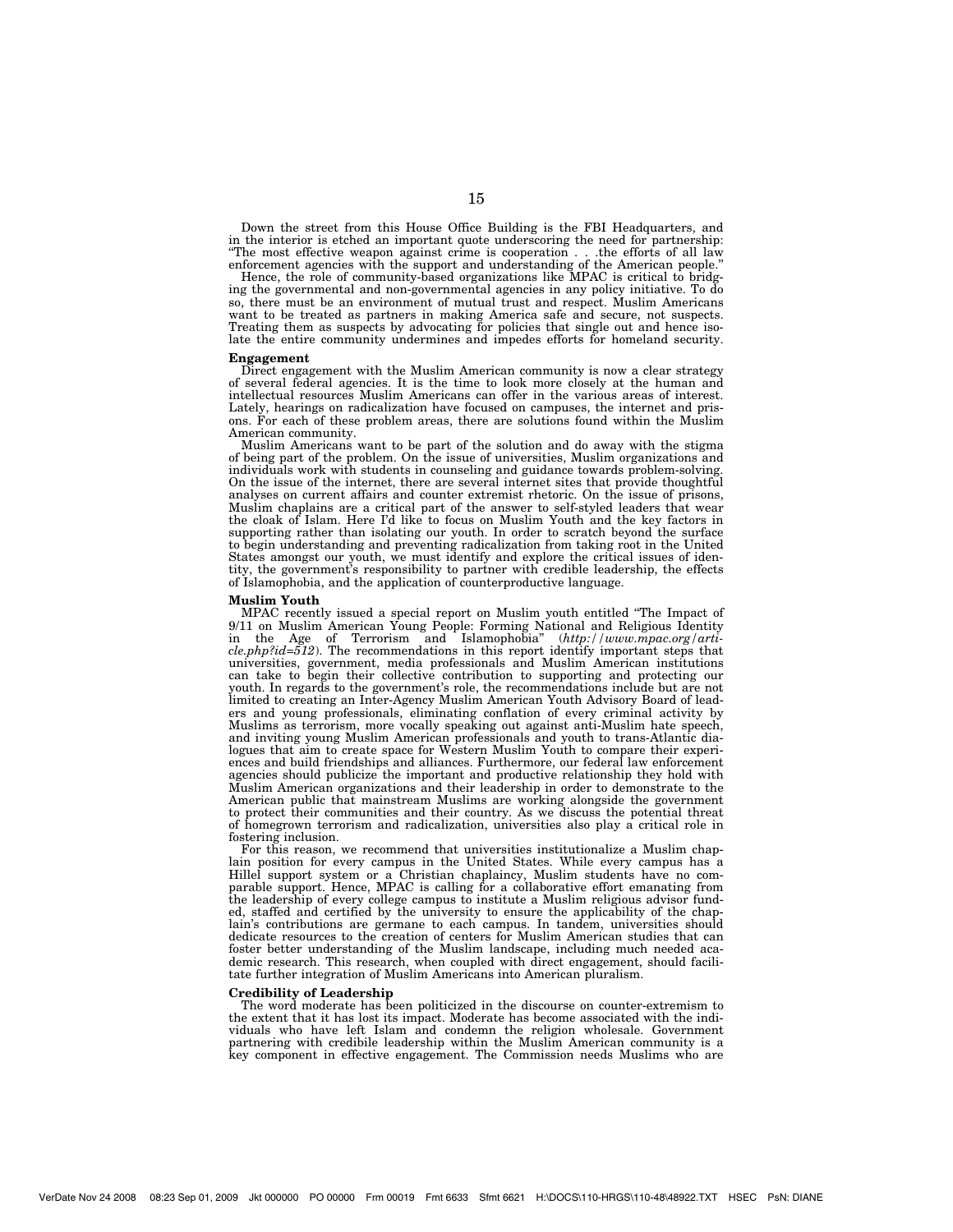Down the street from this House Office Building is the FBI Headquarters, and in the interior is etched an important quote underscoring the need for partnership: "The most effective weapon against crime is cooperation . . .the efforts of all law enforcement agencies with the support and understanding of the American people."

Hence, the role of community-based organizations like MPAC is critical to bridging the governmental and non-governmental agencies in any policy initiative. To do so, there must be an environment of mutual trust and respect. Muslim Americans want to be treated as partners in making America safe and secure, not suspects. Treating them as suspects by advocating for policies that single out and hence isolate the entire community undermines and impedes efforts for homeland security.

**Engagement**

Direct engagement with the Muslim American community is now a clear strategy of several federal agencies. It is the time to look more closely at the human and intellectual resources Muslim Americans can offer in the various areas of interest. Lately, hearings on radicalization have focused on campuses, the internet and prisons. For each of these problem areas, there are solutions found within the Muslim American community.

Muslim Americans want to be part of the solution and do away with the stigma of being part of the problem. On the issue of universities, Muslim organizations and individuals work with students in counseling and guidance towards problem-solving. On the issue of the internet, there are several internet sites that provide thoughtful analyses on current affairs and counter extremist rhetoric. On the issue of prisons, Muslim chaplains are a critical part of the answer to self-styled leaders that wear the cloak of Islam. Here I'd like to focus on Muslim Youth and the key factors in supporting rather than isolating our youth. In order to scratch beyond the surface to begin understanding and preventing radicalization from taking root in the United States amongst our youth, we must identify and explore the critical issues of identity, the government's responsibility to partner with credible leadership, the effects of Islamophobia, and the application of counterproductive language.

**Muslim Youth**

MPAC recently issued a special report on Muslim youth entitled "The Impact of 9/11 on Muslim American Young People: Forming National and Religious Identity in the Age of Terrorism and Islamophobia" (*http://www.mpac.org/article.php?id=512*). The recommendations in this report identify important steps that universities, government, media professionals and Muslim American institutions can take to begin their collective contribution to supporting and protecting our youth. In regards to the government's role, the recommendations include but are not limited to creating an Inter-Agency Muslim American Youth Advisory Board of leaders and young professionals, eliminating conflation of every criminal activity by Muslims as terrorism, more vocally speaking out against anti-Muslim hate speech, and inviting young Muslim American professionals and youth to trans-Atlantic dialogues that aim to create space for Western Muslim Youth to compare their experiences and build friendships and alliances. Furthermore, our federal law enforcement agencies should publicize the important and productive relationship they hold with Muslim American organizations and their leadership in order to demonstrate to the American public that mainstream Muslims are working alongside the government to protect their communities and their country. As we discuss the potential threat of homegrown terrorism and radicalization, universities also play a critical role in fostering inclusion.

For this reason, we recommend that universities institutionalize a Muslim chaplain position for every campus in the United States. While every campus has a Hillel support system or a Christian chaplaincy, Muslim students have no comparable support. Hence, MPAC is calling for a collaborative effort emanating from the leadership of every college campus to institute a Muslim religious advisor funded, staffed and certified by the university to ensure the applicability of the chaplain's contributions are germane to each campus. In tandem, universities should dedicate resources to the creation of centers for Muslim American studies that can foster better understanding of the Muslim landscape, including much needed academic research. This research, when coupled with direct engagement, should facilitate further integration of Muslim Americans into American pluralism.

**Credibility of Leadership**

The word moderate has been politicized in the discourse on counter-extremism to the extent that it has lost its impact. Moderate has become associated with the individuals who have left Islam and condemn the religion wholesale. Government partnering with credibile leadership within the Muslim American community is a key component in effective engagement. The Commission needs Muslims who are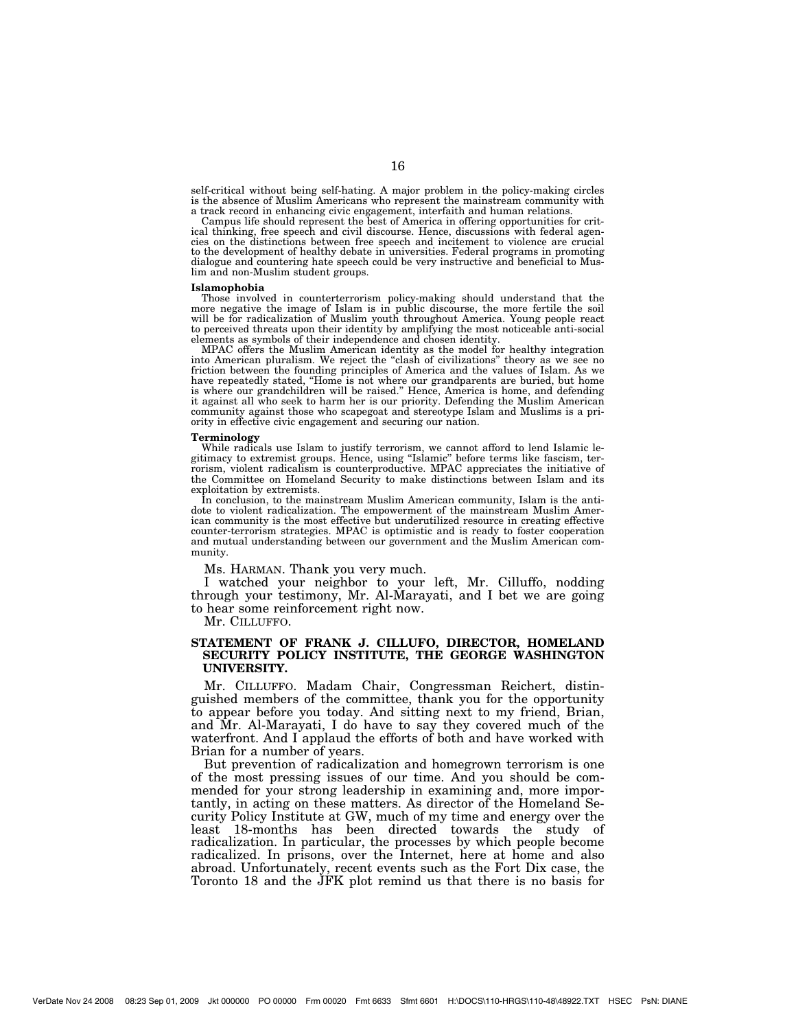self-critical without being self-hating. A major problem in the policy-making circles is the absence of Muslim Americans who represent the mainstream community with a track record in enhancing civic engagement, interfaith and human relations.

Campus life should represent the best of America in offering opportunities for critical thinking, free speech and civil discourse. Hence, discussions with federal agencies on the distinctions between free speech and incitement to violence are crucial to the development of healthy debate in universities. Federal programs in promoting dialogue and countering hate speech could be very instructive and beneficial to Muslim and non-Muslim student groups.

**Islamophobia**

Those involved in counterterrorism policy-making should understand that the more negative the image of Islam is in public discourse, the more fertile the soil will be for radicalization of Muslim youth throughout America. Young people react to perceived threats upon their identity by amplifying the most noticeable anti-social elements as symbols of their independence and chosen identity.

MPAC offers the Muslim American identity as the model for healthy integration into American pluralism. We reject the "clash of civilizations" theory as we see no friction between the founding principles of America and the values of Islam. As we have repeatedly stated, "Home is not where our grandparents are buried, but home is where our grandchildren will be raised." Hence, America is home, and defending it against all who seek to harm her is our priority. Defending the Muslim American community against those who scapegoat and stereotype Islam and Muslims is a priority in effective civic engagement and securing our nation.

**Terminology**

While radicals use Islam to justify terrorism, we cannot afford to lend Islamic legitimacy to extremist groups. Hence, using "Islamic" before terms like fascism, terrorism, violent radicalism is counterproductive. MPAC appreciates the initiative of the Committee on Homeland Security to make distinctions between Islam and its exploitation by extremists.

In conclusion, to the mainstream Muslim American community, Islam is the antidote to violent radicalization. The empowerment of the mainstream Muslim American community is the most effective but underutilized resource in creating effective counter-terrorism strategies. MPAC is optimistic and is ready to foster cooperation and mutual understanding between our government and the Muslim American community.

Ms. HARMAN. Thank you very much.

I watched your neighbor to your left, Mr. Cilluffo, nodding through your testimony, Mr. Al-Marayati, and I bet we are going to hear some reinforcement right now.

Mr. CILLUFFO.

## STATEMENT OF FRANK J. CILLUFFO, DIRECTOR, HOMELAND SECURITY POLICY INSTITUTE, THE GEORGE WASHINGTON UNIVERSITY.

Mr. CILLUFFO. Madam Chair, Congressman Reichert, distinguished members of the committee, thank you for the opportunity to appear before you today. And sitting next to my friend, Brian, and Mr. Al-Marayati, I do have to say they covered much of the waterfront. And I applaud the efforts of both and have worked with Brian for a number of years.

But prevention of radicalization and homegrown terrorism is one of the most pressing issues of our time. And you should be commended for your strong leadership in examining and, more importantly, in acting on these matters. As director of the Homeland Security Policy Institute at GW, much of my time and energy over the least 18-months has been directed towards the study of radicalization. In particular, the processes by which people become radicalized. In prisons, over the Internet, here at home and also abroad. Unfortunately, recent events such as the Fort Dix case, the Toronto 18 and the JFK plot remind us that there is no basis for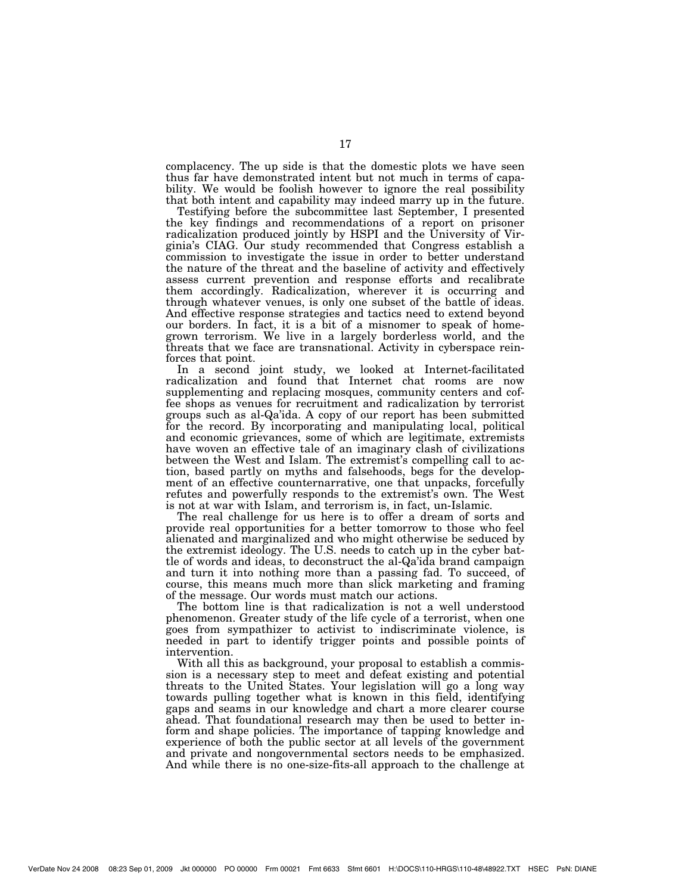complacency. The up side is that the domestic plots we have seen thus far have demonstrated intent but not much in terms of capability. We would be foolish however to ignore the real possibility that both intent and capability may indeed marry up in the future.

Testifying before the subcommittee last September, I presented the key findings and recommendations of a report on prisoner radicalization produced jointly by HSPI and the University of Virginia's CIAG. Our study recommended that Congress establish a commission to investigate the issue in order to better understand the nature of the threat and the baseline of activity and effectively assess current prevention and response efforts and recalibrate them accordingly. Radicalization, wherever it is occurring and through whatever venues, is only one subset of the battle of ideas. And effective response strategies and tactics need to extend beyond our borders. In fact, it is a bit of a misnomer to speak of home-grown terrorism. We live in a largely borderless world, and the threats that we face are transnational. Activity in cyberspace reinforces that point.

In a second joint study, we looked at Internet-facilitated radicalization and found that Internet chat rooms are now supplementing and replacing mosques, community centers and coffee shops as venues for recruitment and radicalization by terrorist groups such as al-Qa'ida. A copy of our report has been submitted for the record. By incorporating and manipulating local, political and economic grievances, some of which are legitimate, extremists have woven an effective tale of an imaginary clash of civilizations between the West and Islam. The extremist's compelling call to action, based partly on myths and falsehoods, begs for the development of an effective counternarrative, one that unpacks, forcefully refutes and powerfully responds to the extremist's own. The West is not at war with Islam, and terrorism is, in fact, un-Islamic.

The real challenge for us here is to offer a dream of sorts and provide real opportunities for a better tomorrow to those who feel alienated and marginalized and who might otherwise be seduced by the extremist ideology. The U.S. needs to catch up in the cyber battle of words and ideas, to deconstruct the al-Qa'ida brand campaign and turn it into nothing more than a passing fad. To succeed, of course, this means much more than slick marketing and framing of the message. Our words must match our actions.

The bottom line is that radicalization is not a well understood phenomenon. Greater study of the life cycle of a terrorist, when one goes from sympathizer to activist to indiscriminate violence, is needed in part to identify trigger points and possible points of intervention.

With all this as background, your proposal to establish a commission is a necessary step to meet and defeat existing and potential threats to the United States. Your legislation will go a long way towards pulling together what is known in this field, identifying gaps and seams in our knowledge and chart a more clearer course ahead. That foundational research may then be used to better inform and shape policies. The importance of tapping knowledge and experience of both the public sector at all levels of the government and private and nongovernmental sectors needs to be emphasized. And while there is no one-size-fits-all approach to the challenge at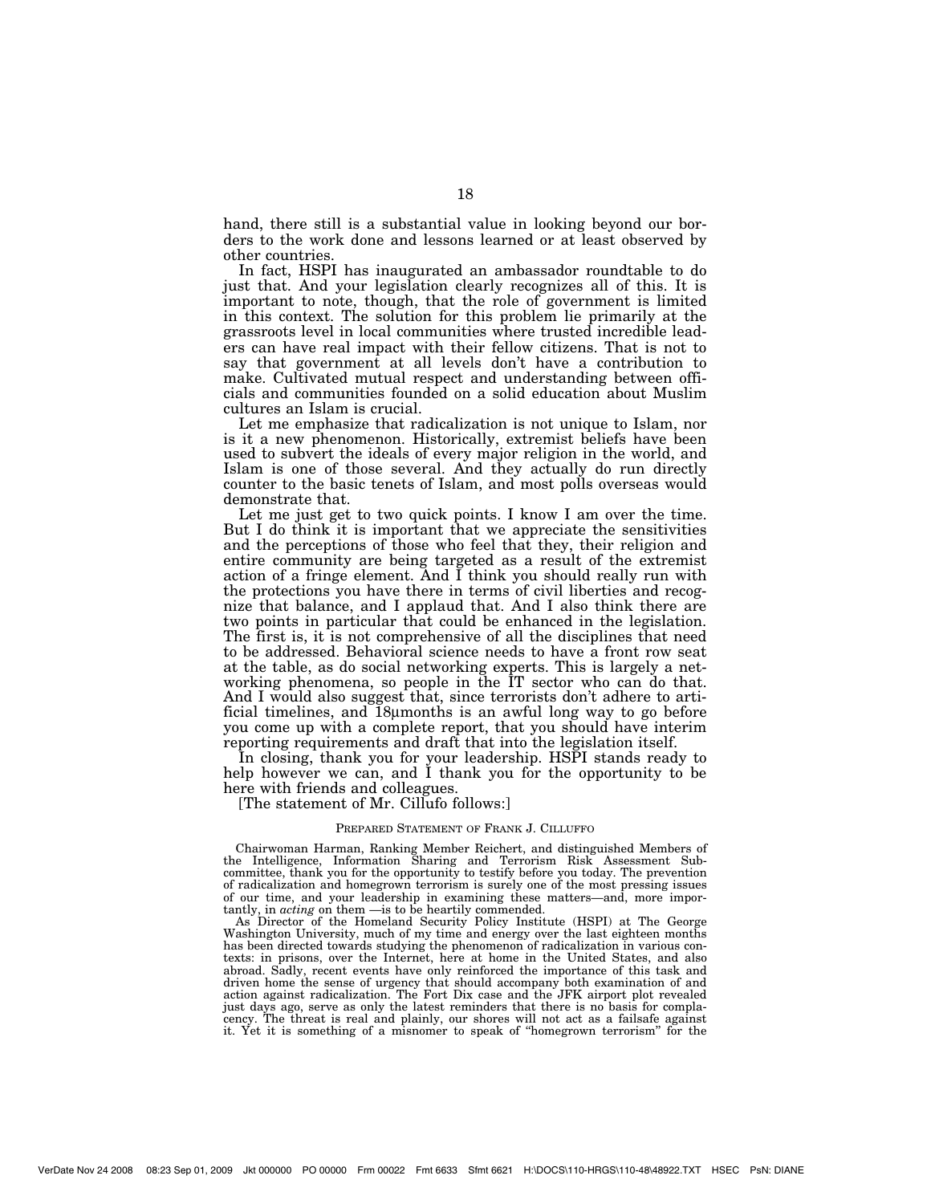hand, there still is a substantial value in looking beyond our borders to the work done and lessons learned or at least observed by other countries.

In fact, HSPI has inaugurated an ambassador roundtable to do just that. And your legislation clearly recognizes all of this. It is important to note, though, that the role of government is limited in this context. The solution for this problem lie primarily at the grassroots level in local communities where trusted incredible leaders can have real impact with their fellow citizens. That is not to say that government at all levels don't have a contribution to make. Cultivated mutual respect and understanding between officials and communities founded on a solid education about Muslim cultures an Islam is crucial.

Let me emphasize that radicalization is not unique to Islam, nor is it a new phenomenon. Historically, extremist beliefs have been used to subvert the ideals of every major religion in the world, and Islam is one of those several. And they actually do run directly counter to the basic tenets of Islam, and most polls overseas would demonstrate that.

Let me just get to two quick points. I know I am over the time. But I do think it is important that we appreciate the sensitivities and the perceptions of those who feel that they, their religion and entire community are being targeted as a result of the extremist action of a fringe element. And I think you should really run with the protections you have there in terms of civil liberties and recognize that balance, and I applaud that. And I also think there are two points in particular that could be enhanced in the legislation. The first is, it is not comprehensive of all the disciplines that need to be addressed. Behavioral science needs to have a front row seat at the table, as do social networking experts. This is largely a networking phenomena, so people in the IT sector who can do that. And I would also suggest that, since terrorists don't adhere to artificial timelines, and 18µmonths is an awful long way to go before you come up with a complete report, that you should have interim reporting requirements and draft that into the legislation itself.

In closing, thank you for your leadership. HSPI stands ready to help however we can, and I thank you for the opportunity to be here with friends and colleagues.

[The statement of Mr. Cillufo follows:]

PREPARED STATEMENT OF FRANK J. CILLUFFO

Chairwoman Harman, Ranking Member Reichert, and distinguished Members of the Intelligence, Information Sharing and Terrorism Risk Assessment Subcommittee, thank you for the opportunity to testify before you today. The prevention of radicalization and homegrown terrorism is surely one of the most pressing issues of our time, and your leadership in examining these matters—and, more importantly, in *acting* on them —is to be heartily commended.

As Director of the Homeland Security Policy Institute (HSPI) at The George Washington University, much of my time and energy over the last eighteen months has been directed towards studying the phenomenon of radicalization in various contexts: in prisons, over the Internet, here at home in the United States, and also abroad. Sadly, recent events have only reinforced the importance of this task and driven home the sense of urgency that should accompany both examination of and action against radicalization. The Fort Dix case and the JFK airport plot revealed just days ago, serve as only the latest reminders that there is no basis for complacency. The threat is real and plainly, our shores will not act as a failsafe against it. Yet it is something of a misnomer to speak of "homegrown terrorism" for the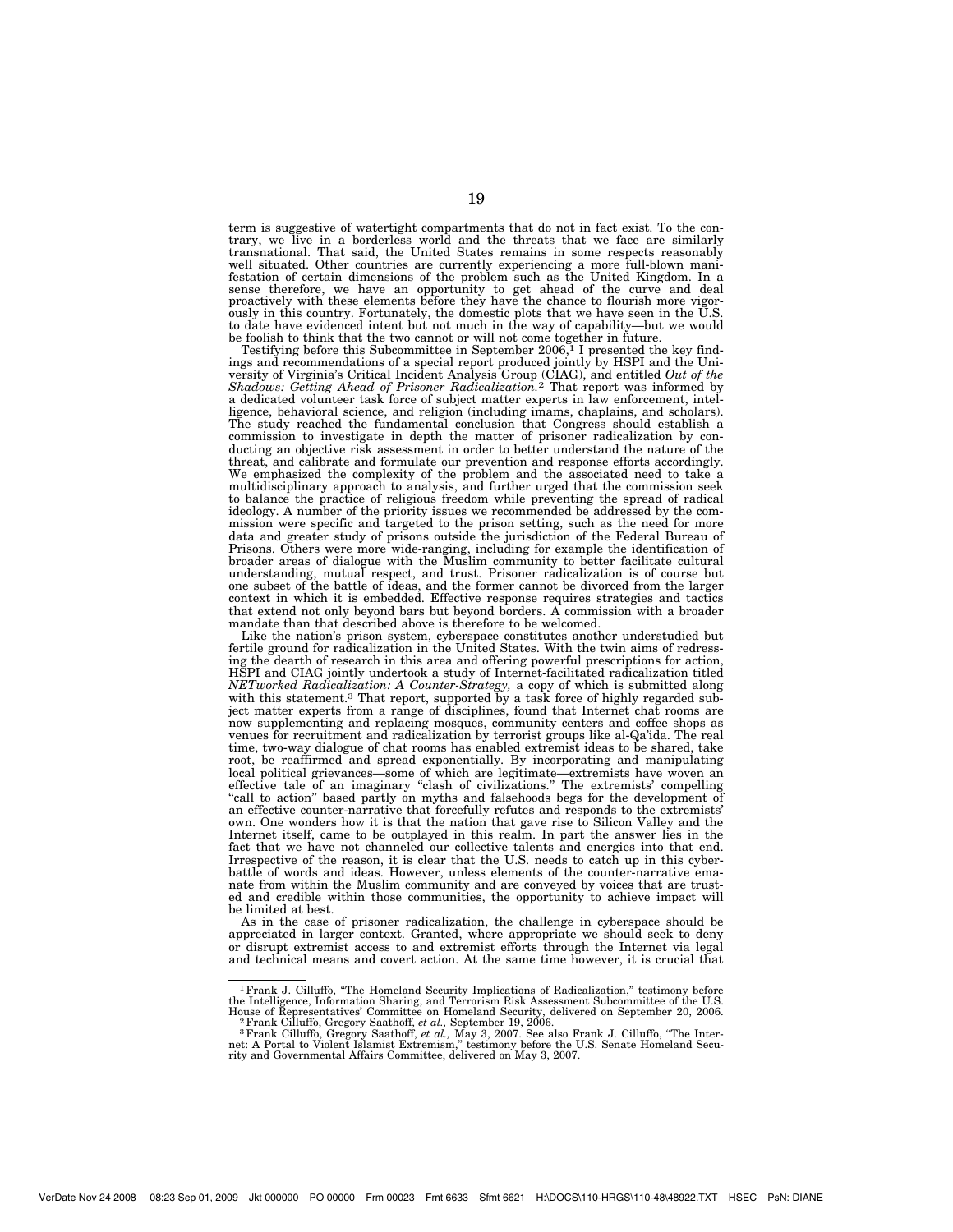term is suggestive of watertight compartments that do not in fact exist. To the contrary, we live in a borderless world and the threats that we face are similarly transnational. That said, the United States remains in some respects reasonably well situated. Other countries are currently experiencing a more full-blown manifestation of certain dimensions of the problem such as the United Kingdom. In a sense therefore, we have an opportunity to get ahead of the curve and deal proactively with these elements before they have the chance to flourish more vigorously in this country. Fortunately, the domestic plots that we have seen in the U.S. to date have evidenced intent but not much in the way of capability—but we would be foolish to think that the two cannot or will not come together in future.

Testifying before this Subcommittee in September 2006,[1] I presented the key findings and recommendations of a special report produced jointly by HSPI and the University of Virginia's Critical Incident Analysis Group (CIAG), and entitled *Out of the Shadows: Getting Ahead of Prisoner Radicalization.*[2] That report was informed by a dedicated volunteer task force of subject matter experts in law enforcement, intelligence, behavioral science, and religion (including imams, chaplains, and scholars). The study reached the fundamental conclusion that Congress should establish a commission to investigate in depth the matter of prisoner radicalization by conducting an objective risk assessment in order to better understand the nature of the threat, and calibrate and formulate our prevention and response efforts accordingly. We emphasized the complexity of the problem and the associated need to take a multidisciplinary approach to analysis, and further urged that the commission seek to balance the practice of religious freedom while preventing the spread of radical ideology. A number of the priority issues we recommended be addressed by the commission were specific and targeted to the prison setting, such as the need for more data and greater study of prisons outside the jurisdiction of the Federal Bureau of Prisons. Others were more wide-ranging, including for example the identification of broader areas of dialogue with the Muslim community to better facilitate cultural understanding, mutual respect, and trust. Prisoner radicalization is of course but one subset of the battle of ideas, and the former cannot be divorced from the larger context in which it is embedded. Effective response requires strategies and tactics that extend not only beyond bars but beyond borders. A commission with a broader mandate than that described above is therefore to be welcomed.

Like the nation's prison system, cyberspace constitutes another understudied but fertile ground for radicalization in the United States. With the twin aims of redressing the dearth of research in this area and offering powerful prescriptions for action, HSPI and CIAG jointly undertook a study of Internet-facilitated radicalization titled *NETworked Radicalization: A Counter-Strategy,* a copy of which is submitted along with this statement.[3] That report, supported by a task force of highly regarded subject matter experts from a range of disciplines, found that Internet chat rooms are now supplementing and replacing mosques, community centers and coffee shops as venues for recruitment and radicalization by terrorist groups like al-Qa'ida. The real time, two-way dialogue of chat rooms has enabled extremist ideas to be shared, take root, be reaffirmed and spread exponentially. By incorporating and manipulating local political grievances—some of which are legitimate—extremists have woven an effective tale of an imaginary "clash of civilizations." The extremists' compelling "call to action" based partly on myths and falsehoods begs for the development of an effective counter-narrative that forcefully refutes and responds to the extremists' own. One wonders how it is that the nation that gave rise to Silicon Valley and the Internet itself, came to be outplayed in this realm. In part the answer lies in the fact that we have not channeled our collective talents and energies into that end. Irrespective of the reason, it is clear that the U.S. needs to catch up in this cyber-battle of words and ideas. However, unless elements of the counter-narrative emanate from within the Muslim community and are conveyed by voices that are trusted and credible within those communities, the opportunity to achieve impact will be limited at best.

As in the case of prisoner radicalization, the challenge in cyberspace should be appreciated in larger context. Granted, where appropriate we should seek to deny or disrupt extremist access to and extremist efforts through the Internet via legal and technical means and covert action. At the same time however, it is crucial that

---

[1] Frank J. Cilluffo, "The Homeland Security Implications of Radicalization," testimony before the Intelligence, Information Sharing, and Terrorism Risk Assessment Subcommittee of the U.S. House of Representatives' Committee on Homeland Security, delivered on September 20, 2006.

[2] Frank Cilluffo, Gregory Saathoff, *et al.,* September 19, 2006.

[3] Frank Cilluffo, Gregory Saathoff, *et al.,* May 3, 2007. See also Frank J. Cilluffo, "The Internet: A Portal to Violent Islamist Extremism," testimony before the U.S. Senate Homeland Security and Governmental Affairs Committee, delivered on May 3, 2007.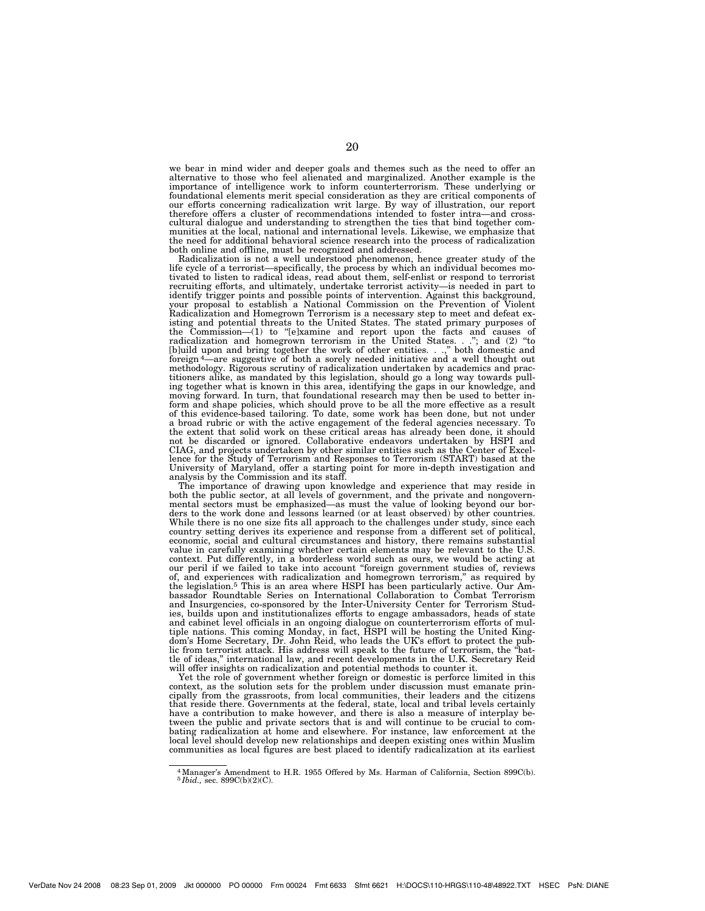we bear in mind wider and deeper goals and themes such as the need to offer an alternative to those who feel alienated and marginalized. Another example is the importance of intelligence work to inform counterterrorism. These underlying or foundational elements merit special consideration as they are critical components of our efforts concerning radicalization writ large. By way of illustration, our report therefore offers a cluster of recommendations intended to foster intra—and cross-cultural dialogue and understanding to strengthen the ties that bind together communities at the local, national and international levels. Likewise, we emphasize that the need for additional behavioral science research into the process of radicalization both online and offline, must be recognized and addressed.

Radicalization is not a well understood phenomenon, hence greater study of the life cycle of a terrorist—specifically, the process by which an individual becomes motivated to listen to radical ideas, read about them, self-enlist or respond to terrorist recruiting efforts, and ultimately, undertake terrorist activity—is needed in part to identify trigger points and possible points of intervention. Against this background, your proposal to establish a National Commission on the Prevention of Violent Radicalization and Homegrown Terrorism is a necessary step to meet and defeat existing and potential threats to the United States. The stated primary purposes of the Commission—(1) to "[e]xamine and report upon the facts and causes of radicalization and homegrown terrorism in the United States. . ."; and (2) "to [b]uild upon and bring together the work of other entities. . .," both domestic and foreign[4]—are suggestive of both a sorely needed initiative and a well thought out methodology. Rigorous scrutiny of radicalization undertaken by academics and practitioners alike, as mandated by this legislation, should go a long way towards pulling together what is known in this area, identifying the gaps in our knowledge, and moving forward. In turn, that foundational research may then be used to better inform and shape policies, which should prove to be all the more effective as a result of this evidence-based tailoring. To date, some work has been done, but not under a broad rubric or with the active engagement of the federal agencies necessary. To the extent that solid work on these critical areas has already been done, it should not be discarded or ignored. Collaborative endeavors undertaken by HSPI and CIAG, and projects undertaken by other similar entities such as the Center of Excellence for the Study of Terrorism and Responses to Terrorism (START) based at the University of Maryland, offer a starting point for more in-depth investigation and analysis by the Commission and its staff.

The importance of drawing upon knowledge and experience that may reside in both the public sector, at all levels of government, and the private and nongovernmental sectors must be emphasized—as must the value of looking beyond our borders to the work done and lessons learned (or at least observed) by other countries. While there is no one size fits all approach to the challenges under study, since each country setting derives its experience and response from a different set of political, economic, social and cultural circumstances and history, there remains substantial value in carefully examining whether certain elements may be relevant to the U.S. context. Put differently, in a borderless world such as ours, we would be acting at our peril if we failed to take into account "foreign government studies of, reviews of, and experiences with radicalization and homegrown terrorism," as required by the legislation.[5] This is an area where HSPI has been particularly active. Our Ambassador Roundtable Series on International Collaboration to Combat Terrorism and Insurgencies, co-sponsored by the Inter-University Center for Terrorism Studies, builds upon and institutionalizes efforts to engage ambassadors, heads of state and cabinet level officials in an ongoing dialogue on counterterrorism efforts of multiple nations. This coming Monday, in fact, HSPI will be hosting the United Kingdom's Home Secretary, Dr. John Reid, who leads the UK's effort to protect the public from terrorist attack. His address will speak to the future of terrorism, the "battle of ideas," international law, and recent developments in the U.K. Secretary Reid will offer insights on radicalization and potential methods to counter it.

Yet the role of government whether foreign or domestic is perforce limited in this context, as the solution sets for the problem under discussion must emanate principally from the grassroots, from local communities, their leaders and the citizens that reside there. Governments at the federal, state, local and tribal levels certainly have a contribution to make however, and there is also a measure of interplay between the public and private sectors that is and will continue to be crucial to combating radicalization at home and elsewhere. For instance, law enforcement at the local level should develop new relationships and deepen existing ones within Muslim communities as local figures are best placed to identify radicalization at its earliest

---

[4] Manager's Amendment to H.R. 1955 Offered by Ms. Harman of California, Section 899C(b).
[5] *Ibid.*, sec. 899C(b)(2)(C).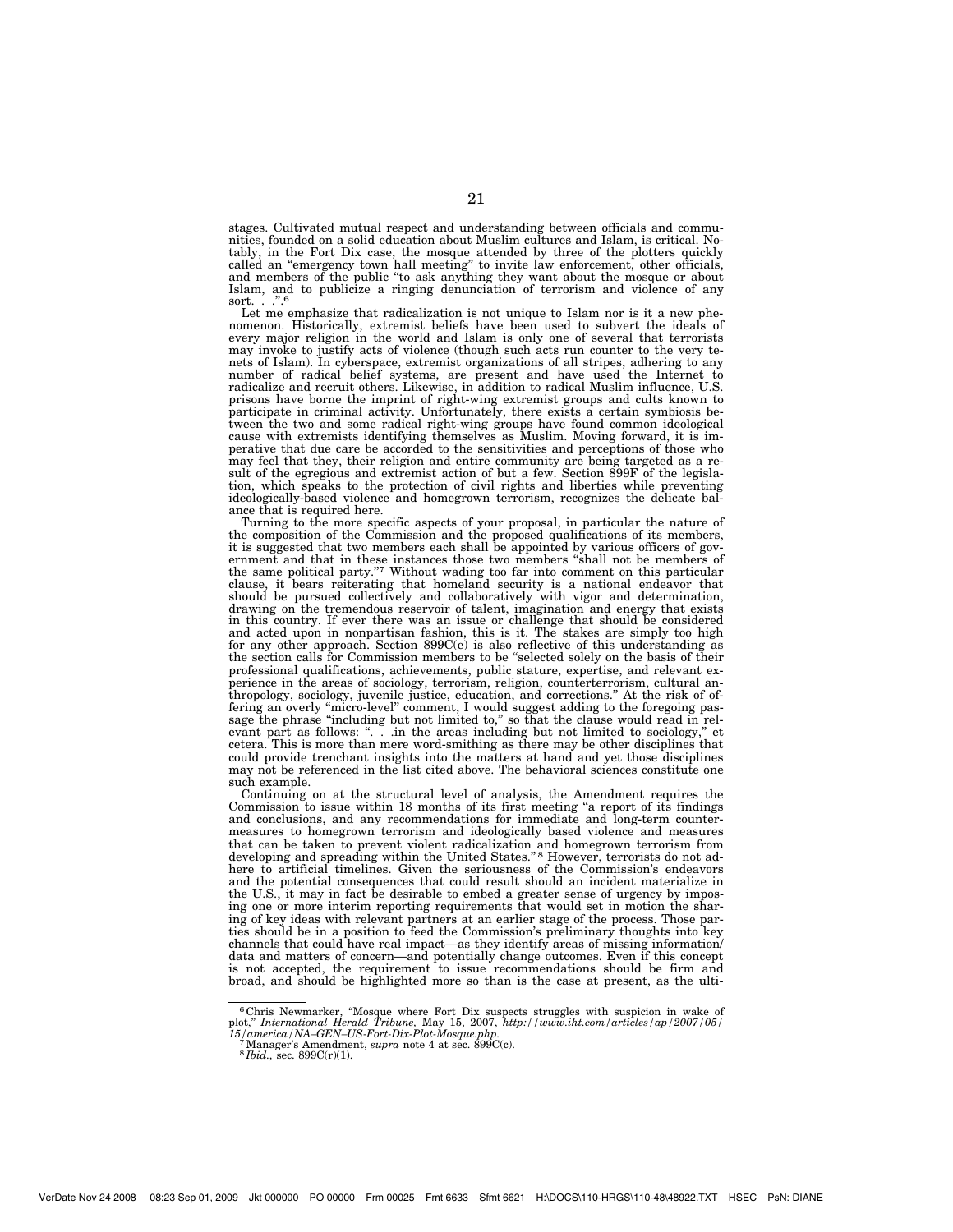stages. Cultivated mutual respect and understanding between officials and communities, founded on a solid education about Muslim cultures and Islam, is critical. Notably, in the Fort Dix case, the mosque attended by three of the plotters quickly called an "emergency town hall meeting" to invite law enforcement, other officials, and members of the public "to ask anything they want about the mosque or about Islam, and to publicize a ringing denunciation of terrorism and violence of any sort. . .".[6]

Let me emphasize that radicalization is not unique to Islam nor is it a new phenomenon. Historically, extremist beliefs have been used to subvert the ideals of every major religion in the world and Islam is only one of several that terrorists may invoke to justify acts of violence (though such acts run counter to the very tenets of Islam). In cyberspace, extremist organizations of all stripes, adhering to any number of radical belief systems, are present and have used the Internet to radicalize and recruit others. Likewise, in addition to radical Muslim influence, U.S. prisons have borne the imprint of right-wing extremist groups and cults known to participate in criminal activity. Unfortunately, there exists a certain symbiosis between the two and some radical right-wing groups have found common ideological cause with extremists identifying themselves as Muslim. Moving forward, it is imperative that due care be accorded to the sensitivities and perceptions of those who may feel that they, their religion and entire community are being targeted as a result of the egregious and extremist action of but a few. Section 899F of the legislation, which speaks to the protection of civil rights and liberties while preventing ideologically-based violence and homegrown terrorism, recognizes the delicate balance that is required here.

Turning to the more specific aspects of your proposal, in particular the nature of the composition of the Commission and the proposed qualifications of its members, it is suggested that two members each shall be appointed by various officers of government and that in these instances those two members "shall not be members of the same political party."[7] Without wading too far into comment on this particular clause, it bears reiterating that homeland security is a national endeavor that should be pursued collectively and collaboratively with vigor and determination, drawing on the tremendous reservoir of talent, imagination and energy that exists in this country. If ever there was an issue or challenge that should be considered and acted upon in nonpartisan fashion, this is it. The stakes are simply too high for any other approach. Section 899C(e) is also reflective of this understanding as the section calls for Commission members to be "selected solely on the basis of their professional qualifications, achievements, public stature, expertise, and relevant experience in the areas of sociology, terrorism, religion, counterterrorism, cultural anthropology, sociology, juvenile justice, education, and corrections." At the risk of offering an overly "micro-level" comment, I would suggest adding to the foregoing passage the phrase "including but not limited to," so that the clause would read in relevant part as follows: ". . .in the areas including but not limited to sociology," et cetera. This is more than mere word-smithing as there may be other disciplines that could provide trenchant insights into the matters at hand and yet those disciplines may not be referenced in the list cited above. The behavioral sciences constitute one such example.

Continuing on at the structural level of analysis, the Amendment requires the Commission to issue within 18 months of its first meeting "a report of its findings and conclusions, and any recommendations for immediate and long-term countermeasures to homegrown terrorism and ideologically based violence and measures that can be taken to prevent violent radicalization and homegrown terrorism from developing and spreading within the United States."[8] However, terrorists do not adhere to artificial timelines. Given the seriousness of the Commission's endeavors and the potential consequences that could result should an incident materialize in the U.S., it may in fact be desirable to embed a greater sense of urgency by imposing one or more interim reporting requirements that would set in motion the sharing of key ideas with relevant partners at an earlier stage of the process. Those parties should be in a position to feed the Commission's preliminary thoughts into key channels that could have real impact—as they identify areas of missing information/data and matters of concern—and potentially change outcomes. Even if this concept is not accepted, the requirement to issue recommendations should be firm and broad, and should be highlighted more so than is the case at present, as the ulti-

---

[6] Chris Newmarker, "Mosque where Fort Dix suspects struggles with suspicion in wake of plot," *International Herald Tribune*, May 15, 2007, *http://www.iht.com/articles/ap/2007/05/15/america/NA-GEN-US-Fort-Dix-Plot-Mosque.php*.

[7] Manager's Amendment, *supra* note 4 at sec. 899C(c).

[8] *Ibid.*, sec. 899C(r)(1).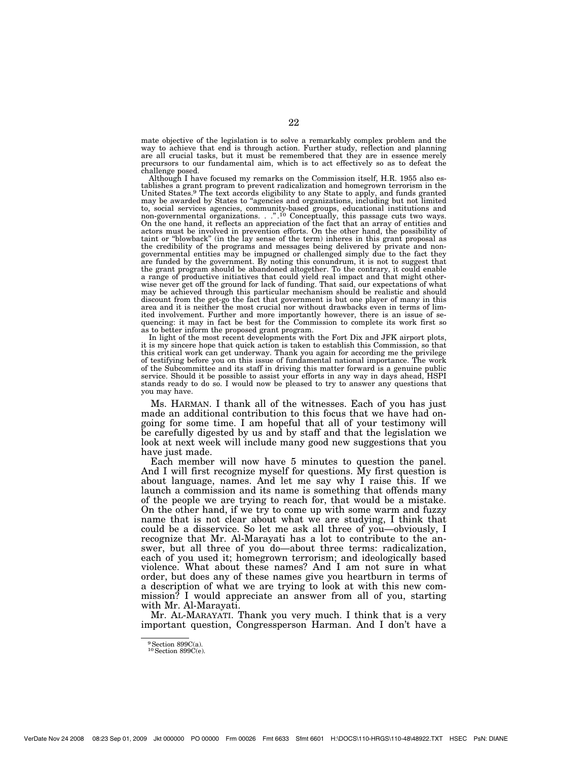mate objective of the legislation is to solve a remarkably complex problem and the way to achieve that end is through action. Further study, reflection and planning are all crucial tasks, but it must be remembered that they are in essence merely precursors to our fundamental aim, which is to act effectively so as to defeat the challenge posed.

Although I have focused my remarks on the Commission itself, H.R. 1955 also establishes a grant program to prevent radicalization and homegrown terrorism in the United States.[9] The text accords eligibility to any State to apply, and funds granted may be awarded by States to "agencies and organizations, including but not limited to, social services agencies, community-based groups, educational institutions and non-governmental organizations. . .".[10] Conceptually, this passage cuts two ways. On the one hand, it reflects an appreciation of the fact that an array of entities and actors must be involved in prevention efforts. On the other hand, the possibility of taint or "blowback" (in the lay sense of the term) inheres in this grant proposal as the credibility of the programs and messages being delivered by private and non-governmental entities may be impugned or challenged simply due to the fact they are funded by the government. By noting this conundrum, it is not to suggest that the grant program should be abandoned altogether. To the contrary, it could enable a range of productive initiatives that could yield real impact and that might otherwise never get off the ground for lack of funding. That said, our expectations of what may be achieved through this particular mechanism should be realistic and should discount from the get-go the fact that government is but one player of many in this area and it is neither the most crucial nor without drawbacks even in terms of limited involvement. Further and more importantly however, there is an issue of sequencing: it may in fact be best for the Commission to complete its work first so as to better inform the proposed grant program.

In light of the most recent developments with the Fort Dix and JFK airport plots, it is my sincere hope that quick action is taken to establish this Commission, so that this critical work can get underway. Thank you again for according me the privilege of testifying before you on this issue of fundamental national importance. The work of the Subcommittee and its staff in driving this matter forward is a genuine public service. Should it be possible to assist your efforts in any way in days ahead, HSPI stands ready to do so. I would now be pleased to try to answer any questions that you may have.

Ms. HARMAN. I thank all of the witnesses. Each of you has just made an additional contribution to this focus that we have had ongoing for some time. I am hopeful that all of your testimony will be carefully digested by us and by staff and that the legislation we look at next week will include many good new suggestions that you have just made.

Each member will now have 5 minutes to question the panel. And I will first recognize myself for questions. My first question is about language, names. And let me say why I raise this. If we launch a commission and its name is something that offends many of the people we are trying to reach for, that would be a mistake. On the other hand, if we try to come up with some warm and fuzzy name that is not clear about what we are studying, I think that could be a disservice. So let me ask all three of you—obviously, I recognize that Mr. Al-Marayati has a lot to contribute to the answer, but all three of you do—about three terms: radicalization, each of you used it; homegrown terrorism; and ideologically based violence. What about these names? And I am not sure in what order, but does any of these names give you heartburn in terms of a description of what we are trying to look at with this new commission? I would appreciate an answer from all of you, starting with Mr. Al-Marayati.

Mr. AL-MARAYATI. Thank you very much. I think that is a very important question, Congressperson Harman. And I don't have a

---

[9] Section 899C(a).
[10] Section 899C(e).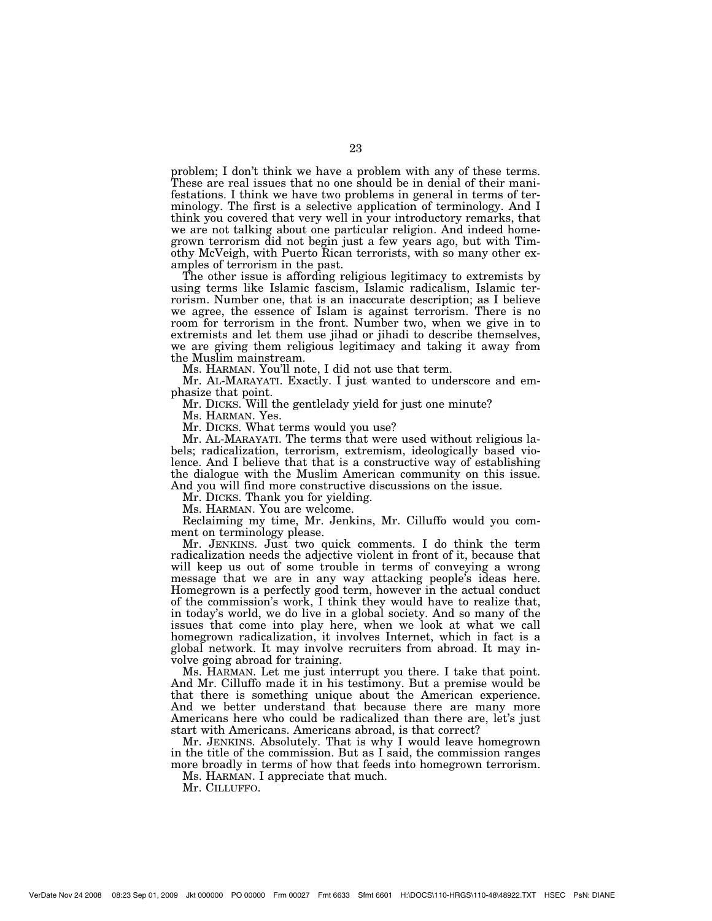problem; I don't think we have a problem with any of these terms. These are real issues that no one should be in denial of their manifestations. I think we have two problems in general in terms of terminology. The first is a selective application of terminology. And I think you covered that very well in your introductory remarks, that we are not talking about one particular religion. And indeed homegrown terrorism did not begin just a few years ago, but with Timothy McVeigh, with Puerto Rican terrorists, with so many other examples of terrorism in the past.

The other issue is affording religious legitimacy to extremists by using terms like Islamic fascism, Islamic radicalism, Islamic terrorism. Number one, that is an inaccurate description; as I believe we agree, the essence of Islam is against terrorism. There is no room for terrorism in the front. Number two, when we give in to extremists and let them use jihad or jihadi to describe themselves, we are giving them religious legitimacy and taking it away from the Muslim mainstream.

Ms. HARMAN. You'll note, I did not use that term.

Mr. AL-MARAYATI. Exactly. I just wanted to underscore and emphasize that point.

Mr. DICKS. Will the gentlelady yield for just one minute?

Ms. HARMAN. Yes.

Mr. DICKS. What terms would you use?

Mr. AL-MARAYATI. The terms that were used without religious labels; radicalization, terrorism, extremism, ideologically based violence. And I believe that that is a constructive way of establishing the dialogue with the Muslim American community on this issue. And you will find more constructive discussions on the issue.

Mr. DICKS. Thank you for yielding.

Ms. HARMAN. You are welcome.

Reclaiming my time, Mr. Jenkins, Mr. Cilluffo would you comment on terminology please.

Mr. JENKINS. Just two quick comments. I do think the term radicalization needs the adjective violent in front of it, because that will keep us out of some trouble in terms of conveying a wrong message that we are in any way attacking people's ideas here. Homegrown is a perfectly good term, however in the actual conduct of the commission's work, I think they would have to realize that, in today's world, we do live in a global society. And so many of the issues that come into play here, when we look at what we call homegrown radicalization, it involves Internet, which in fact is a global network. It may involve recruiters from abroad. It may involve going abroad for training.

Ms. HARMAN. Let me just interrupt you there. I take that point. And Mr. Cilluffo made it in his testimony. But a premise would be that there is something unique about the American experience. And we better understand that because there are many more Americans here who could be radicalized than there are, let's just start with Americans. Americans abroad, is that correct?

Mr. JENKINS. Absolutely. That is why I would leave homegrown in the title of the commission. But as I said, the commission ranges more broadly in terms of how that feeds into homegrown terrorism.

Ms. HARMAN. I appreciate that much.

Mr. CILLUFFO.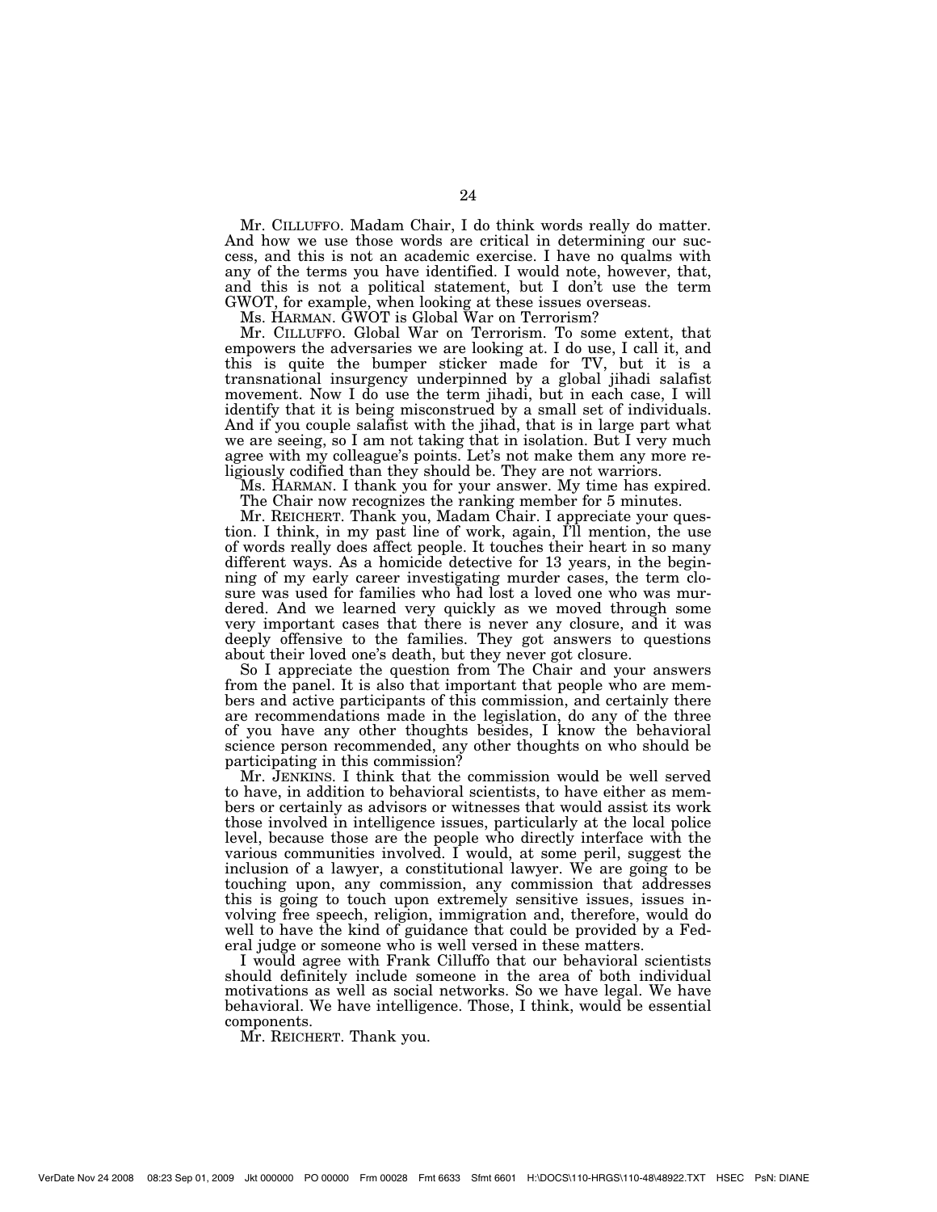Mr. CILLUFFO. Madam Chair, I do think words really do matter. And how we use those words are critical in determining our success, and this is not an academic exercise. I have no qualms with any of the terms you have identified. I would note, however, that, and this is not a political statement, but I don't use the term GWOT, for example, when looking at these issues overseas.

Ms. HARMAN. GWOT is Global War on Terrorism?

Mr. CILLUFFO. Global War on Terrorism. To some extent, that empowers the adversaries we are looking at. I do use, I call it, and this is quite the bumper sticker made for TV, but it is a transnational insurgency underpinned by a global jihadi salafist movement. Now I do use the term jihadi, but in each case, I will identify that it is being misconstrued by a small set of individuals. And if you couple salafist with the jihad, that is in large part what we are seeing, so I am not taking that in isolation. But I very much agree with my colleague's points. Let's not make them any more religiously codified than they should be. They are not warriors.

Ms. HARMAN. I thank you for your answer. My time has expired. The Chair now recognizes the ranking member for 5 minutes.

Mr. REICHERT. Thank you, Madam Chair. I appreciate your question. I think, in my past line of work, again, I'll mention, the use of words really does affect people. It touches their heart in so many different ways. As a homicide detective for 13 years, in the beginning of my early career investigating murder cases, the term closure was used for families who had lost a loved one who was murdered. And we learned very quickly as we moved through some very important cases that there is never any closure, and it was deeply offensive to the families. They got answers to questions about their loved one's death, but they never got closure.

So I appreciate the question from The Chair and your answers from the panel. It is also that important that people who are members and active participants of this commission, and certainly there are recommendations made in the legislation, do any of the three of you have any other thoughts besides, I know the behavioral science person recommended, any other thoughts on who should be participating in this commission?

Mr. JENKINS. I think that the commission would be well served to have, in addition to behavioral scientists, to have either as members or certainly as advisors or witnesses that would assist its work those involved in intelligence issues, particularly at the local police level, because those are the people who directly interface with the various communities involved. I would, at some peril, suggest the inclusion of a lawyer, a constitutional lawyer. We are going to be touching upon, any commission, any commission that addresses this is going to touch upon extremely sensitive issues, issues involving free speech, religion, immigration and, therefore, would do well to have the kind of guidance that could be provided by a Federal judge or someone who is well versed in these matters.

I would agree with Frank Cilluffo that our behavioral scientists should definitely include someone in the area of both individual motivations as well as social networks. So we have legal. We have behavioral. We have intelligence. Those, I think, would be essential components.

Mr. REICHERT. Thank you.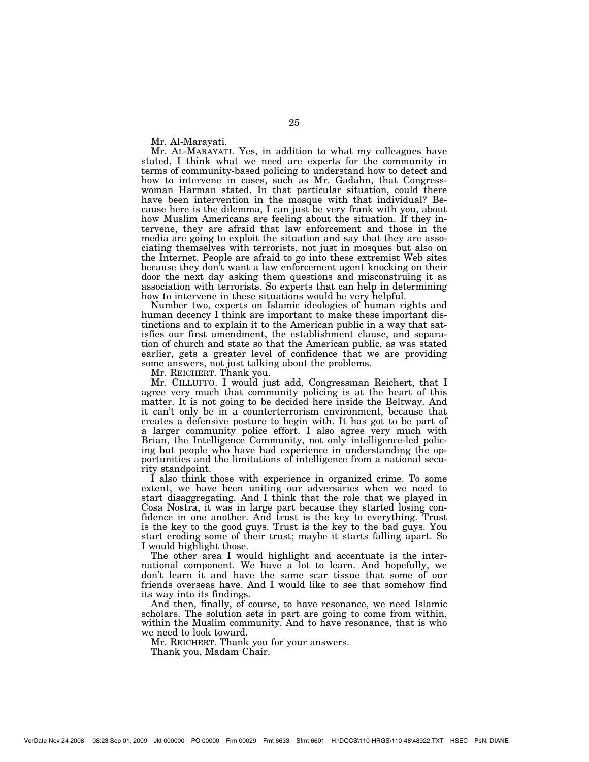Mr. Al-Marayati.

Mr. AL-MARAYATI. Yes, in addition to what my colleagues have stated, I think what we need are experts for the community in terms of community-based policing to understand how to detect and how to intervene in cases, such as Mr. Gadahn, that Congresswoman Harman stated. In that particular situation, could there have been intervention in the mosque with that individual? Because here is the dilemma, I can just be very frank with you, about how Muslim Americans are feeling about the situation. If they intervene, they are afraid that law enforcement and those in the media are going to exploit the situation and say that they are associating themselves with terrorists, not just in mosques but also on the Internet. People are afraid to go into these extremist Web sites because they don't want a law enforcement agent knocking on their door the next day asking them questions and misconstruing it as association with terrorists. So experts that can help in determining how to intervene in these situations would be very helpful.

Number two, experts on Islamic ideologies of human rights and human decency I think are important to make these important distinctions and to explain it to the American public in a way that satisfies our first amendment, the establishment clause, and separation of church and state so that the American public, as was stated earlier, gets a greater level of confidence that we are providing some answers, not just talking about the problems.

Mr. REICHERT. Thank you.

Mr. CILLUFFO. I would just add, Congressman Reichert, that I agree very much that community policing is at the heart of this matter. It is not going to be decided here inside the Beltway. And it can't only be in a counterterrorism environment, because that creates a defensive posture to begin with. It has got to be part of a larger community police effort. I also agree very much with Brian, the Intelligence Community, not only intelligence-led policing but people who have had experience in understanding the opportunities and the limitations of intelligence from a national security standpoint.

I also think those with experience in organized crime. To some extent, we have been uniting our adversaries when we need to start disaggregating. And I think that the role that we played in Cosa Nostra, it was in large part because they started losing confidence in one another. And trust is the key to everything. Trust is the key to the good guys. Trust is the key to the bad guys. You start eroding some of their trust; maybe it starts falling apart. So I would highlight those.

The other area I would highlight and accentuate is the international component. We have a lot to learn. And hopefully, we don't learn it and have the same scar tissue that some of our friends overseas have. And I would like to see that somehow find its way into its findings.

And then, finally, of course, to have resonance, we need Islamic scholars. The solution sets in part are going to come from within, within the Muslim community. And to have resonance, that is who we need to look toward.

Mr. REICHERT. Thank you for your answers.

Thank you, Madam Chair.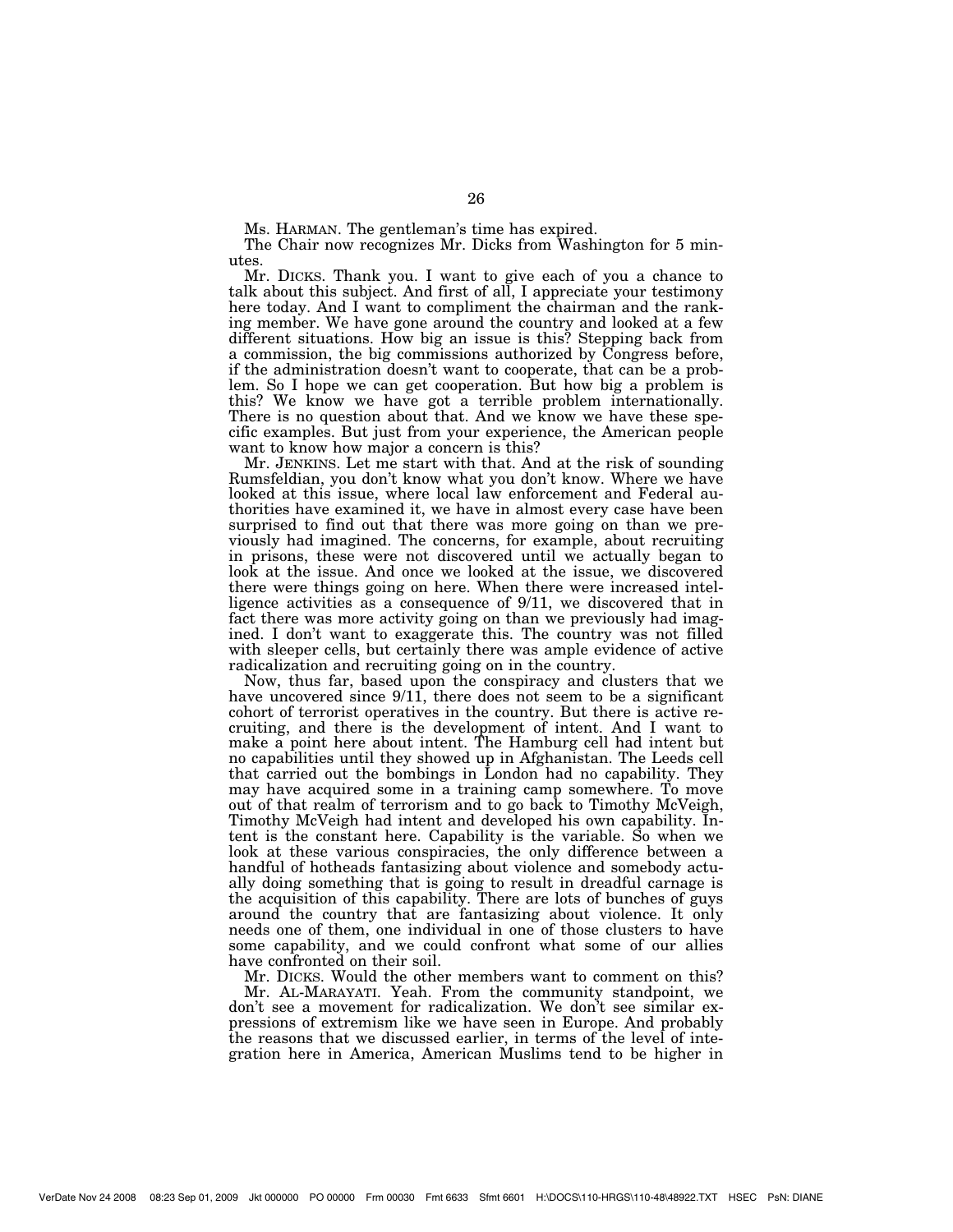Ms. HARMAN. The gentleman's time has expired.

The Chair now recognizes Mr. Dicks from Washington for 5 minutes.

Mr. DICKS. Thank you. I want to give each of you a chance to talk about this subject. And first of all, I appreciate your testimony here today. And I want to compliment the chairman and the ranking member. We have gone around the country and looked at a few different situations. How big an issue is this? Stepping back from a commission, the big commissions authorized by Congress before, if the administration doesn't want to cooperate, that can be a problem. So I hope we can get cooperation. But how big a problem is this? We know we have got a terrible problem internationally. There is no question about that. And we know we have these specific examples. But just from your experience, the American people want to know how major a concern is this?

Mr. JENKINS. Let me start with that. And at the risk of sounding Rumsfeldian, you don't know what you don't know. Where we have looked at this issue, where local law enforcement and Federal authorities have examined it, we have in almost every case have been surprised to find out that there was more going on than we previously had imagined. The concerns, for example, about recruiting in prisons, these were not discovered until we actually began to look at the issue. And once we looked at the issue, we discovered there were things going on here. When there were increased intelligence activities as a consequence of 9/11, we discovered that in fact there was more activity going on than we previously had imagined. I don't want to exaggerate this. The country was not filled with sleeper cells, but certainly there was ample evidence of active radicalization and recruiting going on in the country.

Now, thus far, based upon the conspiracy and clusters that we have uncovered since 9/11, there does not seem to be a significant cohort of terrorist operatives in the country. But there is active recruiting, and there is the development of intent. And I want to make a point here about intent. The Hamburg cell had intent but no capabilities until they showed up in Afghanistan. The Leeds cell that carried out the bombings in London had no capability. They may have acquired some in a training camp somewhere. To move out of that realm of terrorism and to go back to Timothy McVeigh, Timothy McVeigh had intent and developed his own capability. Intent is the constant here. Capability is the variable. So when we look at these various conspiracies, the only difference between a handful of hotheads fantasizing about violence and somebody actually doing something that is going to result in dreadful carnage is the acquisition of this capability. There are lots of bunches of guys around the country that are fantasizing about violence. It only needs one of them, one individual in one of those clusters to have some capability, and we could confront what some of our allies have confronted on their soil.

Mr. DICKS. Would the other members want to comment on this?

Mr. AL-MARAYATI. Yeah. From the community standpoint, we don't see a movement for radicalization. We don't see similar expressions of extremism like we have seen in Europe. And probably the reasons that we discussed earlier, in terms of the level of integration here in America, American Muslims tend to be higher in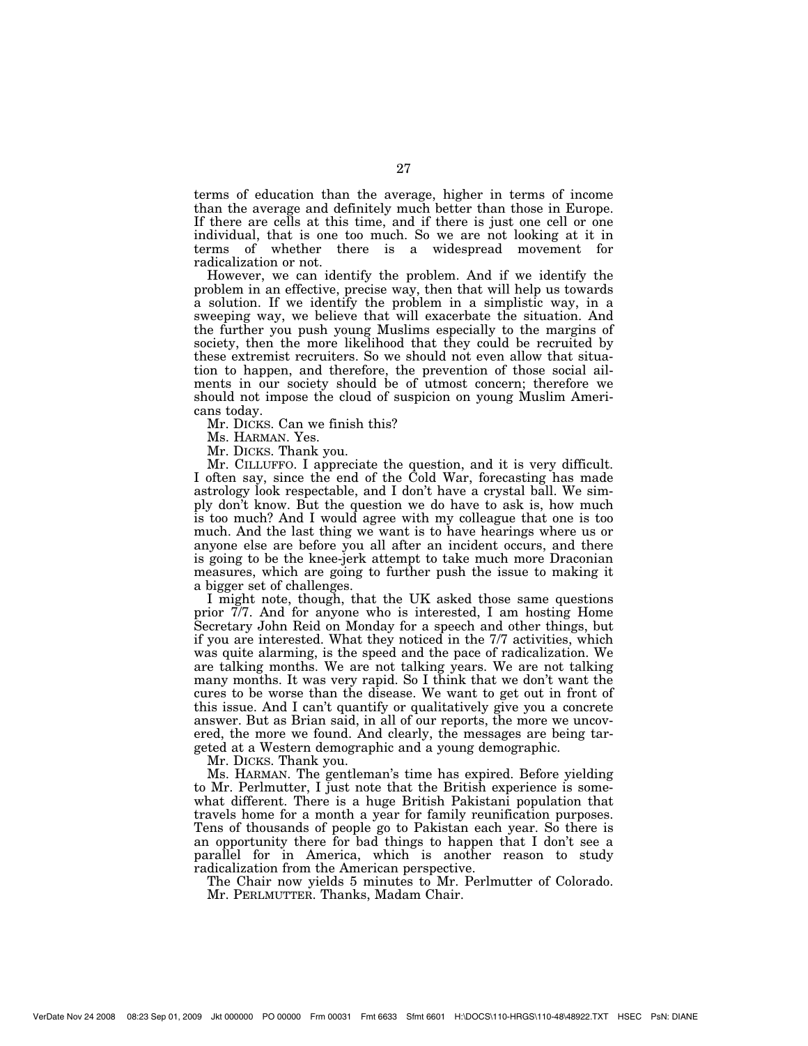terms of education than the average, higher in terms of income than the average and definitely much better than those in Europe. If there are cells at this time, and if there is just one cell or one individual, that is one too much. So we are not looking at it in terms of whether there is a widespread movement for radicalization or not.

However, we can identify the problem. And if we identify the problem in an effective, precise way, then that will help us towards a solution. If we identify the problem in a simplistic way, in a sweeping way, we believe that will exacerbate the situation. And the further you push young Muslims especially to the margins of society, then the more likelihood that they could be recruited by these extremist recruiters. So we should not even allow that situation to happen, and therefore, the prevention of those social ailments in our society should be of utmost concern; therefore we should not impose the cloud of suspicion on young Muslim Americans today.

Mr. DICKS. Can we finish this?

Ms. HARMAN. Yes.

Mr. DICKS. Thank you.

Mr. CILLUFFO. I appreciate the question, and it is very difficult. I often say, since the end of the Cold War, forecasting has made astrology look respectable, and I don't have a crystal ball. We simply don't know. But the question we do have to ask is, how much is too much? And I would agree with my colleague that one is too much. And the last thing we want is to have hearings where us or anyone else are before you all after an incident occurs, and there is going to be the knee-jerk attempt to take much more Draconian measures, which are going to further push the issue to making it a bigger set of challenges.

I might note, though, that the UK asked those same questions prior 7/7. And for anyone who is interested, I am hosting Home Secretary John Reid on Monday for a speech and other things, but if you are interested. What they noticed in the 7/7 activities, which was quite alarming, is the speed and the pace of radicalization. We are talking months. We are not talking years. We are not talking many months. It was very rapid. So I think that we don't want the cures to be worse than the disease. We want to get out in front of this issue. And I can't quantify or qualitatively give you a concrete answer. But as Brian said, in all of our reports, the more we uncovered, the more we found. And clearly, the messages are being targeted at a Western demographic and a young demographic.

Mr. DICKS. Thank you.

Ms. HARMAN. The gentleman's time has expired. Before yielding to Mr. Perlmutter, I just note that the British experience is somewhat different. There is a huge British Pakistani population that travels home for a month a year for family reunification purposes. Tens of thousands of people go to Pakistan each year. So there is an opportunity there for bad things to happen that I don't see a parallel for in America, which is another reason to study radicalization from the American perspective.

The Chair now yields 5 minutes to Mr. Perlmutter of Colorado.

Mr. PERLMUTTER. Thanks, Madam Chair.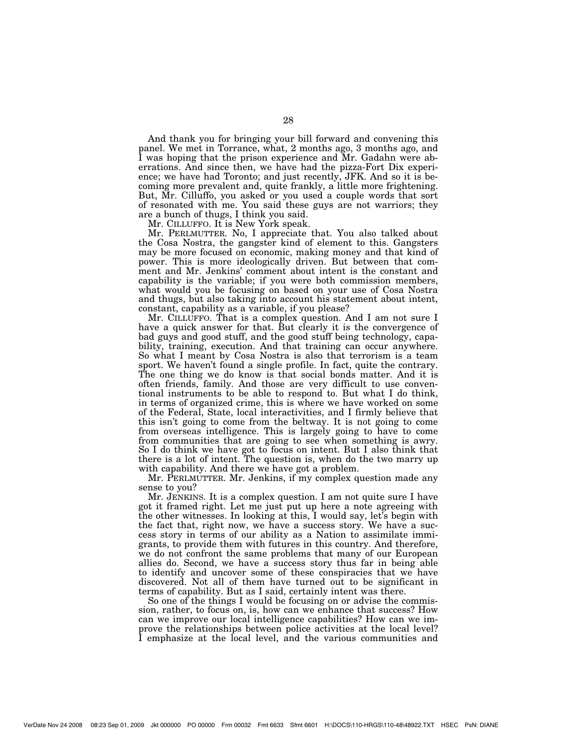And thank you for bringing your bill forward and convening this panel. We met in Torrance, what, 2 months ago, 3 months ago, and I was hoping that the prison experience and Mr. Gadahn were aberrations. And since then, we have had the pizza-Fort Dix experience; we have had Toronto; and just recently, JFK. And so it is becoming more prevalent and, quite frankly, a little more frightening. But, Mr. Cilluffo, you asked or you used a couple words that sort of resonated with me. You said these guys are not warriors; they are a bunch of thugs, I think you said.

Mr. CILLUFFO. It is New York speak.

Mr. PERLMUTTER. No, I appreciate that. You also talked about the Cosa Nostra, the gangster kind of element to this. Gangsters may be more focused on economic, making money and that kind of power. This is more ideologically driven. But between that comment and Mr. Jenkins' comment about intent is the constant and capability is the variable; if you were both commission members, what would you be focusing on based on your use of Cosa Nostra and thugs, but also taking into account his statement about intent, constant, capability as a variable, if you please?

Mr. CILLUFFO. That is a complex question. And I am not sure I have a quick answer for that. But clearly it is the convergence of bad guys and good stuff, and the good stuff being technology, capability, training, execution. And that training can occur anywhere. So what I meant by Cosa Nostra is also that terrorism is a team sport. We haven't found a single profile. In fact, quite the contrary. The one thing we do know is that social bonds matter. And it is often friends, family. And those are very difficult to use conventional instruments to be able to respond to. But what I do think, in terms of organized crime, this is where we have worked on some of the Federal, State, local interactivities, and I firmly believe that this isn't going to come from the beltway. It is not going to come from overseas intelligence. This is largely going to have to come from communities that are going to see when something is awry. So I do think we have got to focus on intent. But I also think that there is a lot of intent. The question is, when do the two marry up with capability. And there we have got a problem.

Mr. PERLMUTTER. Mr. Jenkins, if my complex question made any sense to you?

Mr. JENKINS. It is a complex question. I am not quite sure I have got it framed right. Let me just put up here a note agreeing with the other witnesses. In looking at this, I would say, let's begin with the fact that, right now, we have a success story. We have a success story in terms of our ability as a Nation to assimilate immigrants, to provide them with futures in this country. And therefore, we do not confront the same problems that many of our European allies do. Second, we have a success story thus far in being able to identify and uncover some of these conspiracies that we have discovered. Not all of them have turned out to be significant in terms of capability. But as I said, certainly intent was there.

So one of the things I would be focusing on or advise the commission, rather, to focus on, is, how can we enhance that success? How can we improve our local intelligence capabilities? How can we improve the relationships between police activities at the local level? I emphasize at the local level, and the various communities and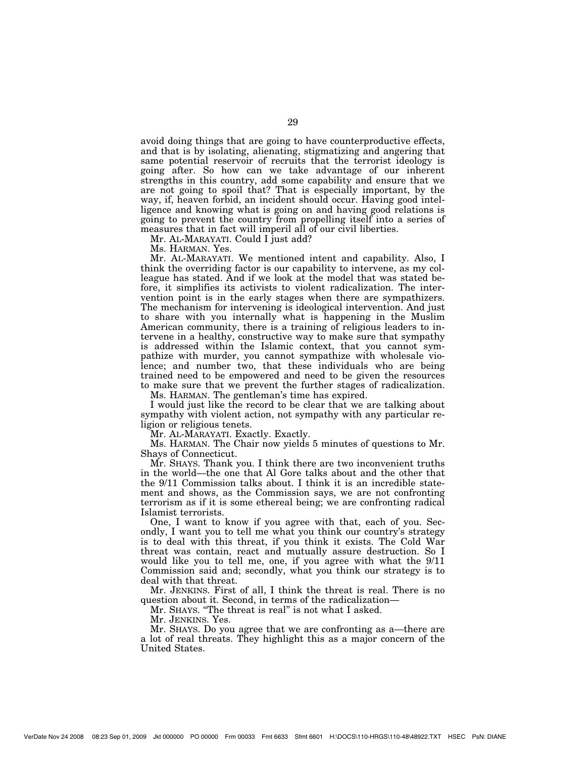avoid doing things that are going to have counterproductive effects, and that is by isolating, alienating, stigmatizing and angering that same potential reservoir of recruits that the terrorist ideology is going after. So how can we take advantage of our inherent strengths in this country, add some capability and ensure that we are not going to spoil that? That is especially important, by the way, if, heaven forbid, an incident should occur. Having good intelligence and knowing what is going on and having good relations is going to prevent the country from propelling itself into a series of measures that in fact will imperil all of our civil liberties.

Mr. AL-MARAYATI. Could I just add?

Ms. HARMAN. Yes.

Mr. AL-MARAYATI. We mentioned intent and capability. Also, I think the overriding factor is our capability to intervene, as my colleague has stated. And if we look at the model that was stated before, it simplifies its activists to violent radicalization. The intervention point is in the early stages when there are sympathizers. The mechanism for intervening is ideological intervention. And just to share with you internally what is happening in the Muslim American community, there is a training of religious leaders to intervene in a healthy, constructive way to make sure that sympathy is addressed within the Islamic context, that you cannot sympathize with murder, you cannot sympathize with wholesale violence; and number two, that these individuals who are being trained need to be empowered and need to be given the resources to make sure that we prevent the further stages of radicalization.

Ms. HARMAN. The gentleman's time has expired.

I would just like the record to be clear that we are talking about sympathy with violent action, not sympathy with any particular religion or religious tenets.

Mr. AL-MARAYATI. Exactly. Exactly.

Ms. HARMAN. The Chair now yields 5 minutes of questions to Mr. Shays of Connecticut.

Mr. SHAYS. Thank you. I think there are two inconvenient truths in the world—the one that Al Gore talks about and the other that the 9/11 Commission talks about. I think it is an incredible statement and shows, as the Commission says, we are not confronting terrorism as if it is some ethereal being; we are confronting radical Islamist terrorists.

One, I want to know if you agree with that, each of you. Secondly, I want you to tell me what you think our country's strategy is to deal with this threat, if you think it exists. The Cold War threat was contain, react and mutually assure destruction. So I would like you to tell me, one, if you agree with what the 9/11 Commission said and; secondly, what you think our strategy is to deal with that threat.

Mr. JENKINS. First of all, I think the threat is real. There is no question about it. Second, in terms of the radicalization—

Mr. SHAYS. "The threat is real" is not what I asked.

Mr. JENKINS. Yes.

Mr. SHAYS. Do you agree that we are confronting as a—there are a lot of real threats. They highlight this as a major concern of the United States.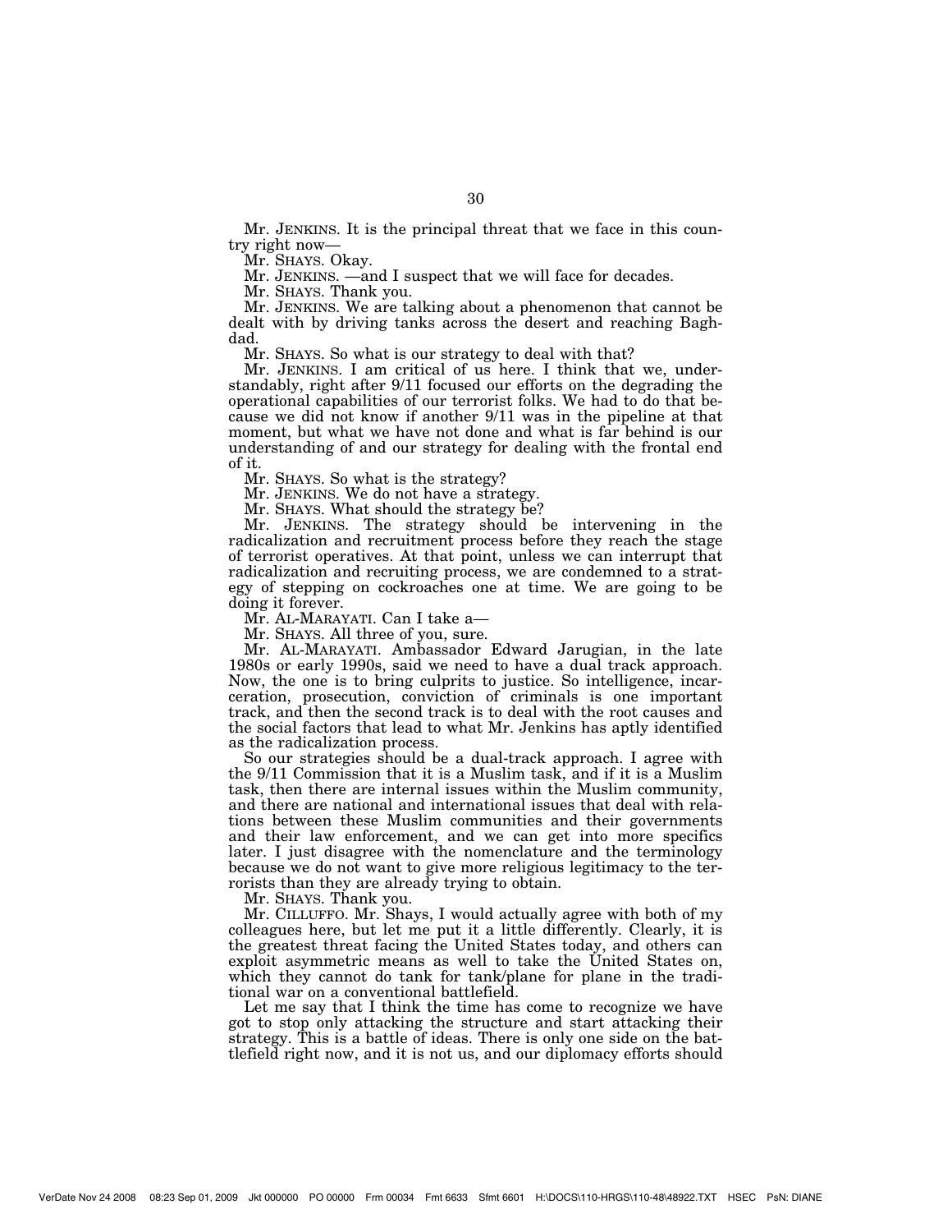Mr. JENKINS. It is the principal threat that we face in this country right now—

Mr. SHAYS. Okay.

Mr. JENKINS. —and I suspect that we will face for decades.

Mr. SHAYS. Thank you.

Mr. JENKINS. We are talking about a phenomenon that cannot be dealt with by driving tanks across the desert and reaching Baghdad.

Mr. SHAYS. So what is our strategy to deal with that?

Mr. JENKINS. I am critical of us here. I think that we, understandably, right after 9/11 focused our efforts on the degrading the operational capabilities of our terrorist folks. We had to do that because we did not know if another 9/11 was in the pipeline at that moment, but what we have not done and what is far behind is our understanding of and our strategy for dealing with the frontal end of it.

Mr. SHAYS. So what is the strategy?

Mr. JENKINS. We do not have a strategy.

Mr. SHAYS. What should the strategy be?

Mr. JENKINS. The strategy should be intervening in the radicalization and recruitment process before they reach the stage of terrorist operatives. At that point, unless we can interrupt that radicalization and recruiting process, we are condemned to a strategy of stepping on cockroaches one at time. We are going to be doing it forever.

Mr. AL-MARAYATI. Can I take a—

Mr. SHAYS. All three of you, sure.

Mr. AL-MARAYATI. Ambassador Edward Jarugian, in the late 1980s or early 1990s, said we need to have a dual track approach. Now, the one is to bring culprits to justice. So intelligence, incarceration, prosecution, conviction of criminals is one important track, and then the second track is to deal with the root causes and the social factors that lead to what Mr. Jenkins has aptly identified as the radicalization process.

So our strategies should be a dual-track approach. I agree with the 9/11 Commission that it is a Muslim task, and if it is a Muslim task, then there are internal issues within the Muslim community, and there are national and international issues that deal with relations between these Muslim communities and their governments and their law enforcement, and we can get into more specifics later. I just disagree with the nomenclature and the terminology because we do not want to give more religious legitimacy to the terrorists than they are already trying to obtain.

Mr. SHAYS. Thank you.

Mr. CILLUFFO. Mr. Shays, I would actually agree with both of my colleagues here, but let me put it a little differently. Clearly, it is the greatest threat facing the United States today, and others can exploit asymmetric means as well to take the United States on, which they cannot do tank for tank/plane for plane in the traditional war on a conventional battlefield.

Let me say that I think the time has come to recognize we have got to stop only attacking the structure and start attacking their strategy. This is a battle of ideas. There is only one side on the battlefield right now, and it is not us, and our diplomacy efforts should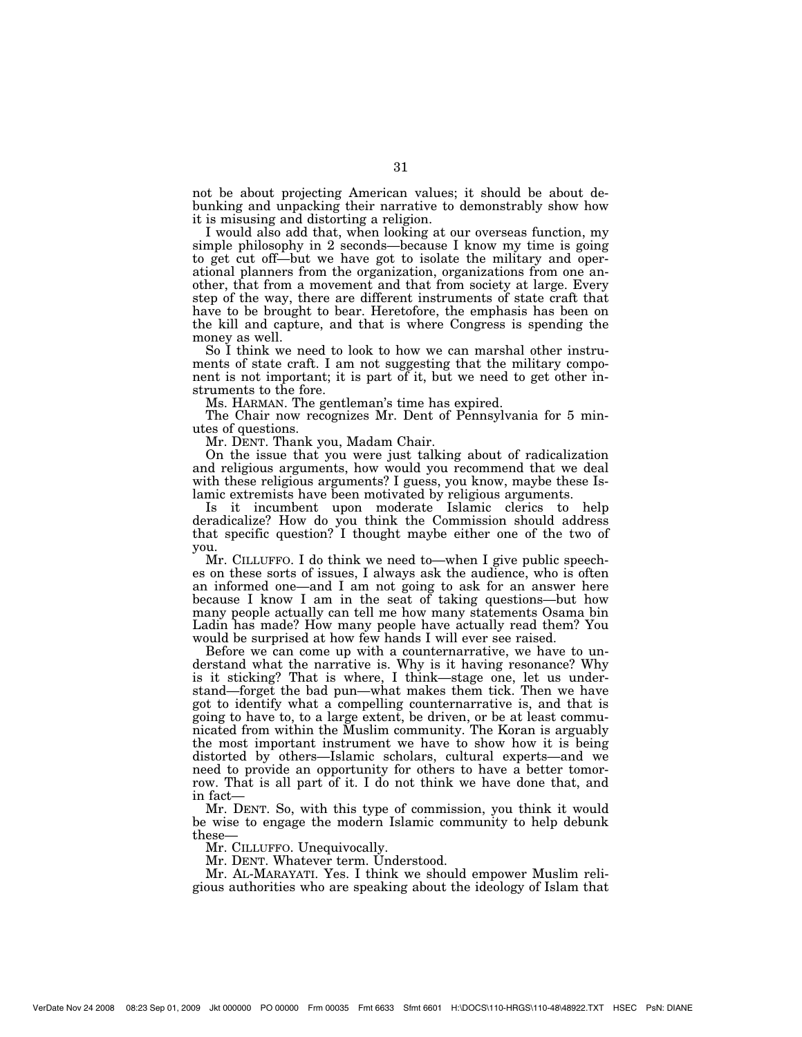not be about projecting American values; it should be about debunking and unpacking their narrative to demonstrably show how it is misusing and distorting a religion.

I would also add that, when looking at our overseas function, my simple philosophy in 2 seconds—because I know my time is going to get cut off—but we have got to isolate the military and operational planners from the organization, organizations from one another, that from a movement and that from society at large. Every step of the way, there are different instruments of state craft that have to be brought to bear. Heretofore, the emphasis has been on the kill and capture, and that is where Congress is spending the money as well.

So I think we need to look to how we can marshal other instruments of state craft. I am not suggesting that the military component is not important; it is part of it, but we need to get other instruments to the fore.

Ms. HARMAN. The gentleman's time has expired.

The Chair now recognizes Mr. Dent of Pennsylvania for 5 minutes of questions.

Mr. DENT. Thank you, Madam Chair.

On the issue that you were just talking about of radicalization and religious arguments, how would you recommend that we deal with these religious arguments? I guess, you know, maybe these Islamic extremists have been motivated by religious arguments.

Is it incumbent upon moderate Islamic clerics to help deradicalize? How do you think the Commission should address that specific question? I thought maybe either one of the two of you.

Mr. CILLUFFO. I do think we need to—when I give public speeches on these sorts of issues, I always ask the audience, who is often an informed one—and I am not going to ask for an answer here because I know I am in the seat of taking questions—but how many people actually can tell me how many statements Osama bin Ladin has made? How many people have actually read them? You would be surprised at how few hands I will ever see raised.

Before we can come up with a counternarrative, we have to understand what the narrative is. Why is it having resonance? Why is it sticking? That is where, I think—stage one, let us understand—forget the bad pun—what makes them tick. Then we have got to identify what a compelling counternarrative is, and that is going to have to, to a large extent, be driven, or be at least communicated from within the Muslim community. The Koran is arguably the most important instrument we have to show how it is being distorted by others—Islamic scholars, cultural experts—and we need to provide an opportunity for others to have a better tomorrow. That is all part of it. I do not think we have done that, and in fact—

Mr. DENT. So, with this type of commission, you think it would be wise to engage the modern Islamic community to help debunk these—

Mr. CILLUFFO. Unequivocally.

Mr. DENT. Whatever term. Understood.

Mr. AL-MARAYATI. Yes. I think we should empower Muslim religious authorities who are speaking about the ideology of Islam that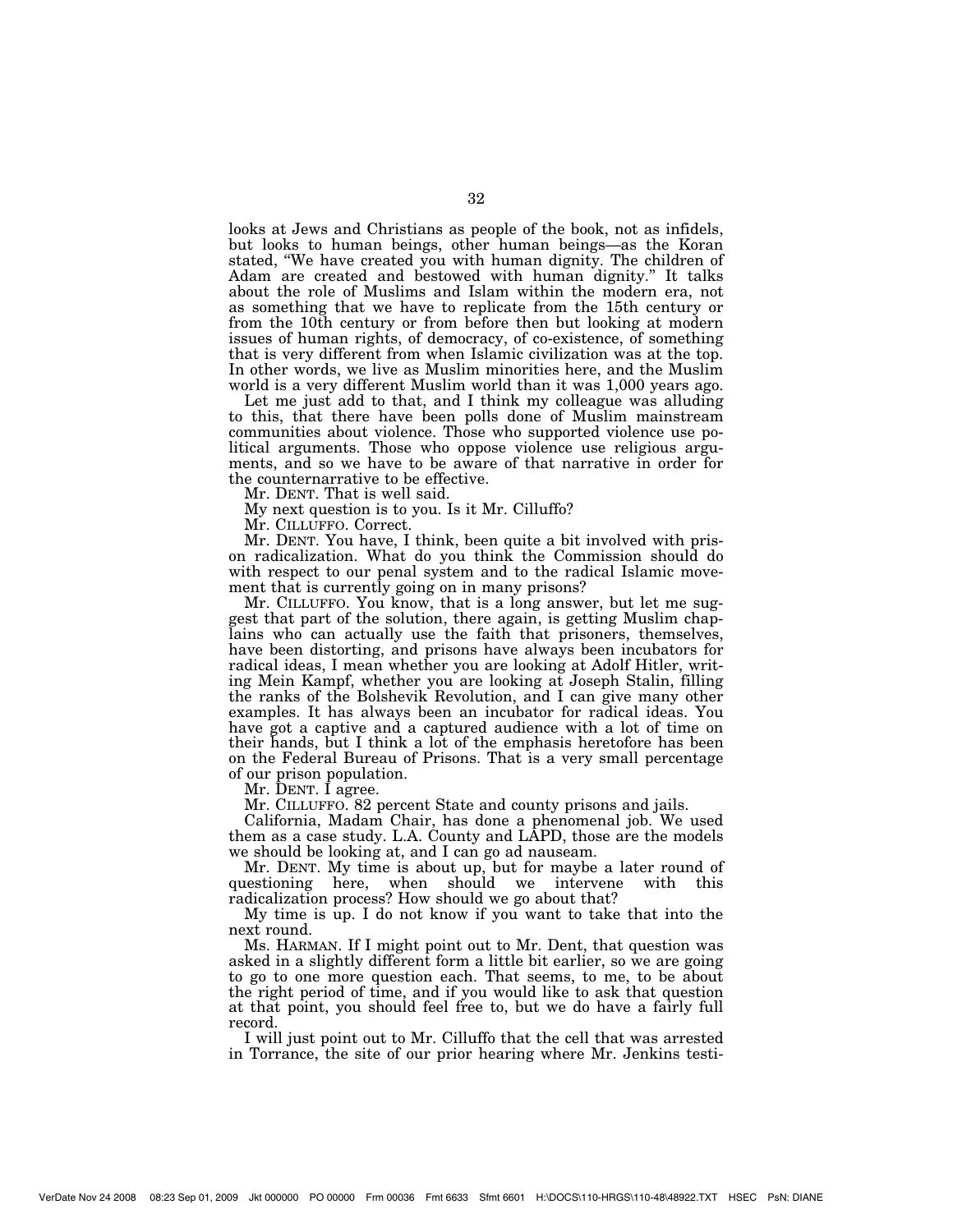looks at Jews and Christians as people of the book, not as infidels, but looks to human beings, other human beings—as the Koran stated, "We have created you with human dignity. The children of Adam are created and bestowed with human dignity." It talks about the role of Muslims and Islam within the modern era, not as something that we have to replicate from the 15th century or from the 10th century or from before then but looking at modern issues of human rights, of democracy, of co-existence, of something that is very different from when Islamic civilization was at the top. In other words, we live as Muslim minorities here, and the Muslim world is a very different Muslim world than it was 1,000 years ago.

Let me just add to that, and I think my colleague was alluding to this, that there have been polls done of Muslim mainstream communities about violence. Those who supported violence use political arguments. Those who oppose violence use religious arguments, and so we have to be aware of that narrative in order for the counternarrative to be effective.

Mr. DENT. That is well said.

My next question is to you. Is it Mr. Cilluffo?

Mr. CILLUFFO. Correct.

Mr. DENT. You have, I think, been quite a bit involved with prison radicalization. What do you think the Commission should do with respect to our penal system and to the radical Islamic movement that is currently going on in many prisons?

Mr. CILLUFFO. You know, that is a long answer, but let me suggest that part of the solution, there again, is getting Muslim chaplains who can actually use the faith that prisoners, themselves, have been distorting, and prisons have always been incubators for radical ideas, I mean whether you are looking at Adolf Hitler, writing Mein Kampf, whether you are looking at Joseph Stalin, filling the ranks of the Bolshevik Revolution, and I can give many other examples. It has always been an incubator for radical ideas. You have got a captive and a captured audience with a lot of time on their hands, but I think a lot of the emphasis heretofore has been on the Federal Bureau of Prisons. That is a very small percentage of our prison population.

Mr. DENT. I agree.

Mr. CILLUFFO. 82 percent State and county prisons and jails.

California, Madam Chair, has done a phenomenal job. We used them as a case study. L.A. County and LAPD, those are the models we should be looking at, and I can go ad nauseam.

Mr. DENT. My time is about up, but for maybe a later round of questioning here, when should we intervene with this radicalization process? How should we go about that?

My time is up. I do not know if you want to take that into the next round.

Ms. HARMAN. If I might point out to Mr. Dent, that question was asked in a slightly different form a little bit earlier, so we are going to go to one more question each. That seems, to me, to be about the right period of time, and if you would like to ask that question at that point, you should feel free to, but we do have a fairly full record.

I will just point out to Mr. Cilluffo that the cell that was arrested in Torrance, the site of our prior hearing where Mr. Jenkins testi-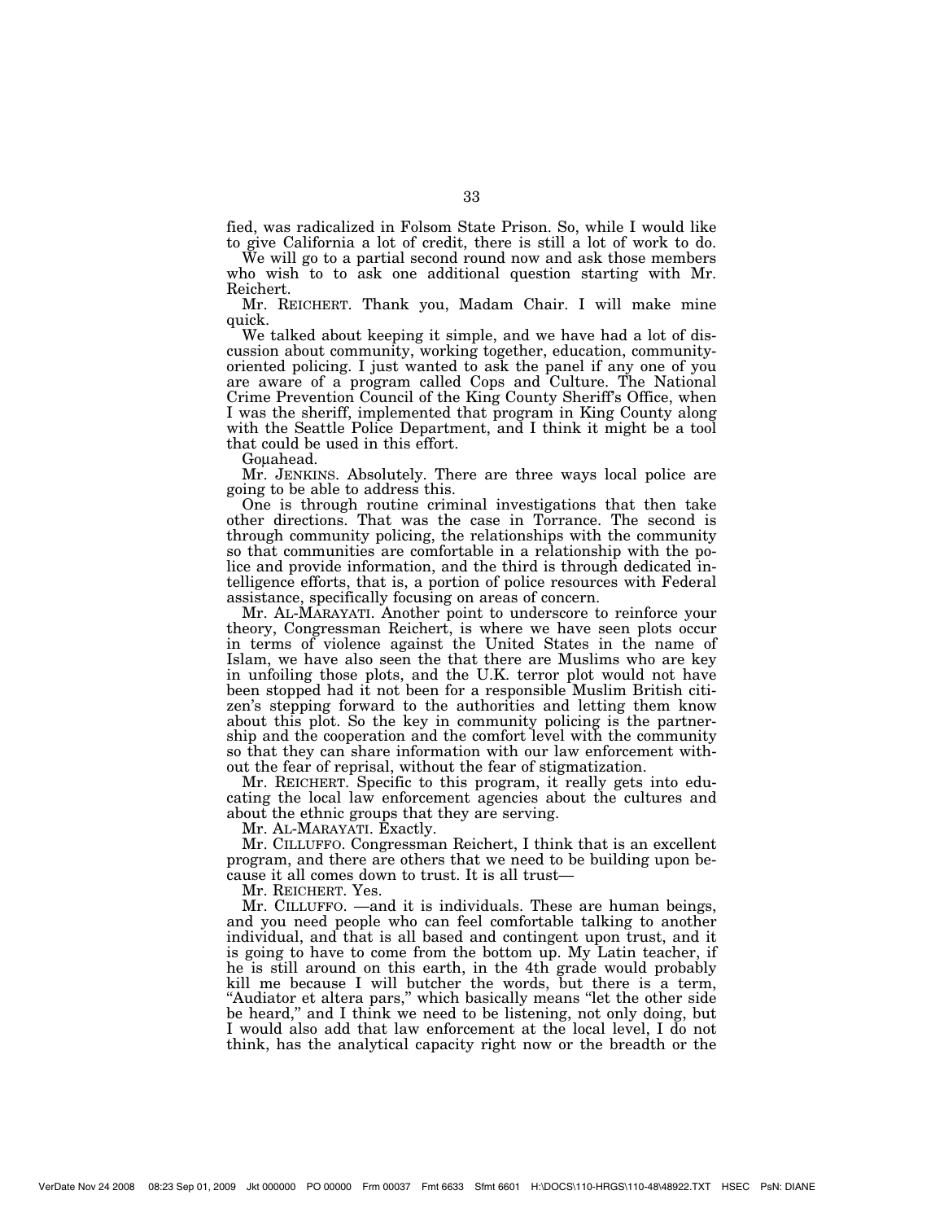fied, was radicalized in Folsom State Prison. So, while I would like to give California a lot of credit, there is still a lot of work to do.

We will go to a partial second round now and ask those members who wish to to ask one additional question starting with Mr. Reichert.

Mr. REICHERT. Thank you, Madam Chair. I will make mine quick.

We talked about keeping it simple, and we have had a lot of discussion about community, working together, education, community-oriented policing. I just wanted to ask the panel if any one of you are aware of a program called Cops and Culture. The National Crime Prevention Council of the King County Sheriff's Office, when I was the sheriff, implemented that program in King County along with the Seattle Police Department, and I think it might be a tool that could be used in this effort.

Goµahead.

Mr. JENKINS. Absolutely. There are three ways local police are going to be able to address this.

One is through routine criminal investigations that then take other directions. That was the case in Torrance. The second is through community policing, the relationships with the community so that communities are comfortable in a relationship with the police and provide information, and the third is through dedicated intelligence efforts, that is, a portion of police resources with Federal assistance, specifically focusing on areas of concern.

Mr. AL-MARAYATI. Another point to underscore to reinforce your theory, Congressman Reichert, is where we have seen plots occur in terms of violence against the United States in the name of Islam, we have also seen the that there are Muslims who are key in unfoiling those plots, and the U.K. terror plot would not have been stopped had it not been for a responsible Muslim British citizen's stepping forward to the authorities and letting them know about this plot. So the key in community policing is the partnership and the cooperation and the comfort level with the community so that they can share information with our law enforcement without the fear of reprisal, without the fear of stigmatization.

Mr. REICHERT. Specific to this program, it really gets into educating the local law enforcement agencies about the cultures and about the ethnic groups that they are serving.

Mr. AL-MARAYATI. Exactly.

Mr. CILLUFFO. Congressman Reichert, I think that is an excellent program, and there are others that we need to be building upon because it all comes down to trust. It is all trust—

Mr. REICHERT. Yes.

Mr. CILLUFFO. —and it is individuals. These are human beings, and you need people who can feel comfortable talking to another individual, and that is all based and contingent upon trust, and it is going to have to come from the bottom up. My Latin teacher, if he is still around on this earth, in the 4th grade would probably kill me because I will butcher the words, but there is a term, "Audiator et altera pars," which basically means "let the other side be heard," and I think we need to be listening, not only doing, but I would also add that law enforcement at the local level, I do not think, has the analytical capacity right now or the breadth or the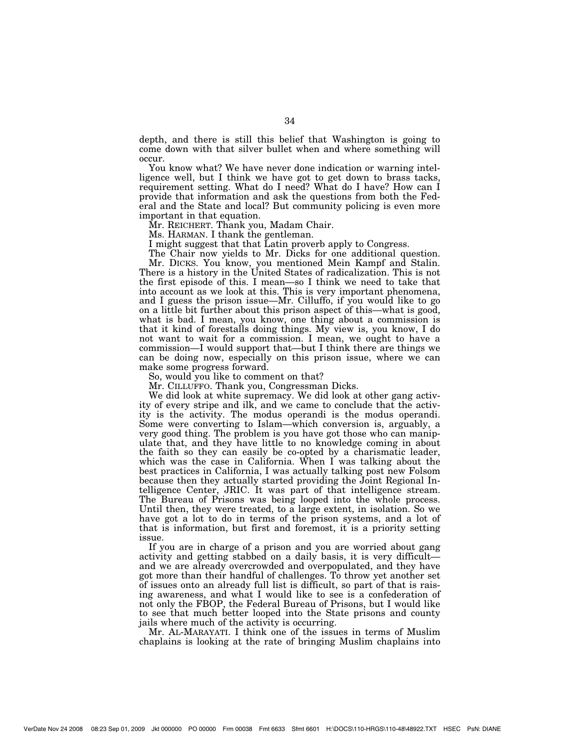depth, and there is still this belief that Washington is going to come down with that silver bullet when and where something will occur.

You know what? We have never done indication or warning intelligence well, but I think we have got to get down to brass tacks, requirement setting. What do I need? What do I have? How can I provide that information and ask the questions from both the Federal and the State and local? But community policing is even more important in that equation.

Mr. REICHERT. Thank you, Madam Chair.

Ms. HARMAN. I thank the gentleman.

I might suggest that that Latin proverb apply to Congress.

The Chair now yields to Mr. Dicks for one additional question.

Mr. DICKS. You know, you mentioned Mein Kampf and Stalin. There is a history in the United States of radicalization. This is not the first episode of this. I mean—so I think we need to take that into account as we look at this. This is very important phenomena, and I guess the prison issue—Mr. Cilluffo, if you would like to go on a little bit further about this prison aspect of this—what is good, what is bad. I mean, you know, one thing about a commission is that it kind of forestalls doing things. My view is, you know, I do not want to wait for a commission. I mean, we ought to have a commission—I would support that—but I think there are things we can be doing now, especially on this prison issue, where we can make some progress forward.

So, would you like to comment on that?

Mr. CILLUFFO. Thank you, Congressman Dicks.

We did look at white supremacy. We did look at other gang activity of every stripe and ilk, and we came to conclude that the activity is the activity. The modus operandi is the modus operandi. Some were converting to Islam—which conversion is, arguably, a very good thing. The problem is you have got those who can manipulate that, and they have little to no knowledge coming in about the faith so they can easily be co-opted by a charismatic leader, which was the case in California. When I was talking about the best practices in California, I was actually talking post new Folsom because then they actually started providing the Joint Regional Intelligence Center, JRIC. It was part of that intelligence stream. The Bureau of Prisons was being looped into the whole process. Until then, they were treated, to a large extent, in isolation. So we have got a lot to do in terms of the prison systems, and a lot of that is information, but first and foremost, it is a priority setting issue.

If you are in charge of a prison and you are worried about gang activity and getting stabbed on a daily basis, it is very difficult—and we are already overcrowded and overpopulated, and they have got more than their handful of challenges. To throw yet another set of issues onto an already full list is difficult, so part of that is raising awareness, and what I would like to see is a confederation of not only the FBOP, the Federal Bureau of Prisons, but I would like to see that much better looped into the State prisons and county jails where much of the activity is occurring.

Mr. AL-MARAYATI. I think one of the issues in terms of Muslim chaplains is looking at the rate of bringing Muslim chaplains into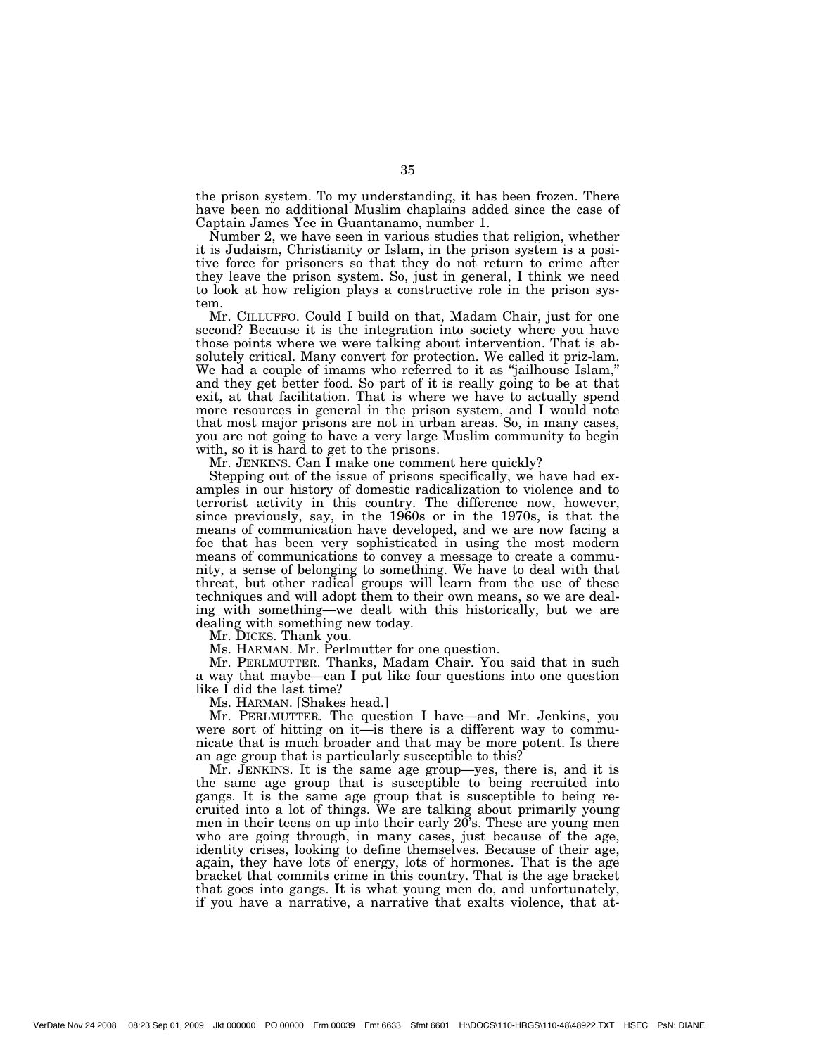the prison system. To my understanding, it has been frozen. There have been no additional Muslim chaplains added since the case of Captain James Yee in Guantanamo, number 1.

Number 2, we have seen in various studies that religion, whether it is Judaism, Christianity or Islam, in the prison system is a positive force for prisoners so that they do not return to crime after they leave the prison system. So, just in general, I think we need to look at how religion plays a constructive role in the prison system.

Mr. CILLUFFO. Could I build on that, Madam Chair, just for one second? Because it is the integration into society where you have those points where we were talking about intervention. That is absolutely critical. Many convert for protection. We called it priz-lam. We had a couple of imams who referred to it as "jailhouse Islam," and they get better food. So part of it is really going to be at that exit, at that facilitation. That is where we have to actually spend more resources in general in the prison system, and I would note that most major prisons are not in urban areas. So, in many cases, you are not going to have a very large Muslim community to begin with, so it is hard to get to the prisons.

Mr. JENKINS. Can I make one comment here quickly?

Stepping out of the issue of prisons specifically, we have had examples in our history of domestic radicalization to violence and to terrorist activity in this country. The difference now, however, since previously, say, in the 1960s or in the 1970s, is that the means of communication have developed, and we are now facing a foe that has been very sophisticated in using the most modern means of communications to convey a message to create a community, a sense of belonging to something. We have to deal with that threat, but other radical groups will learn from the use of these techniques and will adopt them to their own means, so we are dealing with something—we dealt with this historically, but we are dealing with something new today.

Mr. DICKS. Thank you.

Ms. HARMAN. Mr. Perlmutter for one question.

Mr. PERLMUTTER. Thanks, Madam Chair. You said that in such a way that maybe—can I put like four questions into one question like I did the last time?

Ms. HARMAN. [Shakes head.]

Mr. PERLMUTTER. The question I have—and Mr. Jenkins, you were sort of hitting on it—is there is a different way to communicate that is much broader and that may be more potent. Is there an age group that is particularly susceptible to this?

Mr. JENKINS. It is the same age group—yes, there is, and it is the same age group that is susceptible to being recruited into gangs. It is the same age group that is susceptible to being recruited into a lot of things. We are talking about primarily young men in their teens on up into their early 20's. These are young men who are going through, in many cases, just because of the age, identity crises, looking to define themselves. Because of their age, again, they have lots of energy, lots of hormones. That is the age bracket that commits crime in this country. That is the age bracket that goes into gangs. It is what young men do, and unfortunately, if you have a narrative, a narrative that exalts violence, that at-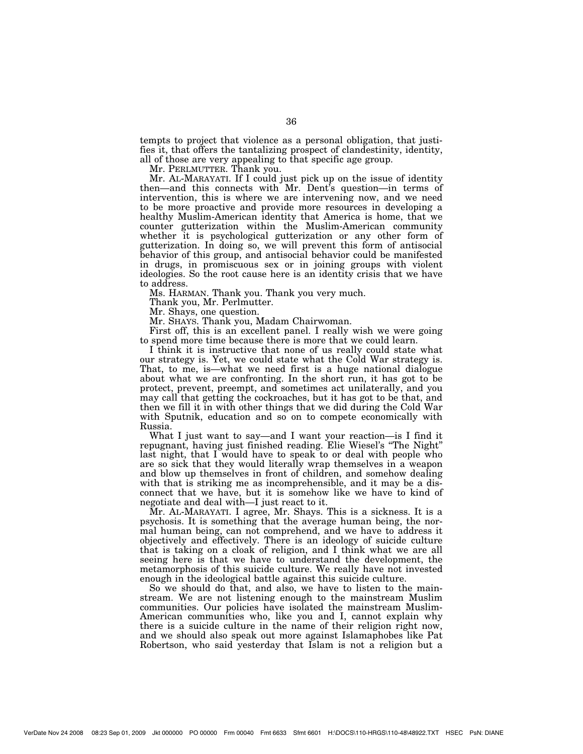tempts to project that violence as a personal obligation, that justifies it, that offers the tantalizing prospect of clandestinity, identity, all of those are very appealing to that specific age group.

Mr. PERLMUTTER. Thank you.

Mr. AL-MARAYATI. If I could just pick up on the issue of identity then—and this connects with Mr. Dent's question—in terms of intervention, this is where we are intervening now, and we need to be more proactive and provide more resources in developing a healthy Muslim-American identity that America is home, that we counter gutterization within the Muslim-American community whether it is psychological gutterization or any other form of gutterization. In doing so, we will prevent this form of antisocial behavior of this group, and antisocial behavior could be manifested in drugs, in promiscuous sex or in joining groups with violent ideologies. So the root cause here is an identity crisis that we have to address.

Ms. HARMAN. Thank you. Thank you very much.

Thank you, Mr. Perlmutter.

Mr. Shays, one question.

Mr. SHAYS. Thank you, Madam Chairwoman.

First off, this is an excellent panel. I really wish we were going to spend more time because there is more that we could learn.

I think it is instructive that none of us really could state what our strategy is. Yet, we could state what the Cold War strategy is. That, to me, is—what we need first is a huge national dialogue about what we are confronting. In the short run, it has got to be protect, prevent, preempt, and sometimes act unilaterally, and you may call that getting the cockroaches, but it has got to be that, and then we fill it in with other things that we did during the Cold War with Sputnik, education and so on to compete economically with Russia.

What I just want to say—and I want your reaction—is I find it repugnant, having just finished reading. Elie Wiesel's "The Night" last night, that I would have to speak to or deal with people who are so sick that they would literally wrap themselves in a weapon and blow up themselves in front of children, and somehow dealing with that is striking me as incomprehensible, and it may be a disconnect that we have, but it is somehow like we have to kind of negotiate and deal with—I just react to it.

Mr. AL-MARAYATI. I agree, Mr. Shays. This is a sickness. It is a psychosis. It is something that the average human being, the normal human being, can not comprehend, and we have to address it objectively and effectively. There is an ideology of suicide culture that is taking on a cloak of religion, and I think what we are all seeing here is that we have to understand the development, the metamorphosis of this suicide culture. We really have not invested enough in the ideological battle against this suicide culture.

So we should do that, and also, we have to listen to the mainstream. We are not listening enough to the mainstream Muslim communities. Our policies have isolated the mainstream Muslim-American communities who, like you and I, cannot explain why there is a suicide culture in the name of their religion right now, and we should also speak out more against Islamaphobes like Pat Robertson, who said yesterday that Islam is not a religion but a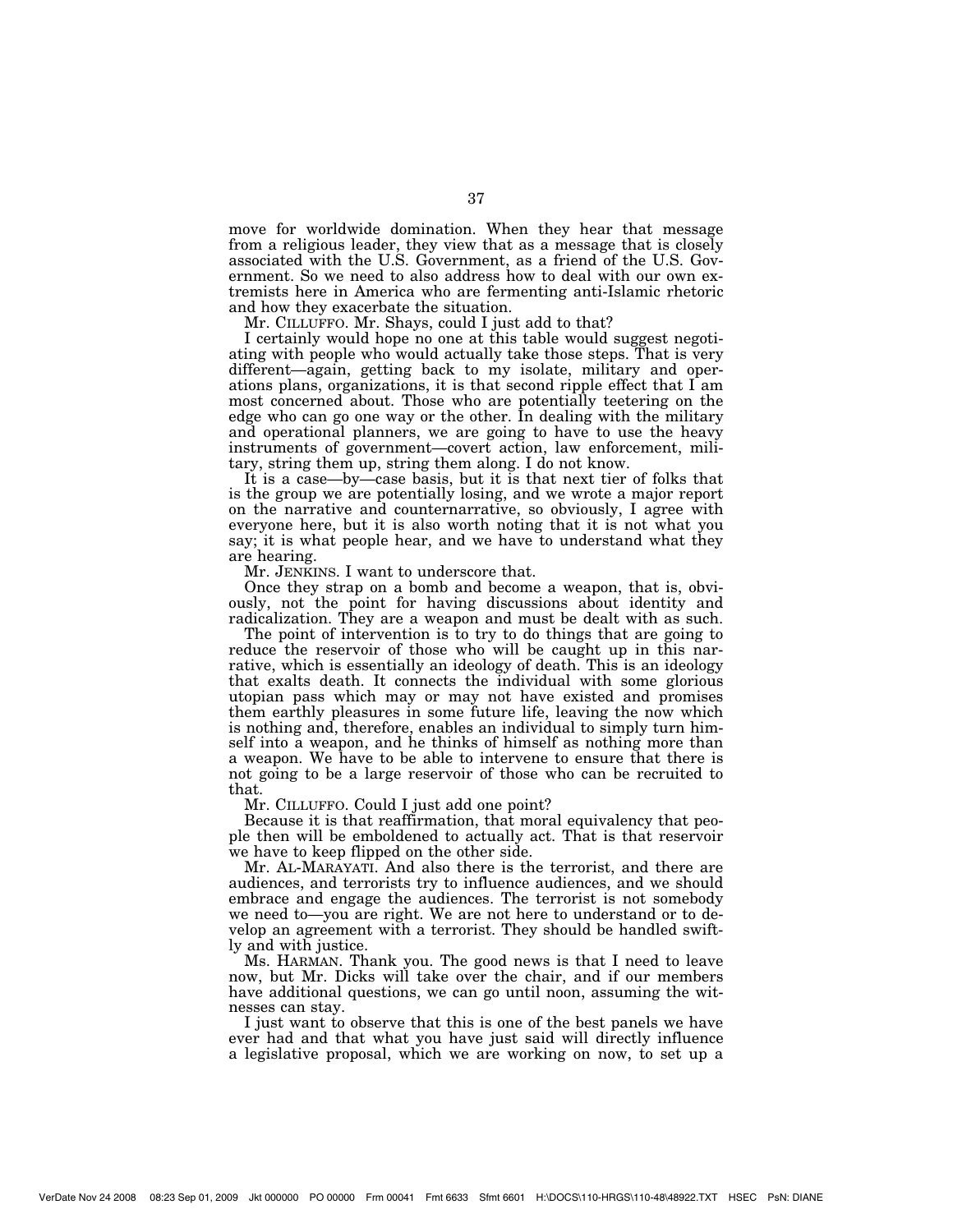move for worldwide domination. When they hear that message from a religious leader, they view that as a message that is closely associated with the U.S. Government, as a friend of the U.S. Government. So we need to also address how to deal with our own extremists here in America who are fermenting anti-Islamic rhetoric and how they exacerbate the situation.

Mr. CILLUFFO. Mr. Shays, could I just add to that?

I certainly would hope no one at this table would suggest negotiating with people who would actually take those steps. That is very different—again, getting back to my isolate, military and operations plans, organizations, it is that second ripple effect that I am most concerned about. Those who are potentially teetering on the edge who can go one way or the other. In dealing with the military and operational planners, we are going to have to use the heavy instruments of government—covert action, law enforcement, military, string them up, string them along. I do not know.

It is a case—by—case basis, but it is that next tier of folks that is the group we are potentially losing, and we wrote a major report on the narrative and counternarrative, so obviously, I agree with everyone here, but it is also worth noting that it is not what you say; it is what people hear, and we have to understand what they are hearing.

Mr. JENKINS. I want to underscore that.

Once they strap on a bomb and become a weapon, that is, obviously, not the point for having discussions about identity and radicalization. They are a weapon and must be dealt with as such.

The point of intervention is to try to do things that are going to reduce the reservoir of those who will be caught up in this narrative, which is essentially an ideology of death. This is an ideology that exalts death. It connects the individual with some glorious utopian pass which may or may not have existed and promises them earthly pleasures in some future life, leaving the now which is nothing and, therefore, enables an individual to simply turn himself into a weapon, and he thinks of himself as nothing more than a weapon. We have to be able to intervene to ensure that there is not going to be a large reservoir of those who can be recruited to that.

Mr. CILLUFFO. Could I just add one point?

Because it is that reaffirmation, that moral equivalency that people then will be emboldened to actually act. That is that reservoir we have to keep flipped on the other side.

Mr. AL-MARAYATI. And also there is the terrorist, and there are audiences, and terrorists try to influence audiences, and we should embrace and engage the audiences. The terrorist is not somebody we need to—you are right. We are not here to understand or to develop an agreement with a terrorist. They should be handled swiftly and with justice.

Ms. HARMAN. Thank you. The good news is that I need to leave now, but Mr. Dicks will take over the chair, and if our members have additional questions, we can go until noon, assuming the witnesses can stay.

I just want to observe that this is one of the best panels we have ever had and that what you have just said will directly influence a legislative proposal, which we are working on now, to set up a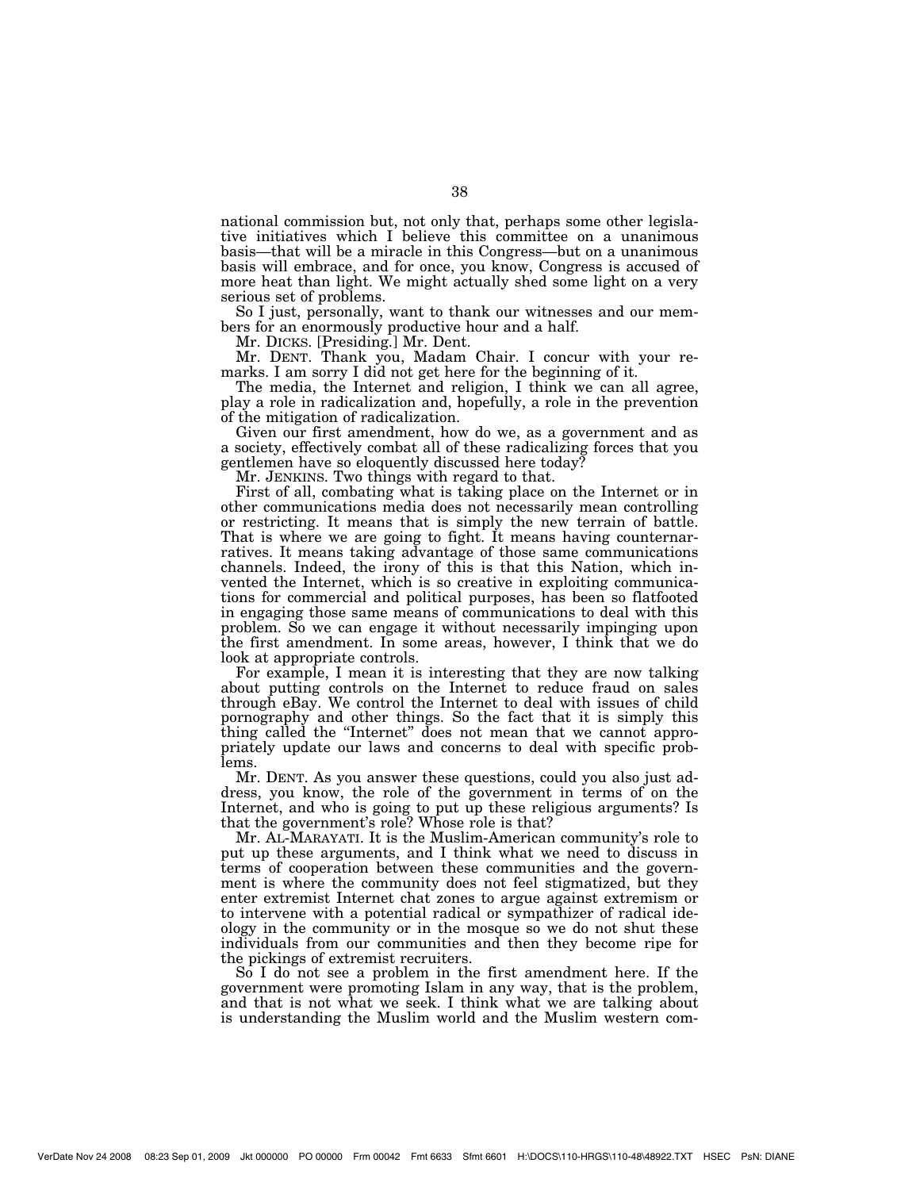national commission but, not only that, perhaps some other legislative initiatives which I believe this committee on a unanimous basis—that will be a miracle in this Congress—but on a unanimous basis will embrace, and for once, you know, Congress is accused of more heat than light. We might actually shed some light on a very serious set of problems.

So I just, personally, want to thank our witnesses and our members for an enormously productive hour and a half.

Mr. DICKS. [Presiding.] Mr. Dent.

Mr. DENT. Thank you, Madam Chair. I concur with your remarks. I am sorry I did not get here for the beginning of it.

The media, the Internet and religion, I think we can all agree, play a role in radicalization and, hopefully, a role in the prevention of the mitigation of radicalization.

Given our first amendment, how do we, as a government and as a society, effectively combat all of these radicalizing forces that you gentlemen have so eloquently discussed here today?

Mr. JENKINS. Two things with regard to that.

First of all, combating what is taking place on the Internet or in other communications media does not necessarily mean controlling or restricting. It means that is simply the new terrain of battle. That is where we are going to fight. It means having counternarratives. It means taking advantage of those same communications channels. Indeed, the irony of this is that this Nation, which invented the Internet, which is so creative in exploiting communications for commercial and political purposes, has been so flatfooted in engaging those same means of communications to deal with this problem. So we can engage it without necessarily impinging upon the first amendment. In some areas, however, I think that we do look at appropriate controls.

For example, I mean it is interesting that they are now talking about putting controls on the Internet to reduce fraud on sales through eBay. We control the Internet to deal with issues of child pornography and other things. So the fact that it is simply this thing called the "Internet" does not mean that we cannot appropriately update our laws and concerns to deal with specific problems.

Mr. DENT. As you answer these questions, could you also just address, you know, the role of the government in terms of on the Internet, and who is going to put up these religious arguments? Is that the government's role? Whose role is that?

Mr. AL-MARAYATI. It is the Muslim-American community's role to put up these arguments, and I think what we need to discuss in terms of cooperation between these communities and the government is where the community does not feel stigmatized, but they enter extremist Internet chat zones to argue against extremism or to intervene with a potential radical or sympathizer of radical ideology in the community or in the mosque so we do not shut these individuals from our communities and then they become ripe for the pickings of extremist recruiters.

So I do not see a problem in the first amendment here. If the government were promoting Islam in any way, that is the problem, and that is not what we seek. I think what we are talking about is understanding the Muslim world and the Muslim western com-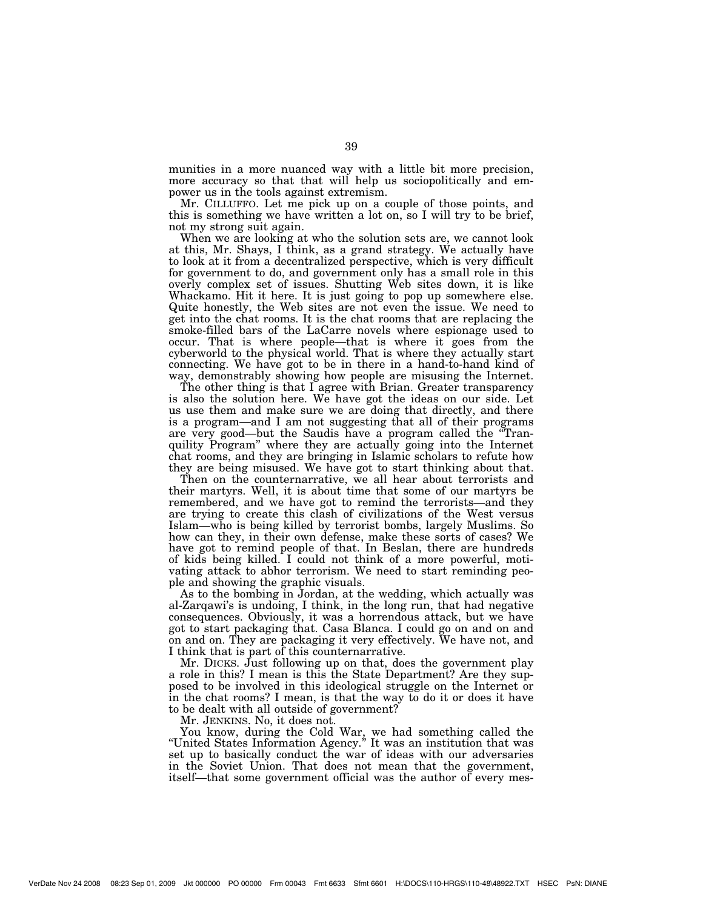munities in a more nuanced way with a little bit more precision, more accuracy so that that will help us sociopolitically and empower us in the tools against extremism.

Mr. CILLUFFO. Let me pick up on a couple of those points, and this is something we have written a lot on, so I will try to be brief, not my strong suit again.

When we are looking at who the solution sets are, we cannot look at this, Mr. Shays, I think, as a grand strategy. We actually have to look at it from a decentralized perspective, which is very difficult for government to do, and government only has a small role in this overly complex set of issues. Shutting Web sites down, it is like Whackamo. Hit it here. It is just going to pop up somewhere else. Quite honestly, the Web sites are not even the issue. We need to get into the chat rooms. It is the chat rooms that are replacing the smoke-filled bars of the LaCarre novels where espionage used to occur. That is where people—that is where it goes from the cyberworld to the physical world. That is where they actually start connecting. We have got to be in there in a hand-to-hand kind of way, demonstrably showing how people are misusing the Internet.

The other thing is that I agree with Brian. Greater transparency is also the solution here. We have got the ideas on our side. Let us use them and make sure we are doing that directly, and there is a program—and I am not suggesting that all of their programs are very good—but the Saudis have a program called the "Tranquility Program" where they are actually going into the Internet chat rooms, and they are bringing in Islamic scholars to refute how they are being misused. We have got to start thinking about that.

Then on the counternarrative, we all hear about terrorists and their martyrs. Well, it is about time that some of our martyrs be remembered, and we have got to remind the terrorists—and they are trying to create this clash of civilizations of the West versus Islam—who is being killed by terrorist bombs, largely Muslims. So how can they, in their own defense, make these sorts of cases? We have got to remind people of that. In Beslan, there are hundreds of kids being killed. I could not think of a more powerful, motivating attack to abhor terrorism. We need to start reminding people and showing the graphic visuals.

As to the bombing in Jordan, at the wedding, which actually was al-Zarqawi's is undoing, I think, in the long run, that had negative consequences. Obviously, it was a horrendous attack, but we have got to start packaging that. Casa Blanca. I could go on and on and on and on. They are packaging it very effectively. We have not, and I think that is part of this counternarrative.

Mr. DICKS. Just following up on that, does the government play a role in this? I mean is this the State Department? Are they supposed to be involved in this ideological struggle on the Internet or in the chat rooms? I mean, is that the way to do it or does it have to be dealt with all outside of government?

Mr. JENKINS. No, it does not.

You know, during the Cold War, we had something called the "United States Information Agency." It was an institution that was set up to basically conduct the war of ideas with our adversaries in the Soviet Union. That does not mean that the government, itself—that some government official was the author of every mes-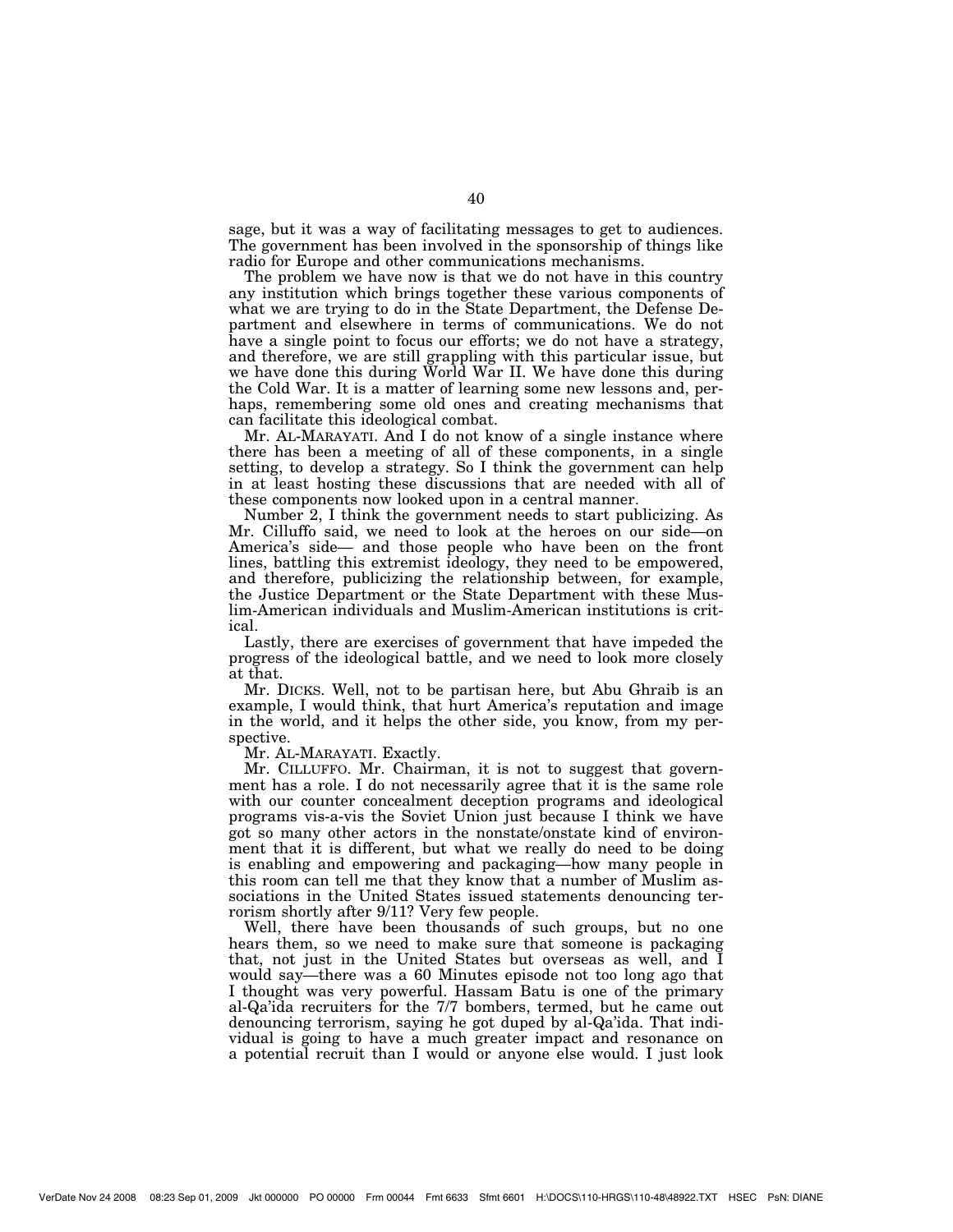sage, but it was a way of facilitating messages to get to audiences. The government has been involved in the sponsorship of things like radio for Europe and other communications mechanisms.

The problem we have now is that we do not have in this country any institution which brings together these various components of what we are trying to do in the State Department, the Defense Department and elsewhere in terms of communications. We do not have a single point to focus our efforts; we do not have a strategy, and therefore, we are still grappling with this particular issue, but we have done this during World War II. We have done this during the Cold War. It is a matter of learning some new lessons and, perhaps, remembering some old ones and creating mechanisms that can facilitate this ideological combat.

Mr. AL-MARAYATI. And I do not know of a single instance where there has been a meeting of all of these components, in a single setting, to develop a strategy. So I think the government can help in at least hosting these discussions that are needed with all of these components now looked upon in a central manner.

Number 2, I think the government needs to start publicizing. As Mr. Cilluffo said, we need to look at the heroes on our side—on America's side— and those people who have been on the front lines, battling this extremist ideology, they need to be empowered, and therefore, publicizing the relationship between, for example, the Justice Department or the State Department with these Muslim-American individuals and Muslim-American institutions is critical.

Lastly, there are exercises of government that have impeded the progress of the ideological battle, and we need to look more closely at that.

Mr. DICKS. Well, not to be partisan here, but Abu Ghraib is an example, I would think, that hurt America's reputation and image in the world, and it helps the other side, you know, from my perspective.

Mr. AL-MARAYATI. Exactly.

Mr. CILLUFFO. Mr. Chairman, it is not to suggest that government has a role. I do not necessarily agree that it is the same role with our counter concealment deception programs and ideological programs vis-a-vis the Soviet Union just because I think we have got so many other actors in the nonstate/onstate kind of environment that it is different, but what we really do need to be doing is enabling and empowering and packaging—how many people in this room can tell me that they know that a number of Muslim associations in the United States issued statements denouncing terrorism shortly after 9/11? Very few people.

Well, there have been thousands of such groups, but no one hears them, so we need to make sure that someone is packaging that, not just in the United States but overseas as well, and I would say—there was a 60 Minutes episode not too long ago that I thought was very powerful. Hassam Batu is one of the primary al-Qa'ida recruiters for the 7/7 bombers, termed, but he came out denouncing terrorism, saying he got duped by al-Qa'ida. That individual is going to have a much greater impact and resonance on a potential recruit than I would or anyone else would. I just look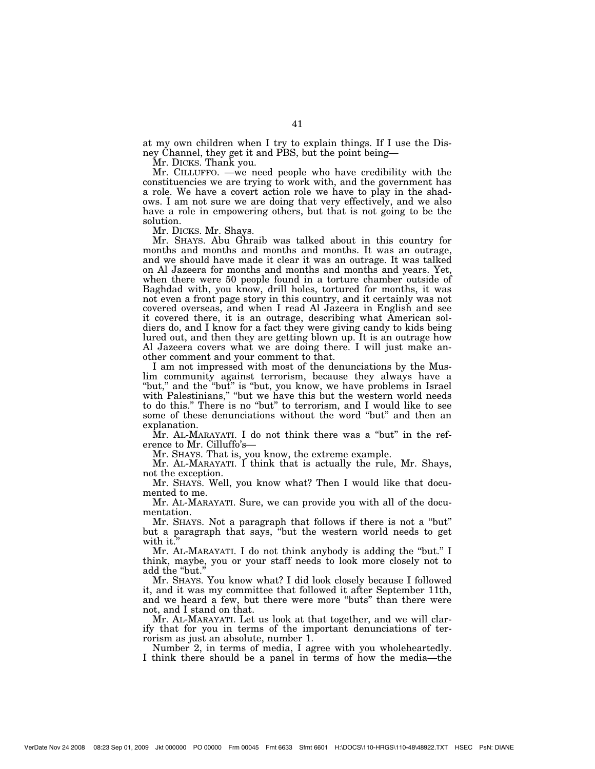at my own children when I try to explain things. If I use the Disney Channel, they get it and PBS, but the point being—

Mr. DICKS. Thank you.

Mr. CILLUFFO. —we need people who have credibility with the constituencies we are trying to work with, and the government has a role. We have a covert action role we have to play in the shadows. I am not sure we are doing that very effectively, and we also have a role in empowering others, but that is not going to be the solution.

Mr. DICKS. Mr. Shays.

Mr. SHAYS. Abu Ghraib was talked about in this country for months and months and months and months. It was an outrage, and we should have made it clear it was an outrage. It was talked on Al Jazeera for months and months and months and years. Yet, when there were 50 people found in a torture chamber outside of Baghdad with, you know, drill holes, tortured for months, it was not even a front page story in this country, and it certainly was not covered overseas, and when I read Al Jazeera in English and see it covered there, it is an outrage, describing what American soldiers do, and I know for a fact they were giving candy to kids being lured out, and then they are getting blown up. It is an outrage how Al Jazeera covers what we are doing there. I will just make another comment and your comment to that.

I am not impressed with most of the denunciations by the Muslim community against terrorism, because they always have a "but," and the "but" is "but, you know, we have problems in Israel with Palestinians," "but we have this but the western world needs to do this." There is no "but" to terrorism, and I would like to see some of these denunciations without the word "but" and then an explanation.

Mr. AL-MARAYATI. I do not think there was a "but" in the reference to Mr. Cilluffo's—

Mr. SHAYS. That is, you know, the extreme example.

Mr. AL-MARAYATI. I think that is actually the rule, Mr. Shays, not the exception.

Mr. SHAYS. Well, you know what? Then I would like that documented to me.

Mr. AL-MARAYATI. Sure, we can provide you with all of the documentation.

Mr. SHAYS. Not a paragraph that follows if there is not a "but" but a paragraph that says, "but the western world needs to get with it."

Mr. AL-MARAYATI. I do not think anybody is adding the "but." I think, maybe, you or your staff needs to look more closely not to add the "but."

Mr. SHAYS. You know what? I did look closely because I followed it, and it was my committee that followed it after September 11th, and we heard a few, but there were more "buts" than there were not, and I stand on that.

Mr. AL-MARAYATI. Let us look at that together, and we will clarify that for you in terms of the important denunciations of terrorism as just an absolute, number 1.

Number 2, in terms of media, I agree with you wholeheartedly. I think there should be a panel in terms of how the media—the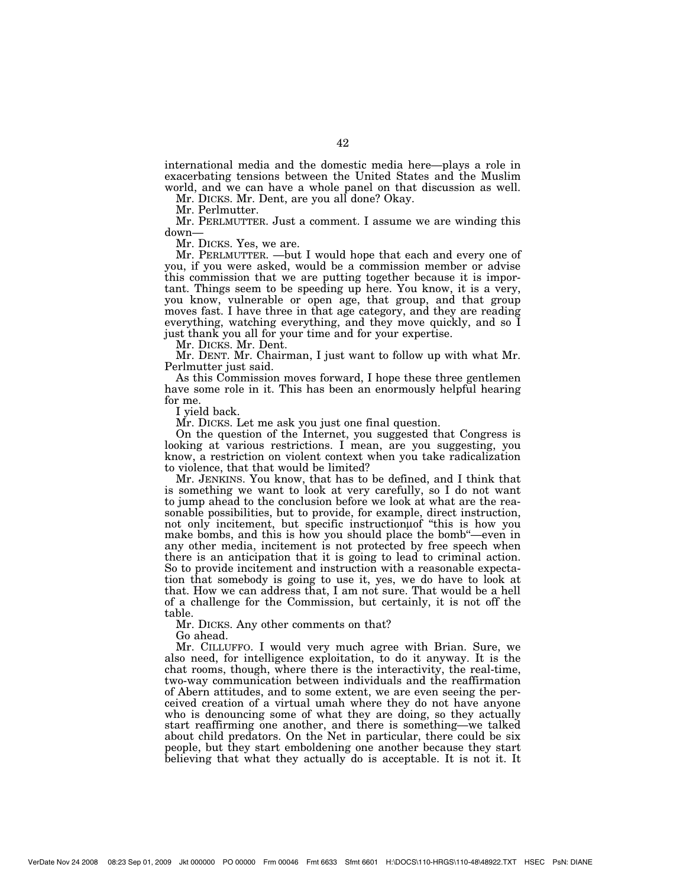international media and the domestic media here—plays a role in exacerbating tensions between the United States and the Muslim world, and we can have a whole panel on that discussion as well.

Mr. DICKS. Mr. Dent, are you all done? Okay.

Mr. Perlmutter.

Mr. PERLMUTTER. Just a comment. I assume we are winding this down—

Mr. DICKS. Yes, we are.

Mr. PERLMUTTER. —but I would hope that each and every one of you, if you were asked, would be a commission member or advise this commission that we are putting together because it is important. Things seem to be speeding up here. You know, it is a very, you know, vulnerable or open age, that group, and that group moves fast. I have three in that age category, and they are reading everything, watching everything, and they move quickly, and so I just thank you all for your time and for your expertise.

Mr. DICKS. Mr. Dent.

Mr. DENT. Mr. Chairman, I just want to follow up with what Mr. Perlmutter just said.

As this Commission moves forward, I hope these three gentlemen have some role in it. This has been an enormously helpful hearing for me.

I yield back.

Mr. DICKS. Let me ask you just one final question.

On the question of the Internet, you suggested that Congress is looking at various restrictions. I mean, are you suggesting, you know, a restriction on violent context when you take radicalization to violence, that that would be limited?

Mr. JENKINS. You know, that has to be defined, and I think that is something we want to look at very carefully, so I do not want to jump ahead to the conclusion before we look at what are the reasonable possibilities, but to provide, for example, direct instruction, not only incitement, but specific instructionµof "this is how you make bombs, and this is how you should place the bomb"—even in any other media, incitement is not protected by free speech when there is an anticipation that it is going to lead to criminal action. So to provide incitement and instruction with a reasonable expectation that somebody is going to use it, yes, we do have to look at that. How we can address that, I am not sure. That would be a hell of a challenge for the Commission, but certainly, it is not off the table.

Mr. DICKS. Any other comments on that?

Go ahead.

Mr. CILLUFFO. I would very much agree with Brian. Sure, we also need, for intelligence exploitation, to do it anyway. It is the chat rooms, though, where there is the interactivity, the real-time, two-way communication between individuals and the reaffirmation of Abern attitudes, and to some extent, we are even seeing the perceived creation of a virtual umah where they do not have anyone who is denouncing some of what they are doing, so they actually start reaffirming one another, and there is something—we talked about child predators. On the Net in particular, there could be six people, but they start emboldening one another because they start believing that what they actually do is acceptable. It is not it. It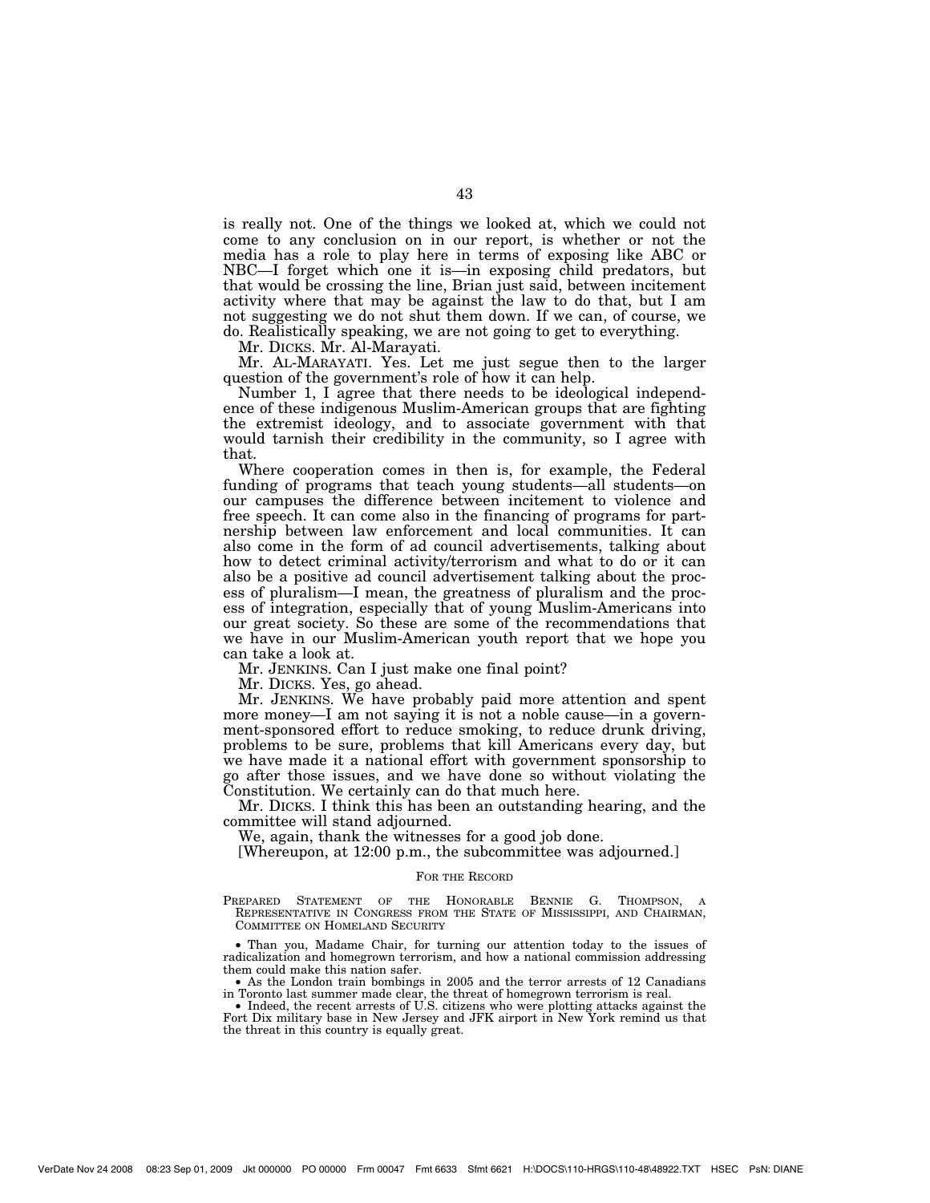is really not. One of the things we looked at, which we could not come to any conclusion on in our report, is whether or not the media has a role to play here in terms of exposing like ABC or NBC—I forget which one it is—in exposing child predators, but that would be crossing the line, Brian just said, between incitement activity where that may be against the law to do that, but I am not suggesting we do not shut them down. If we can, of course, we do. Realistically speaking, we are not going to get to everything.

Mr. DICKS. Mr. Al-Marayati.

Mr. AL-MARAYATI. Yes. Let me just segue then to the larger question of the government's role of how it can help.

Number 1, I agree that there needs to be ideological independence of these indigenous Muslim-American groups that are fighting the extremist ideology, and to associate government with that would tarnish their credibility in the community, so I agree with that.

Where cooperation comes in then is, for example, the Federal funding of programs that teach young students—all students—on our campuses the difference between incitement to violence and free speech. It can come also in the financing of programs for partnership between law enforcement and local communities. It can also come in the form of ad council advertisements, talking about how to detect criminal activity/terrorism and what to do or it can also be a positive ad council advertisement talking about the process of pluralism—I mean, the greatness of pluralism and the process of integration, especially that of young Muslim-Americans into our great society. So these are some of the recommendations that we have in our Muslim-American youth report that we hope you can take a look at.

Mr. JENKINS. Can I just make one final point?

Mr. DICKS. Yes, go ahead.

Mr. JENKINS. We have probably paid more attention and spent more money—I am not saying it is not a noble cause—in a government-sponsored effort to reduce smoking, to reduce drunk driving, problems to be sure, problems that kill Americans every day, but we have made it a national effort with government sponsorship to go after those issues, and we have done so without violating the Constitution. We certainly can do that much here.

Mr. DICKS. I think this has been an outstanding hearing, and the committee will stand adjourned.

We, again, thank the witnesses for a good job done.

[Whereupon, at 12:00 p.m., the subcommittee was adjourned.]

## FOR THE RECORD

PREPARED STATEMENT OF THE HONORABLE BENNIE G. THOMPSON, A REPRESENTATIVE IN CONGRESS FROM THE STATE OF MISSISSIPPI, AND CHAIRMAN, COMMITTEE ON HOMELAND SECURITY

- Than you, Madame Chair, for turning our attention today to the issues of radicalization and homegrown terrorism, and how a national commission addressing them could make this nation safer.
- As the London train bombings in 2005 and the terror arrests of 12 Canadians in Toronto last summer made clear, the threat of homegrown terrorism is real.
- Indeed, the recent arrests of U.S. citizens who were plotting attacks against the Fort Dix military base in New Jersey and JFK airport in New York remind us that the threat in this country is equally great.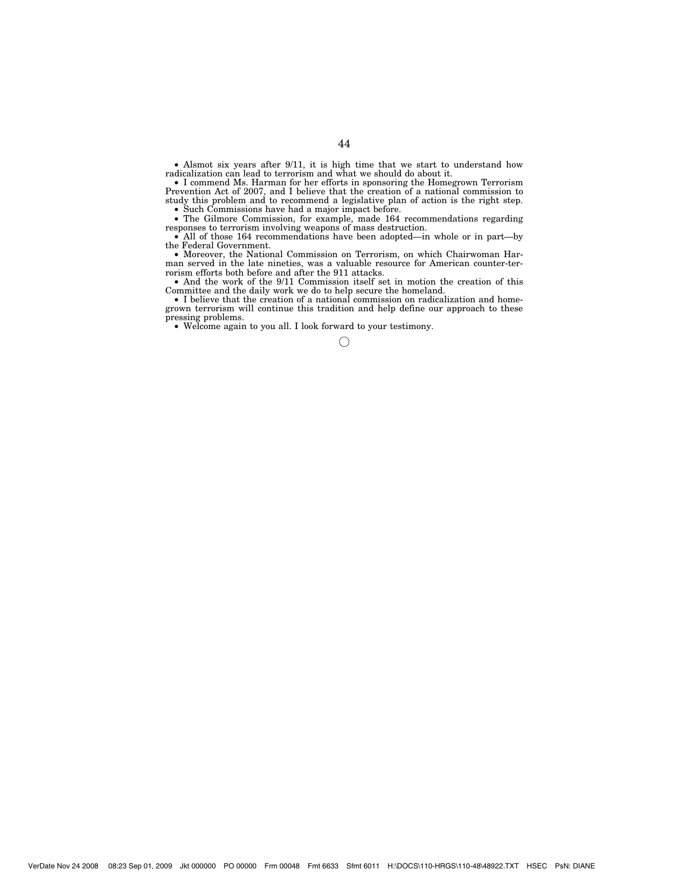- Alsmot six years after 9/11, it is high time that we start to understand how radicalization can lead to terrorism and what we should do about it.
- I commend Ms. Harman for her efforts in sponsoring the Homegrown Terrorism Prevention Act of 2007, and I believe that the creation of a national commission to study this problem and to recommend a legislative plan of action is the right step.
- Such Commissions have had a major impact before.
- The Gilmore Commission, for example, made 164 recommendations regarding responses to terrorism involving weapons of mass destruction.
- All of those 164 recommendations have been adopted—in whole or in part—by the Federal Government.
- Moreover, the National Commission on Terrorism, on which Chairwoman Harman served in the late nineties, was a valuable resource for American counter-terrorism efforts both before and after the 911 attacks.
- And the work of the 9/11 Commission itself set in motion the creation of this Committee and the daily work we do to help secure the homeland.
- I believe that the creation of a national commission on radicalization and homegrown terrorism will continue this tradition and help define our approach to these pressing problems.
- Welcome again to you all. I look forward to your testimony.

○